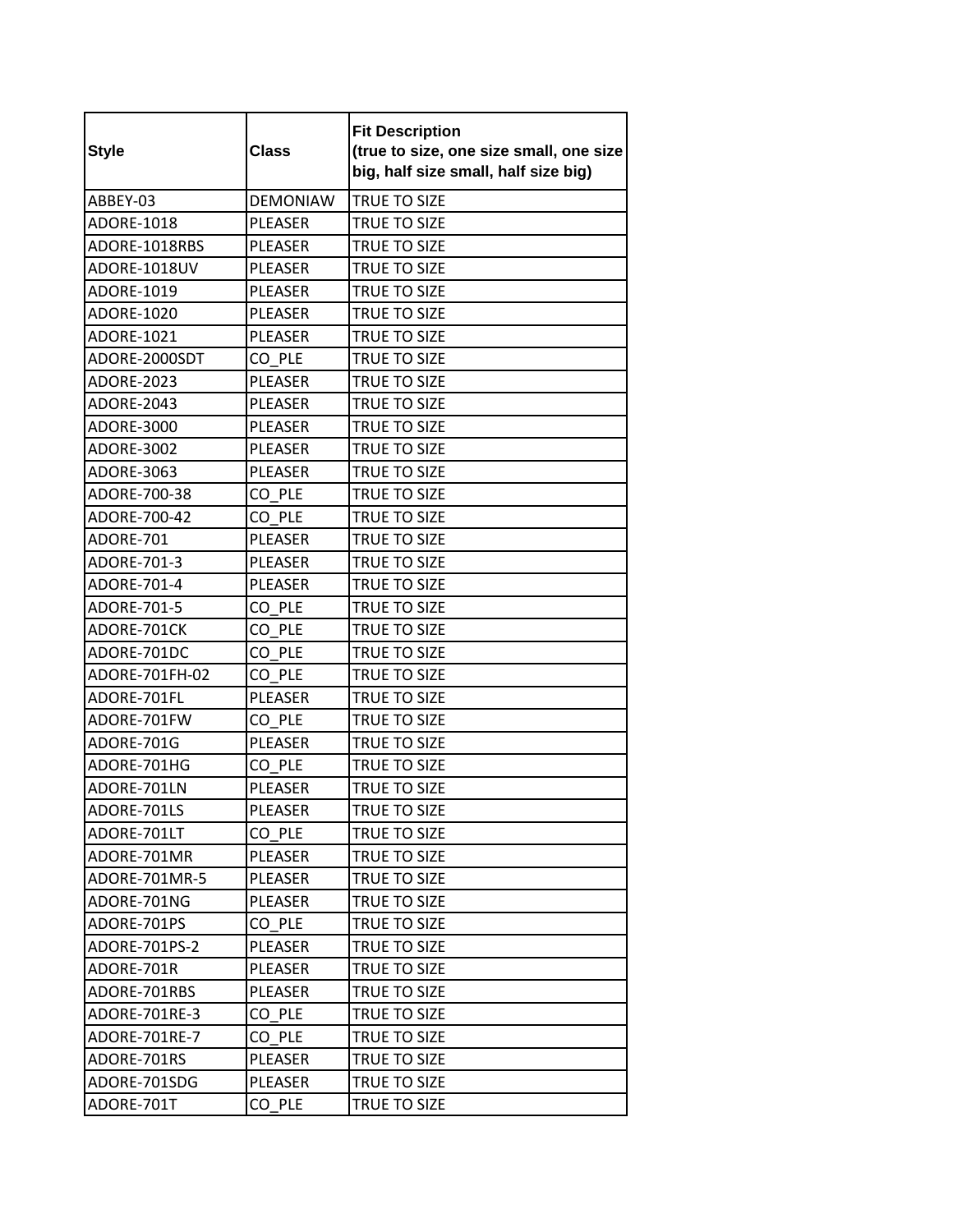| Style | Class | Fit Description (true to size, one size small, one size big, half size small, half size big) |
|---|---|---|
| ABBEY-03 | DEMONIAW | TRUE TO SIZE |
| ADORE-1018 | PLEASER | TRUE TO SIZE |
| ADORE-1018RBS | PLEASER | TRUE TO SIZE |
| ADORE-1018UV | PLEASER | TRUE TO SIZE |
| ADORE-1019 | PLEASER | TRUE TO SIZE |
| ADORE-1020 | PLEASER | TRUE TO SIZE |
| ADORE-1021 | PLEASER | TRUE TO SIZE |
| ADORE-2000SDT | CO_PLE | TRUE TO SIZE |
| ADORE-2023 | PLEASER | TRUE TO SIZE |
| ADORE-2043 | PLEASER | TRUE TO SIZE |
| ADORE-3000 | PLEASER | TRUE TO SIZE |
| ADORE-3002 | PLEASER | TRUE TO SIZE |
| ADORE-3063 | PLEASER | TRUE TO SIZE |
| ADORE-700-38 | CO_PLE | TRUE TO SIZE |
| ADORE-700-42 | CO_PLE | TRUE TO SIZE |
| ADORE-701 | PLEASER | TRUE TO SIZE |
| ADORE-701-3 | PLEASER | TRUE TO SIZE |
| ADORE-701-4 | PLEASER | TRUE TO SIZE |
| ADORE-701-5 | CO_PLE | TRUE TO SIZE |
| ADORE-701CK | CO_PLE | TRUE TO SIZE |
| ADORE-701DC | CO_PLE | TRUE TO SIZE |
| ADORE-701FH-02 | CO_PLE | TRUE TO SIZE |
| ADORE-701FL | PLEASER | TRUE TO SIZE |
| ADORE-701FW | CO_PLE | TRUE TO SIZE |
| ADORE-701G | PLEASER | TRUE TO SIZE |
| ADORE-701HG | CO_PLE | TRUE TO SIZE |
| ADORE-701LN | PLEASER | TRUE TO SIZE |
| ADORE-701LS | PLEASER | TRUE TO SIZE |
| ADORE-701LT | CO_PLE | TRUE TO SIZE |
| ADORE-701MR | PLEASER | TRUE TO SIZE |
| ADORE-701MR-5 | PLEASER | TRUE TO SIZE |
| ADORE-701NG | PLEASER | TRUE TO SIZE |
| ADORE-701PS | CO_PLE | TRUE TO SIZE |
| ADORE-701PS-2 | PLEASER | TRUE TO SIZE |
| ADORE-701R | PLEASER | TRUE TO SIZE |
| ADORE-701RBS | PLEASER | TRUE TO SIZE |
| ADORE-701RE-3 | CO_PLE | TRUE TO SIZE |
| ADORE-701RE-7 | CO_PLE | TRUE TO SIZE |
| ADORE-701RS | PLEASER | TRUE TO SIZE |
| ADORE-701SDG | PLEASER | TRUE TO SIZE |
| ADORE-701T | CO_PLE | TRUE TO SIZE |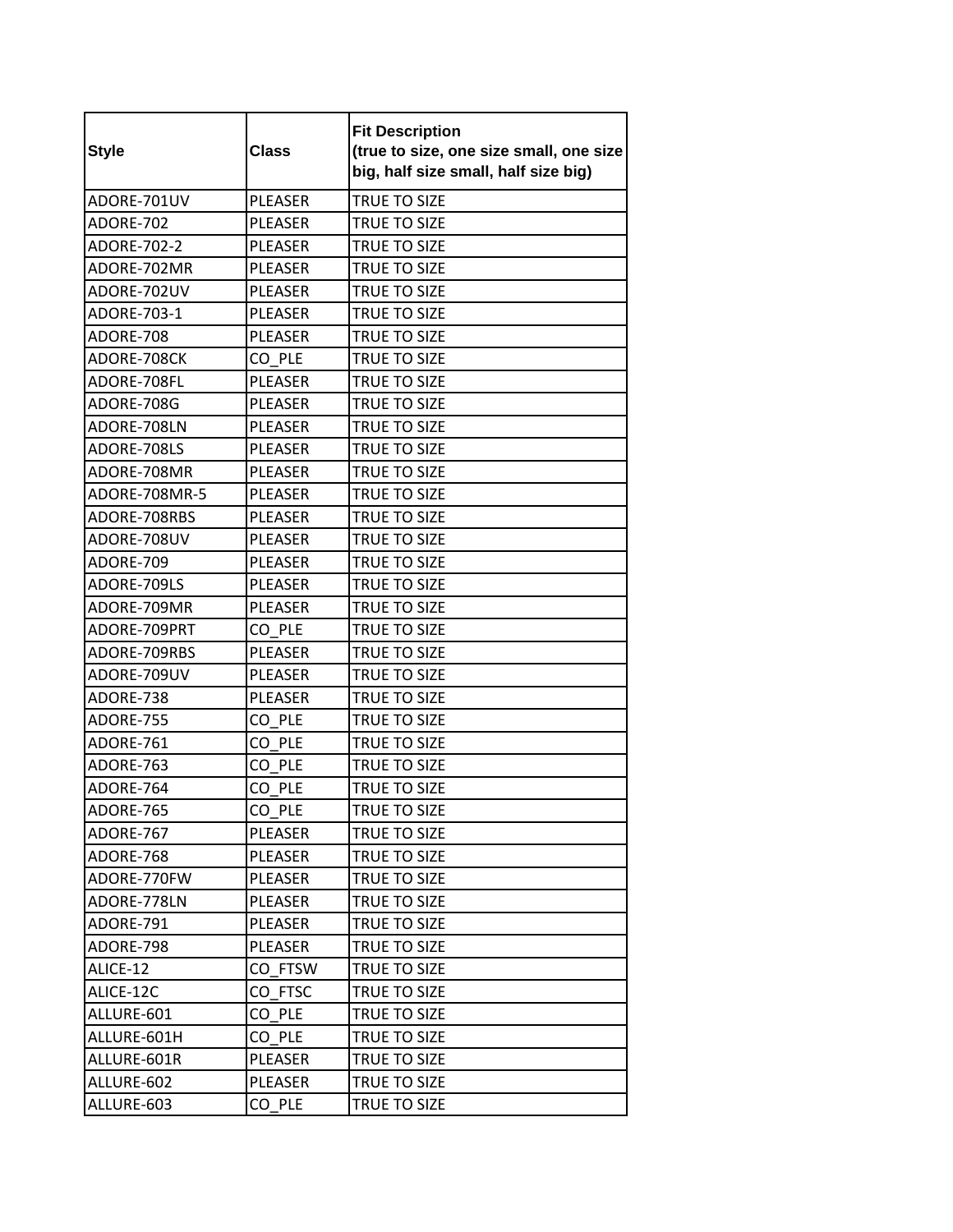| Style | Class | Fit Description (true to size, one size small, one size big, half size small, half size big) |
| --- | --- | --- |
| ADORE-701UV | PLEASER | TRUE TO SIZE |
| ADORE-702 | PLEASER | TRUE TO SIZE |
| ADORE-702-2 | PLEASER | TRUE TO SIZE |
| ADORE-702MR | PLEASER | TRUE TO SIZE |
| ADORE-702UV | PLEASER | TRUE TO SIZE |
| ADORE-703-1 | PLEASER | TRUE TO SIZE |
| ADORE-708 | PLEASER | TRUE TO SIZE |
| ADORE-708CK | CO_PLE | TRUE TO SIZE |
| ADORE-708FL | PLEASER | TRUE TO SIZE |
| ADORE-708G | PLEASER | TRUE TO SIZE |
| ADORE-708LN | PLEASER | TRUE TO SIZE |
| ADORE-708LS | PLEASER | TRUE TO SIZE |
| ADORE-708MR | PLEASER | TRUE TO SIZE |
| ADORE-708MR-5 | PLEASER | TRUE TO SIZE |
| ADORE-708RBS | PLEASER | TRUE TO SIZE |
| ADORE-708UV | PLEASER | TRUE TO SIZE |
| ADORE-709 | PLEASER | TRUE TO SIZE |
| ADORE-709LS | PLEASER | TRUE TO SIZE |
| ADORE-709MR | PLEASER | TRUE TO SIZE |
| ADORE-709PRT | CO_PLE | TRUE TO SIZE |
| ADORE-709RBS | PLEASER | TRUE TO SIZE |
| ADORE-709UV | PLEASER | TRUE TO SIZE |
| ADORE-738 | PLEASER | TRUE TO SIZE |
| ADORE-755 | CO_PLE | TRUE TO SIZE |
| ADORE-761 | CO_PLE | TRUE TO SIZE |
| ADORE-763 | CO_PLE | TRUE TO SIZE |
| ADORE-764 | CO_PLE | TRUE TO SIZE |
| ADORE-765 | CO_PLE | TRUE TO SIZE |
| ADORE-767 | PLEASER | TRUE TO SIZE |
| ADORE-768 | PLEASER | TRUE TO SIZE |
| ADORE-770FW | PLEASER | TRUE TO SIZE |
| ADORE-778LN | PLEASER | TRUE TO SIZE |
| ADORE-791 | PLEASER | TRUE TO SIZE |
| ADORE-798 | PLEASER | TRUE TO SIZE |
| ALICE-12 | CO_FTSW | TRUE TO SIZE |
| ALICE-12C | CO_FTSC | TRUE TO SIZE |
| ALLURE-601 | CO_PLE | TRUE TO SIZE |
| ALLURE-601H | CO_PLE | TRUE TO SIZE |
| ALLURE-601R | PLEASER | TRUE TO SIZE |
| ALLURE-602 | PLEASER | TRUE TO SIZE |
| ALLURE-603 | CO_PLE | TRUE TO SIZE |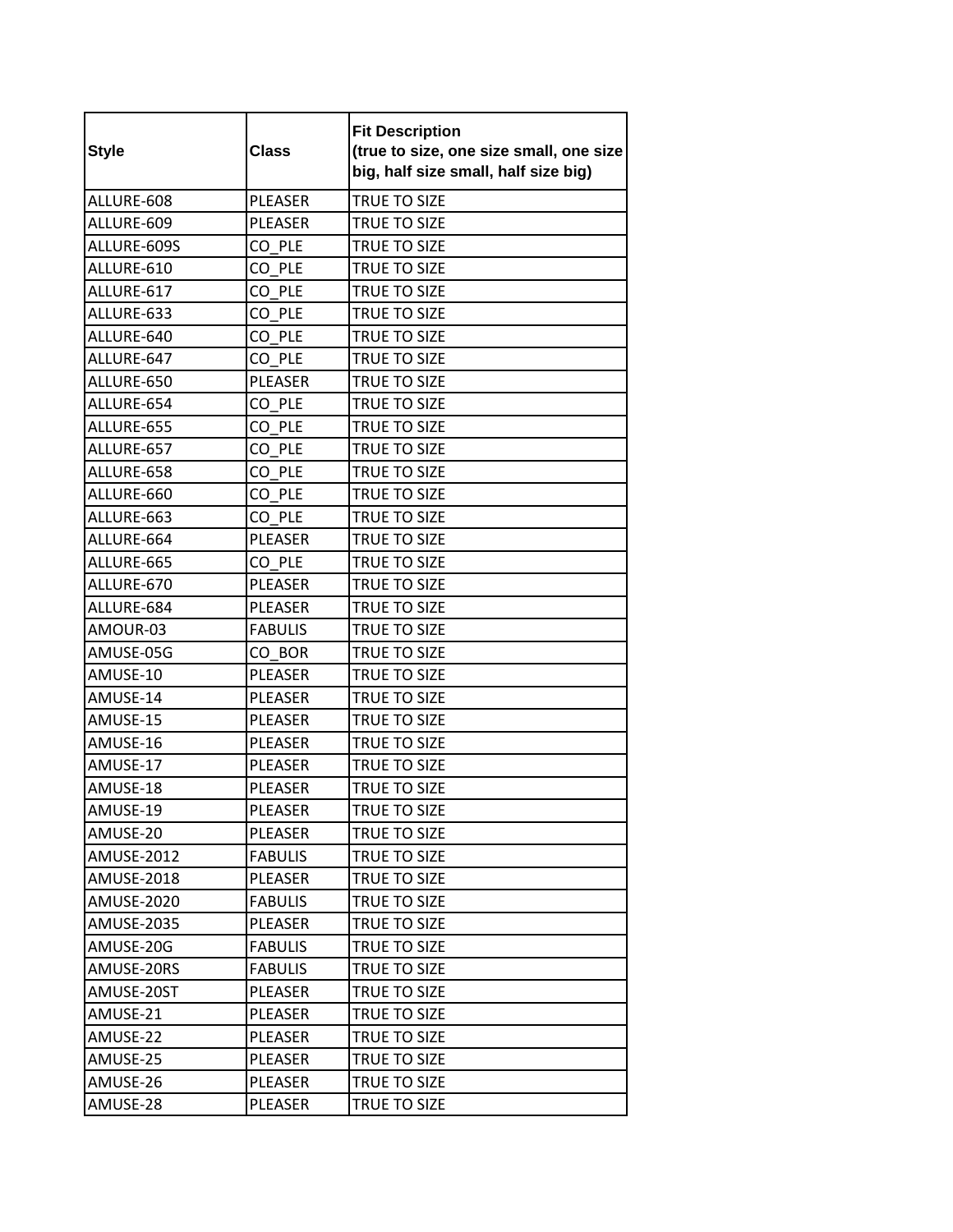| Style | Class | Fit Description (true to size, one size small, one size big, half size small, half size big) |
| --- | --- | --- |
| ALLURE-608 | PLEASER | TRUE TO SIZE |
| ALLURE-609 | PLEASER | TRUE TO SIZE |
| ALLURE-609S | CO_PLE | TRUE TO SIZE |
| ALLURE-610 | CO_PLE | TRUE TO SIZE |
| ALLURE-617 | CO_PLE | TRUE TO SIZE |
| ALLURE-633 | CO_PLE | TRUE TO SIZE |
| ALLURE-640 | CO_PLE | TRUE TO SIZE |
| ALLURE-647 | CO_PLE | TRUE TO SIZE |
| ALLURE-650 | PLEASER | TRUE TO SIZE |
| ALLURE-654 | CO_PLE | TRUE TO SIZE |
| ALLURE-655 | CO_PLE | TRUE TO SIZE |
| ALLURE-657 | CO_PLE | TRUE TO SIZE |
| ALLURE-658 | CO_PLE | TRUE TO SIZE |
| ALLURE-660 | CO_PLE | TRUE TO SIZE |
| ALLURE-663 | CO_PLE | TRUE TO SIZE |
| ALLURE-664 | PLEASER | TRUE TO SIZE |
| ALLURE-665 | CO_PLE | TRUE TO SIZE |
| ALLURE-670 | PLEASER | TRUE TO SIZE |
| ALLURE-684 | PLEASER | TRUE TO SIZE |
| AMOUR-03 | FABULIS | TRUE TO SIZE |
| AMUSE-05G | CO_BOR | TRUE TO SIZE |
| AMUSE-10 | PLEASER | TRUE TO SIZE |
| AMUSE-14 | PLEASER | TRUE TO SIZE |
| AMUSE-15 | PLEASER | TRUE TO SIZE |
| AMUSE-16 | PLEASER | TRUE TO SIZE |
| AMUSE-17 | PLEASER | TRUE TO SIZE |
| AMUSE-18 | PLEASER | TRUE TO SIZE |
| AMUSE-19 | PLEASER | TRUE TO SIZE |
| AMUSE-20 | PLEASER | TRUE TO SIZE |
| AMUSE-2012 | FABULIS | TRUE TO SIZE |
| AMUSE-2018 | PLEASER | TRUE TO SIZE |
| AMUSE-2020 | FABULIS | TRUE TO SIZE |
| AMUSE-2035 | PLEASER | TRUE TO SIZE |
| AMUSE-20G | FABULIS | TRUE TO SIZE |
| AMUSE-20RS | FABULIS | TRUE TO SIZE |
| AMUSE-20ST | PLEASER | TRUE TO SIZE |
| AMUSE-21 | PLEASER | TRUE TO SIZE |
| AMUSE-22 | PLEASER | TRUE TO SIZE |
| AMUSE-25 | PLEASER | TRUE TO SIZE |
| AMUSE-26 | PLEASER | TRUE TO SIZE |
| AMUSE-28 | PLEASER | TRUE TO SIZE |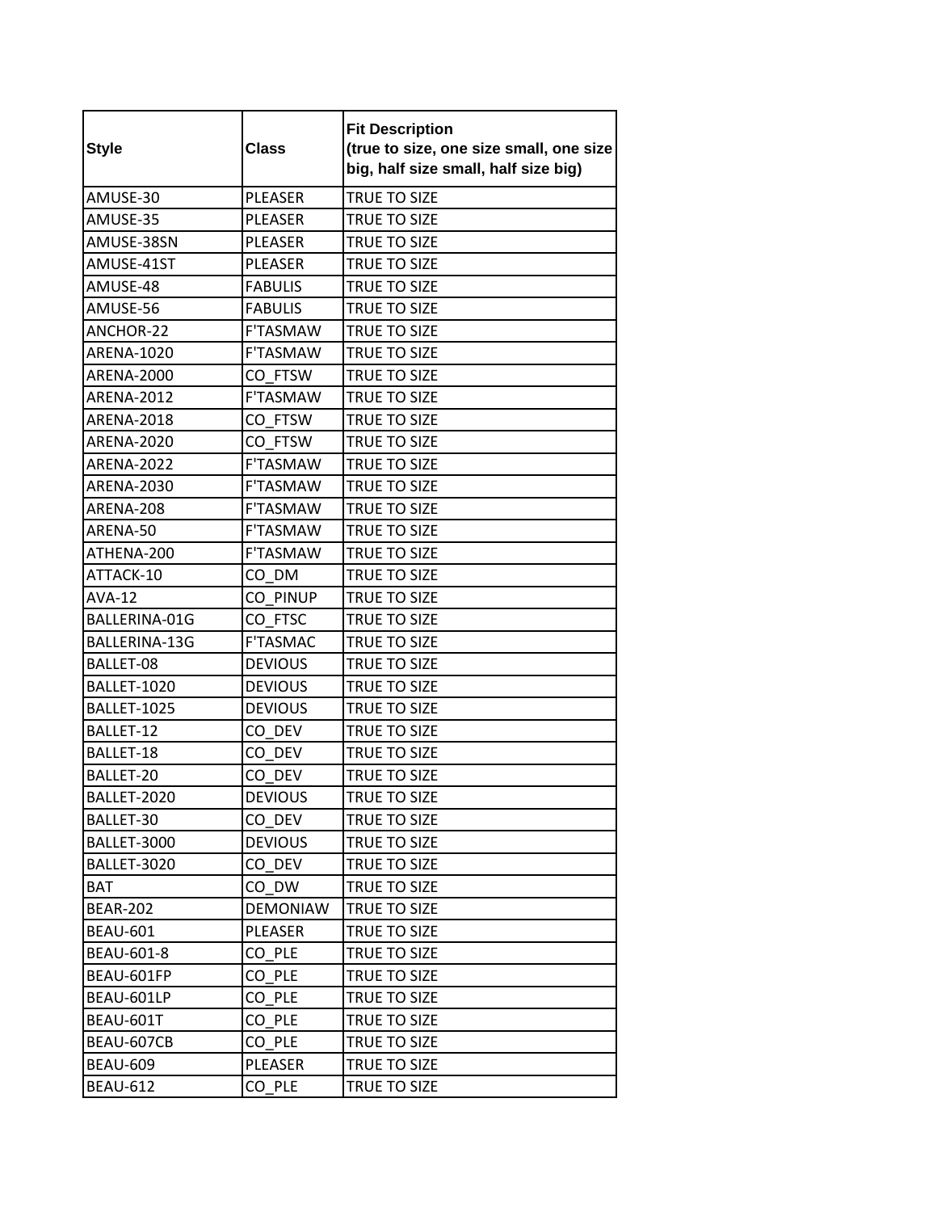| Style | Class | Fit Description (true to size, one size small, one size big, half size small, half size big) |
|---|---|---|
| AMUSE-30 | PLEASER | TRUE TO SIZE |
| AMUSE-35 | PLEASER | TRUE TO SIZE |
| AMUSE-38SN | PLEASER | TRUE TO SIZE |
| AMUSE-41ST | PLEASER | TRUE TO SIZE |
| AMUSE-48 | FABULIS | TRUE TO SIZE |
| AMUSE-56 | FABULIS | TRUE TO SIZE |
| ANCHOR-22 | F'TASMAW | TRUE TO SIZE |
| ARENA-1020 | F'TASMAW | TRUE TO SIZE |
| ARENA-2000 | CO_FTSW | TRUE TO SIZE |
| ARENA-2012 | F'TASMAW | TRUE TO SIZE |
| ARENA-2018 | CO_FTSW | TRUE TO SIZE |
| ARENA-2020 | CO_FTSW | TRUE TO SIZE |
| ARENA-2022 | F'TASMAW | TRUE TO SIZE |
| ARENA-2030 | F'TASMAW | TRUE TO SIZE |
| ARENA-208 | F'TASMAW | TRUE TO SIZE |
| ARENA-50 | F'TASMAW | TRUE TO SIZE |
| ATHENA-200 | F'TASMAW | TRUE TO SIZE |
| ATTACK-10 | CO_DM | TRUE TO SIZE |
| AVA-12 | CO_PINUP | TRUE TO SIZE |
| BALLERINA-01G | CO_FTSC | TRUE TO SIZE |
| BALLERINA-13G | F'TASMAC | TRUE TO SIZE |
| BALLET-08 | DEVIOUS | TRUE TO SIZE |
| BALLET-1020 | DEVIOUS | TRUE TO SIZE |
| BALLET-1025 | DEVIOUS | TRUE TO SIZE |
| BALLET-12 | CO_DEV | TRUE TO SIZE |
| BALLET-18 | CO_DEV | TRUE TO SIZE |
| BALLET-20 | CO_DEV | TRUE TO SIZE |
| BALLET-2020 | DEVIOUS | TRUE TO SIZE |
| BALLET-30 | CO_DEV | TRUE TO SIZE |
| BALLET-3000 | DEVIOUS | TRUE TO SIZE |
| BALLET-3020 | CO_DEV | TRUE TO SIZE |
| BAT | CO_DW | TRUE TO SIZE |
| BEAR-202 | DEMONIAW | TRUE TO SIZE |
| BEAU-601 | PLEASER | TRUE TO SIZE |
| BEAU-601-8 | CO_PLE | TRUE TO SIZE |
| BEAU-601FP | CO_PLE | TRUE TO SIZE |
| BEAU-601LP | CO_PLE | TRUE TO SIZE |
| BEAU-601T | CO_PLE | TRUE TO SIZE |
| BEAU-607CB | CO_PLE | TRUE TO SIZE |
| BEAU-609 | PLEASER | TRUE TO SIZE |
| BEAU-612 | CO_PLE | TRUE TO SIZE |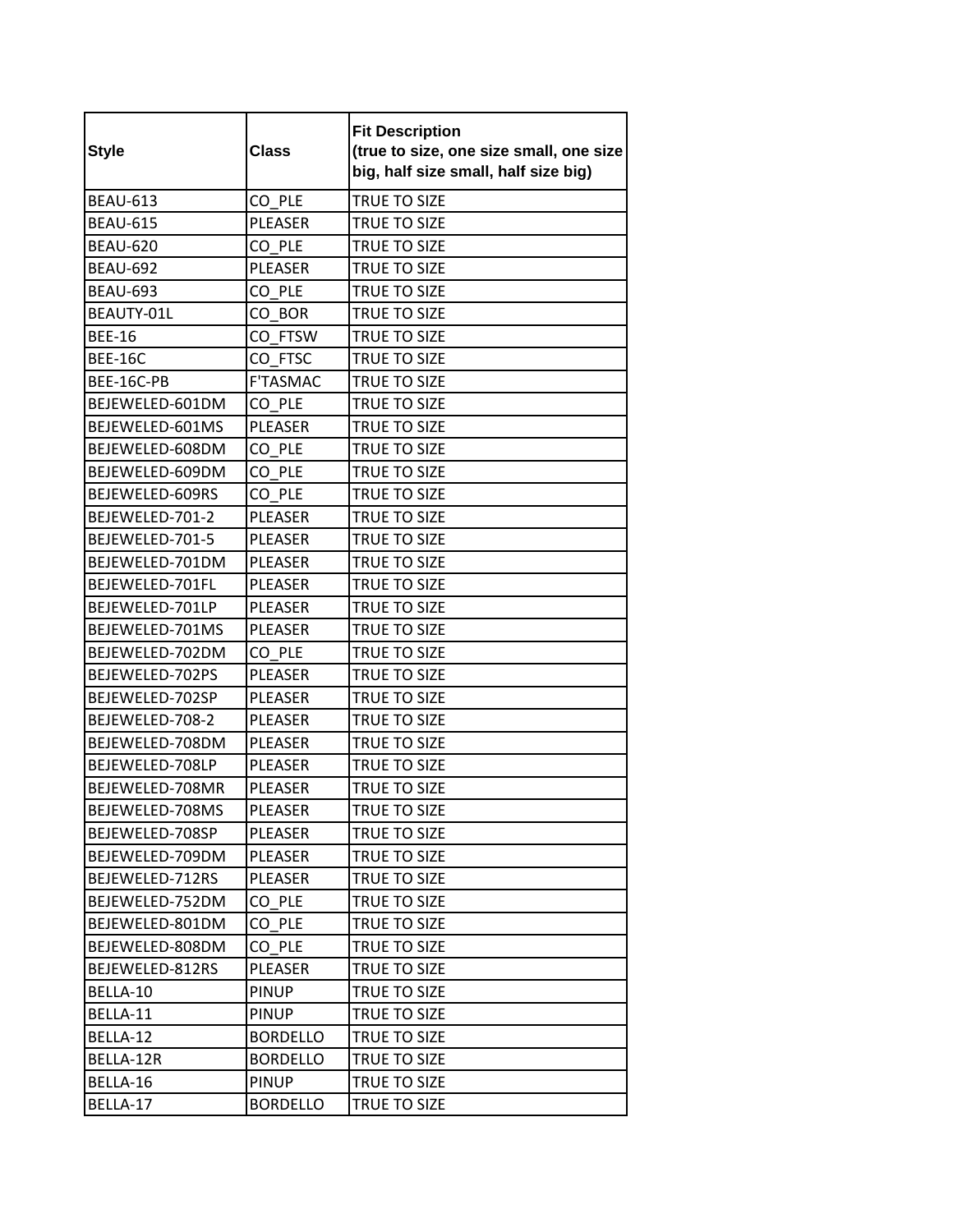| Style | Class | Fit Description (true to size, one size small, one size big, half size small, half size big) |
|---|---|---|
| BEAU-613 | CO_PLE | TRUE TO SIZE |
| BEAU-615 | PLEASER | TRUE TO SIZE |
| BEAU-620 | CO_PLE | TRUE TO SIZE |
| BEAU-692 | PLEASER | TRUE TO SIZE |
| BEAU-693 | CO_PLE | TRUE TO SIZE |
| BEAUTY-01L | CO_BOR | TRUE TO SIZE |
| BEE-16 | CO_FTSW | TRUE TO SIZE |
| BEE-16C | CO_FTSC | TRUE TO SIZE |
| BEE-16C-PB | F'TASMAC | TRUE TO SIZE |
| BEJEWELED-601DM | CO_PLE | TRUE TO SIZE |
| BEJEWELED-601MS | PLEASER | TRUE TO SIZE |
| BEJEWELED-608DM | CO_PLE | TRUE TO SIZE |
| BEJEWELED-609DM | CO_PLE | TRUE TO SIZE |
| BEJEWELED-609RS | CO_PLE | TRUE TO SIZE |
| BEJEWELED-701-2 | PLEASER | TRUE TO SIZE |
| BEJEWELED-701-5 | PLEASER | TRUE TO SIZE |
| BEJEWELED-701DM | PLEASER | TRUE TO SIZE |
| BEJEWELED-701FL | PLEASER | TRUE TO SIZE |
| BEJEWELED-701LP | PLEASER | TRUE TO SIZE |
| BEJEWELED-701MS | PLEASER | TRUE TO SIZE |
| BEJEWELED-702DM | CO_PLE | TRUE TO SIZE |
| BEJEWELED-702PS | PLEASER | TRUE TO SIZE |
| BEJEWELED-702SP | PLEASER | TRUE TO SIZE |
| BEJEWELED-708-2 | PLEASER | TRUE TO SIZE |
| BEJEWELED-708DM | PLEASER | TRUE TO SIZE |
| BEJEWELED-708LP | PLEASER | TRUE TO SIZE |
| BEJEWELED-708MR | PLEASER | TRUE TO SIZE |
| BEJEWELED-708MS | PLEASER | TRUE TO SIZE |
| BEJEWELED-708SP | PLEASER | TRUE TO SIZE |
| BEJEWELED-709DM | PLEASER | TRUE TO SIZE |
| BEJEWELED-712RS | PLEASER | TRUE TO SIZE |
| BEJEWELED-752DM | CO_PLE | TRUE TO SIZE |
| BEJEWELED-801DM | CO_PLE | TRUE TO SIZE |
| BEJEWELED-808DM | CO_PLE | TRUE TO SIZE |
| BEJEWELED-812RS | PLEASER | TRUE TO SIZE |
| BELLA-10 | PINUP | TRUE TO SIZE |
| BELLA-11 | PINUP | TRUE TO SIZE |
| BELLA-12 | BORDELLO | TRUE TO SIZE |
| BELLA-12R | BORDELLO | TRUE TO SIZE |
| BELLA-16 | PINUP | TRUE TO SIZE |
| BELLA-17 | BORDELLO | TRUE TO SIZE |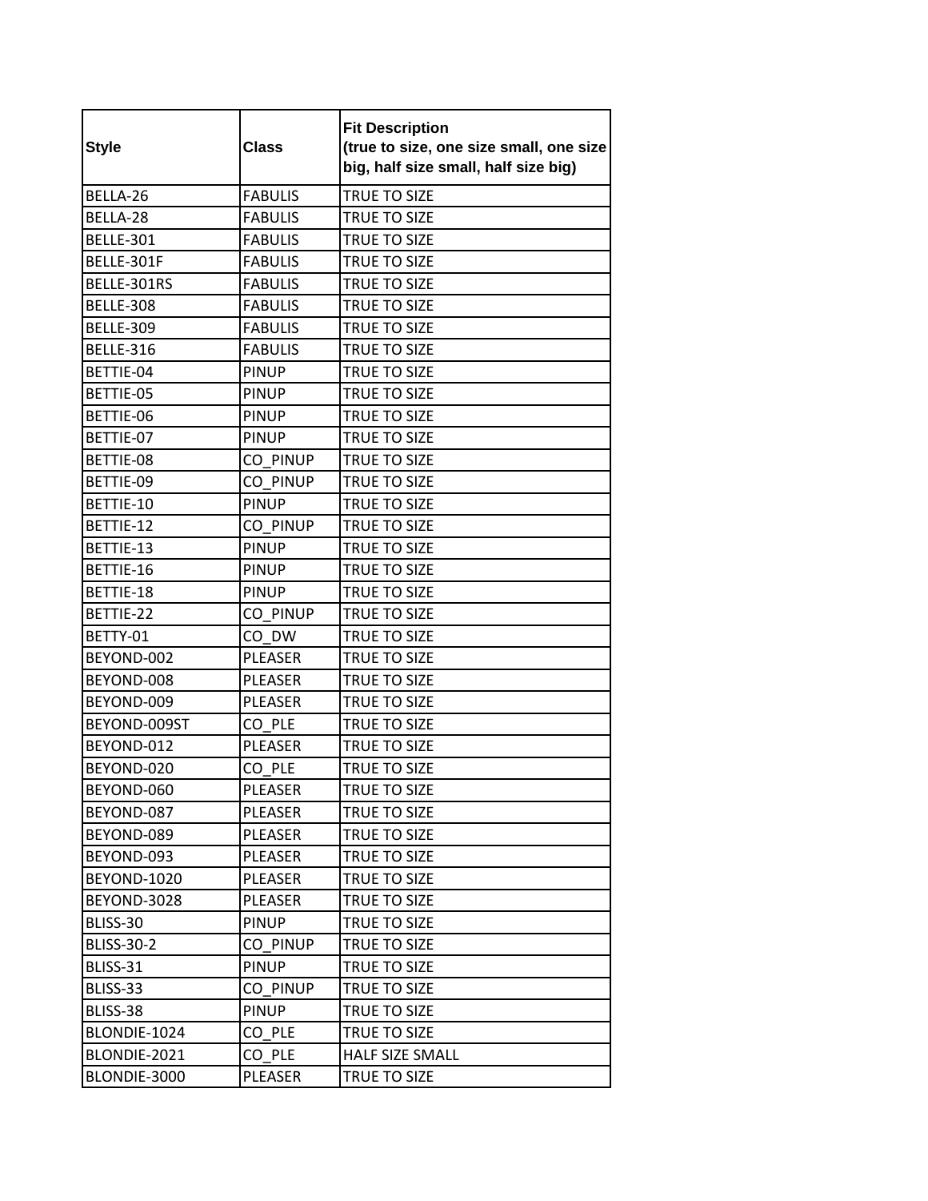| Style | Class | Fit Description (true to size, one size small, one size big, half size small, half size big) |
|---|---|---|
| BELLA-26 | FABULIS | TRUE TO SIZE |
| BELLA-28 | FABULIS | TRUE TO SIZE |
| BELLE-301 | FABULIS | TRUE TO SIZE |
| BELLE-301F | FABULIS | TRUE TO SIZE |
| BELLE-301RS | FABULIS | TRUE TO SIZE |
| BELLE-308 | FABULIS | TRUE TO SIZE |
| BELLE-309 | FABULIS | TRUE TO SIZE |
| BELLE-316 | FABULIS | TRUE TO SIZE |
| BETTIE-04 | PINUP | TRUE TO SIZE |
| BETTIE-05 | PINUP | TRUE TO SIZE |
| BETTIE-06 | PINUP | TRUE TO SIZE |
| BETTIE-07 | PINUP | TRUE TO SIZE |
| BETTIE-08 | CO_PINUP | TRUE TO SIZE |
| BETTIE-09 | CO_PINUP | TRUE TO SIZE |
| BETTIE-10 | PINUP | TRUE TO SIZE |
| BETTIE-12 | CO_PINUP | TRUE TO SIZE |
| BETTIE-13 | PINUP | TRUE TO SIZE |
| BETTIE-16 | PINUP | TRUE TO SIZE |
| BETTIE-18 | PINUP | TRUE TO SIZE |
| BETTIE-22 | CO_PINUP | TRUE TO SIZE |
| BETTY-01 | CO_DW | TRUE TO SIZE |
| BEYOND-002 | PLEASER | TRUE TO SIZE |
| BEYOND-008 | PLEASER | TRUE TO SIZE |
| BEYOND-009 | PLEASER | TRUE TO SIZE |
| BEYOND-009ST | CO_PLE | TRUE TO SIZE |
| BEYOND-012 | PLEASER | TRUE TO SIZE |
| BEYOND-020 | CO_PLE | TRUE TO SIZE |
| BEYOND-060 | PLEASER | TRUE TO SIZE |
| BEYOND-087 | PLEASER | TRUE TO SIZE |
| BEYOND-089 | PLEASER | TRUE TO SIZE |
| BEYOND-093 | PLEASER | TRUE TO SIZE |
| BEYOND-1020 | PLEASER | TRUE TO SIZE |
| BEYOND-3028 | PLEASER | TRUE TO SIZE |
| BLISS-30 | PINUP | TRUE TO SIZE |
| BLISS-30-2 | CO_PINUP | TRUE TO SIZE |
| BLISS-31 | PINUP | TRUE TO SIZE |
| BLISS-33 | CO_PINUP | TRUE TO SIZE |
| BLISS-38 | PINUP | TRUE TO SIZE |
| BLONDIE-1024 | CO_PLE | TRUE TO SIZE |
| BLONDIE-2021 | CO_PLE | HALF SIZE SMALL |
| BLONDIE-3000 | PLEASER | TRUE TO SIZE |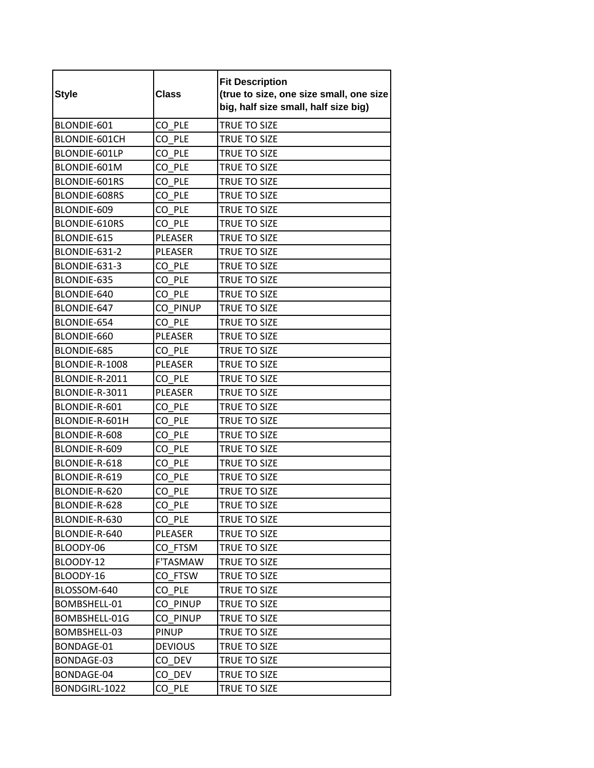| Style | Class | Fit Description (true to size, one size small, one size big, half size small, half size big) |
|---|---|---|
| BLONDIE-601 | CO_PLE | TRUE TO SIZE |
| BLONDIE-601CH | CO_PLE | TRUE TO SIZE |
| BLONDIE-601LP | CO_PLE | TRUE TO SIZE |
| BLONDIE-601M | CO_PLE | TRUE TO SIZE |
| BLONDIE-601RS | CO_PLE | TRUE TO SIZE |
| BLONDIE-608RS | CO_PLE | TRUE TO SIZE |
| BLONDIE-609 | CO_PLE | TRUE TO SIZE |
| BLONDIE-610RS | CO_PLE | TRUE TO SIZE |
| BLONDIE-615 | PLEASER | TRUE TO SIZE |
| BLONDIE-631-2 | PLEASER | TRUE TO SIZE |
| BLONDIE-631-3 | CO_PLE | TRUE TO SIZE |
| BLONDIE-635 | CO_PLE | TRUE TO SIZE |
| BLONDIE-640 | CO_PLE | TRUE TO SIZE |
| BLONDIE-647 | CO_PINUP | TRUE TO SIZE |
| BLONDIE-654 | CO_PLE | TRUE TO SIZE |
| BLONDIE-660 | PLEASER | TRUE TO SIZE |
| BLONDIE-685 | CO_PLE | TRUE TO SIZE |
| BLONDIE-R-1008 | PLEASER | TRUE TO SIZE |
| BLONDIE-R-2011 | CO_PLE | TRUE TO SIZE |
| BLONDIE-R-3011 | PLEASER | TRUE TO SIZE |
| BLONDIE-R-601 | CO_PLE | TRUE TO SIZE |
| BLONDIE-R-601H | CO_PLE | TRUE TO SIZE |
| BLONDIE-R-608 | CO_PLE | TRUE TO SIZE |
| BLONDIE-R-609 | CO_PLE | TRUE TO SIZE |
| BLONDIE-R-618 | CO_PLE | TRUE TO SIZE |
| BLONDIE-R-619 | CO_PLE | TRUE TO SIZE |
| BLONDIE-R-620 | CO_PLE | TRUE TO SIZE |
| BLONDIE-R-628 | CO_PLE | TRUE TO SIZE |
| BLONDIE-R-630 | CO_PLE | TRUE TO SIZE |
| BLONDIE-R-640 | PLEASER | TRUE TO SIZE |
| BLOODY-06 | CO_FTSM | TRUE TO SIZE |
| BLOODY-12 | F'TASMAW | TRUE TO SIZE |
| BLOODY-16 | CO_FTSW | TRUE TO SIZE |
| BLOSSOM-640 | CO_PLE | TRUE TO SIZE |
| BOMBSHELL-01 | CO_PINUP | TRUE TO SIZE |
| BOMBSHELL-01G | CO_PINUP | TRUE TO SIZE |
| BOMBSHELL-03 | PINUP | TRUE TO SIZE |
| BONDAGE-01 | DEVIOUS | TRUE TO SIZE |
| BONDAGE-03 | CO_DEV | TRUE TO SIZE |
| BONDAGE-04 | CO_DEV | TRUE TO SIZE |
| BONDGIRL-1022 | CO_PLE | TRUE TO SIZE |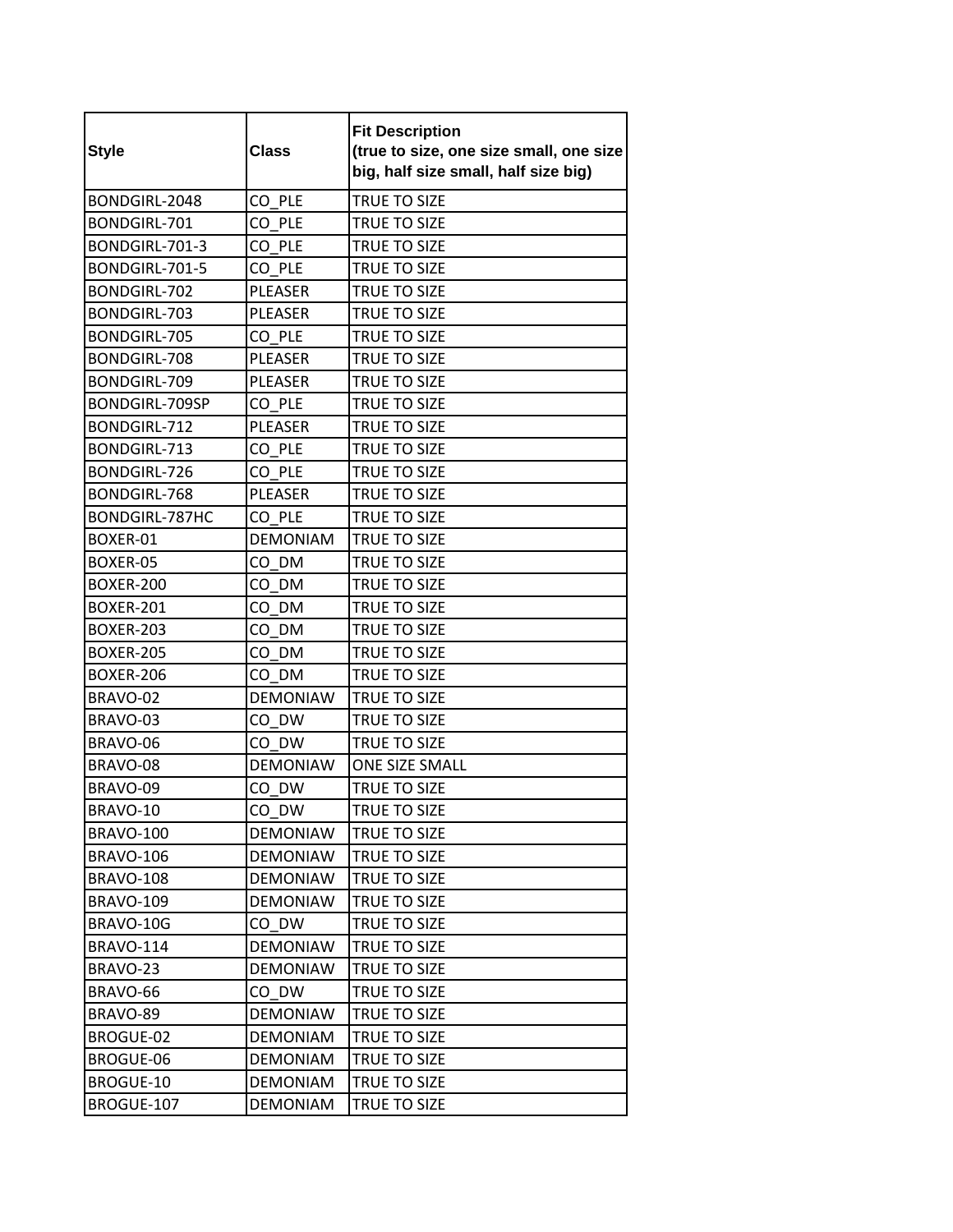| Style | Class | Fit Description (true to size, one size small, one size big, half size small, half size big) |
| --- | --- | --- |
| BONDGIRL-2048 | CO_PLE | TRUE TO SIZE |
| BONDGIRL-701 | CO_PLE | TRUE TO SIZE |
| BONDGIRL-701-3 | CO_PLE | TRUE TO SIZE |
| BONDGIRL-701-5 | CO_PLE | TRUE TO SIZE |
| BONDGIRL-702 | PLEASER | TRUE TO SIZE |
| BONDGIRL-703 | PLEASER | TRUE TO SIZE |
| BONDGIRL-705 | CO_PLE | TRUE TO SIZE |
| BONDGIRL-708 | PLEASER | TRUE TO SIZE |
| BONDGIRL-709 | PLEASER | TRUE TO SIZE |
| BONDGIRL-709SP | CO_PLE | TRUE TO SIZE |
| BONDGIRL-712 | PLEASER | TRUE TO SIZE |
| BONDGIRL-713 | CO_PLE | TRUE TO SIZE |
| BONDGIRL-726 | CO_PLE | TRUE TO SIZE |
| BONDGIRL-768 | PLEASER | TRUE TO SIZE |
| BONDGIRL-787HC | CO_PLE | TRUE TO SIZE |
| BOXER-01 | DEMONIAM | TRUE TO SIZE |
| BOXER-05 | CO_DM | TRUE TO SIZE |
| BOXER-200 | CO_DM | TRUE TO SIZE |
| BOXER-201 | CO_DM | TRUE TO SIZE |
| BOXER-203 | CO_DM | TRUE TO SIZE |
| BOXER-205 | CO_DM | TRUE TO SIZE |
| BOXER-206 | CO_DM | TRUE TO SIZE |
| BRAVO-02 | DEMONIAW | TRUE TO SIZE |
| BRAVO-03 | CO_DW | TRUE TO SIZE |
| BRAVO-06 | CO_DW | TRUE TO SIZE |
| BRAVO-08 | DEMONIAW | ONE SIZE SMALL |
| BRAVO-09 | CO_DW | TRUE TO SIZE |
| BRAVO-10 | CO_DW | TRUE TO SIZE |
| BRAVO-100 | DEMONIAW | TRUE TO SIZE |
| BRAVO-106 | DEMONIAW | TRUE TO SIZE |
| BRAVO-108 | DEMONIAW | TRUE TO SIZE |
| BRAVO-109 | DEMONIAW | TRUE TO SIZE |
| BRAVO-10G | CO_DW | TRUE TO SIZE |
| BRAVO-114 | DEMONIAW | TRUE TO SIZE |
| BRAVO-23 | DEMONIAW | TRUE TO SIZE |
| BRAVO-66 | CO_DW | TRUE TO SIZE |
| BRAVO-89 | DEMONIAW | TRUE TO SIZE |
| BROGUE-02 | DEMONIAM | TRUE TO SIZE |
| BROGUE-06 | DEMONIAM | TRUE TO SIZE |
| BROGUE-10 | DEMONIAM | TRUE TO SIZE |
| BROGUE-107 | DEMONIAM | TRUE TO SIZE |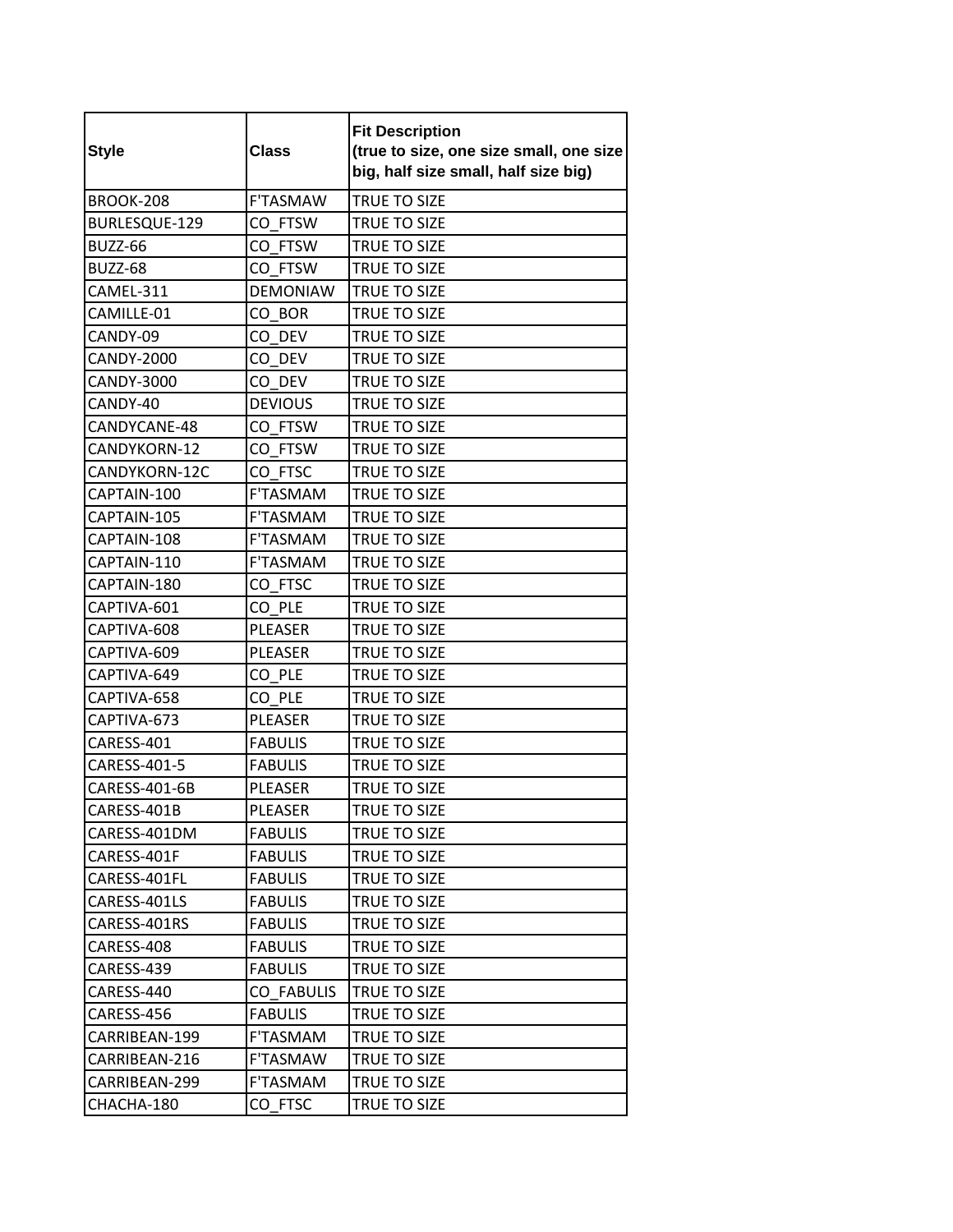| Style | Class | Fit Description (true to size, one size small, one size big, half size small, half size big) |
|---|---|---|
| BROOK-208 | F'TASMAW | TRUE TO SIZE |
| BURLESQUE-129 | CO_FTSW | TRUE TO SIZE |
| BUZZ-66 | CO_FTSW | TRUE TO SIZE |
| BUZZ-68 | CO_FTSW | TRUE TO SIZE |
| CAMEL-311 | DEMONIAW | TRUE TO SIZE |
| CAMILLE-01 | CO_BOR | TRUE TO SIZE |
| CANDY-09 | CO_DEV | TRUE TO SIZE |
| CANDY-2000 | CO_DEV | TRUE TO SIZE |
| CANDY-3000 | CO_DEV | TRUE TO SIZE |
| CANDY-40 | DEVIOUS | TRUE TO SIZE |
| CANDYCANE-48 | CO_FTSW | TRUE TO SIZE |
| CANDYKORN-12 | CO_FTSW | TRUE TO SIZE |
| CANDYKORN-12C | CO_FTSC | TRUE TO SIZE |
| CAPTAIN-100 | F'TASMAM | TRUE TO SIZE |
| CAPTAIN-105 | F'TASMAM | TRUE TO SIZE |
| CAPTAIN-108 | F'TASMAM | TRUE TO SIZE |
| CAPTAIN-110 | F'TASMAM | TRUE TO SIZE |
| CAPTAIN-180 | CO_FTSC | TRUE TO SIZE |
| CAPTIVA-601 | CO_PLE | TRUE TO SIZE |
| CAPTIVA-608 | PLEASER | TRUE TO SIZE |
| CAPTIVA-609 | PLEASER | TRUE TO SIZE |
| CAPTIVA-649 | CO_PLE | TRUE TO SIZE |
| CAPTIVA-658 | CO_PLE | TRUE TO SIZE |
| CAPTIVA-673 | PLEASER | TRUE TO SIZE |
| CARESS-401 | FABULIS | TRUE TO SIZE |
| CARESS-401-5 | FABULIS | TRUE TO SIZE |
| CARESS-401-6B | PLEASER | TRUE TO SIZE |
| CARESS-401B | PLEASER | TRUE TO SIZE |
| CARESS-401DM | FABULIS | TRUE TO SIZE |
| CARESS-401F | FABULIS | TRUE TO SIZE |
| CARESS-401FL | FABULIS | TRUE TO SIZE |
| CARESS-401LS | FABULIS | TRUE TO SIZE |
| CARESS-401RS | FABULIS | TRUE TO SIZE |
| CARESS-408 | FABULIS | TRUE TO SIZE |
| CARESS-439 | FABULIS | TRUE TO SIZE |
| CARESS-440 | CO_FABULIS | TRUE TO SIZE |
| CARESS-456 | FABULIS | TRUE TO SIZE |
| CARRIBEAN-199 | F'TASMAM | TRUE TO SIZE |
| CARRIBEAN-216 | F'TASMAW | TRUE TO SIZE |
| CARRIBEAN-299 | F'TASMAM | TRUE TO SIZE |
| CHACHA-180 | CO_FTSC | TRUE TO SIZE |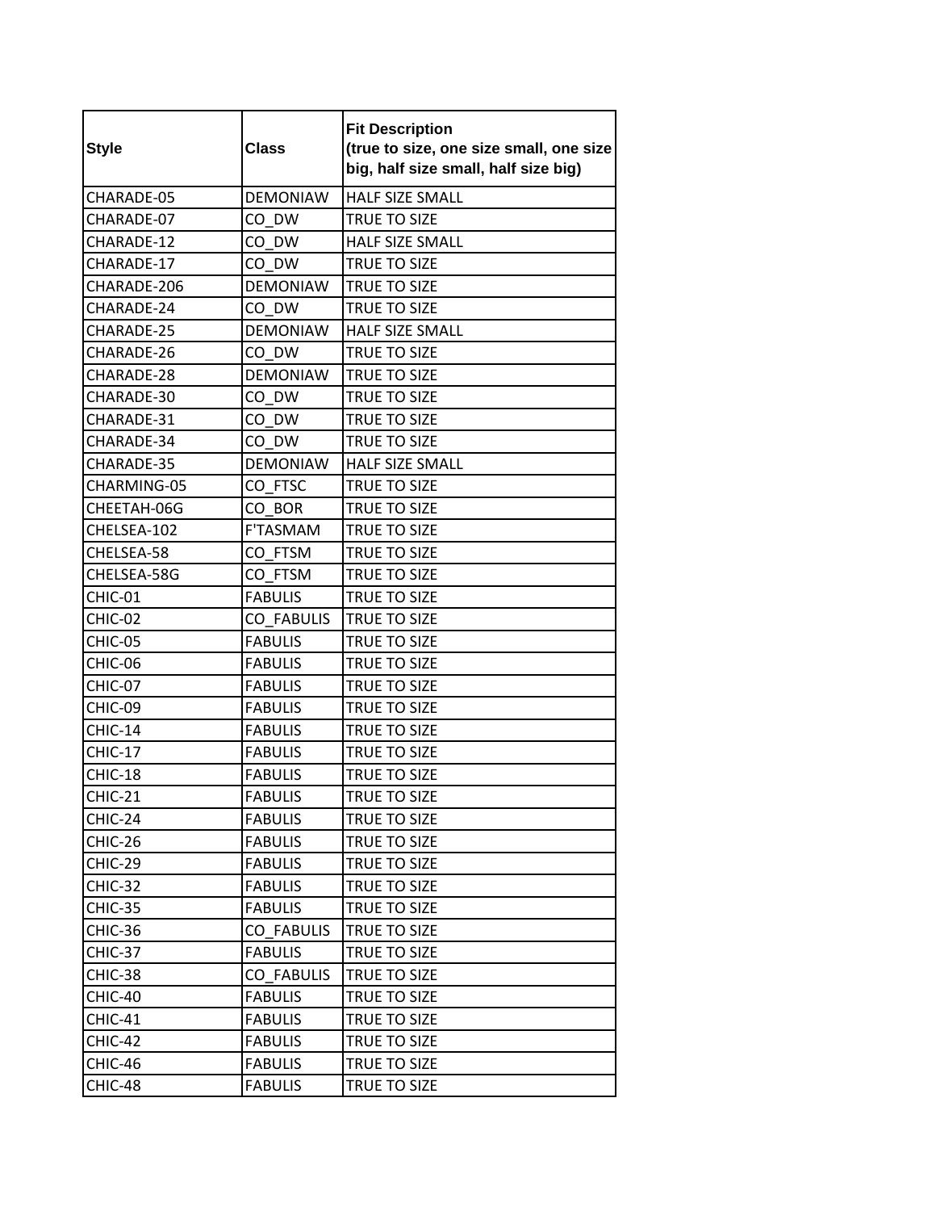| Style | Class | Fit Description (true to size, one size small, one size big, half size small, half size big) |
|---|---|---|
| CHARADE-05 | DEMONIAW | HALF SIZE SMALL |
| CHARADE-07 | CO_DW | TRUE TO SIZE |
| CHARADE-12 | CO_DW | HALF SIZE SMALL |
| CHARADE-17 | CO_DW | TRUE TO SIZE |
| CHARADE-206 | DEMONIAW | TRUE TO SIZE |
| CHARADE-24 | CO_DW | TRUE TO SIZE |
| CHARADE-25 | DEMONIAW | HALF SIZE SMALL |
| CHARADE-26 | CO_DW | TRUE TO SIZE |
| CHARADE-28 | DEMONIAW | TRUE TO SIZE |
| CHARADE-30 | CO_DW | TRUE TO SIZE |
| CHARADE-31 | CO_DW | TRUE TO SIZE |
| CHARADE-34 | CO_DW | TRUE TO SIZE |
| CHARADE-35 | DEMONIAW | HALF SIZE SMALL |
| CHARMING-05 | CO_FTSC | TRUE TO SIZE |
| CHEETAH-06G | CO_BOR | TRUE TO SIZE |
| CHELSEA-102 | F'TASMAM | TRUE TO SIZE |
| CHELSEA-58 | CO_FTSM | TRUE TO SIZE |
| CHELSEA-58G | CO_FTSM | TRUE TO SIZE |
| CHIC-01 | FABULIS | TRUE TO SIZE |
| CHIC-02 | CO_FABULIS | TRUE TO SIZE |
| CHIC-05 | FABULIS | TRUE TO SIZE |
| CHIC-06 | FABULIS | TRUE TO SIZE |
| CHIC-07 | FABULIS | TRUE TO SIZE |
| CHIC-09 | FABULIS | TRUE TO SIZE |
| CHIC-14 | FABULIS | TRUE TO SIZE |
| CHIC-17 | FABULIS | TRUE TO SIZE |
| CHIC-18 | FABULIS | TRUE TO SIZE |
| CHIC-21 | FABULIS | TRUE TO SIZE |
| CHIC-24 | FABULIS | TRUE TO SIZE |
| CHIC-26 | FABULIS | TRUE TO SIZE |
| CHIC-29 | FABULIS | TRUE TO SIZE |
| CHIC-32 | FABULIS | TRUE TO SIZE |
| CHIC-35 | FABULIS | TRUE TO SIZE |
| CHIC-36 | CO_FABULIS | TRUE TO SIZE |
| CHIC-37 | FABULIS | TRUE TO SIZE |
| CHIC-38 | CO_FABULIS | TRUE TO SIZE |
| CHIC-40 | FABULIS | TRUE TO SIZE |
| CHIC-41 | FABULIS | TRUE TO SIZE |
| CHIC-42 | FABULIS | TRUE TO SIZE |
| CHIC-46 | FABULIS | TRUE TO SIZE |
| CHIC-48 | FABULIS | TRUE TO SIZE |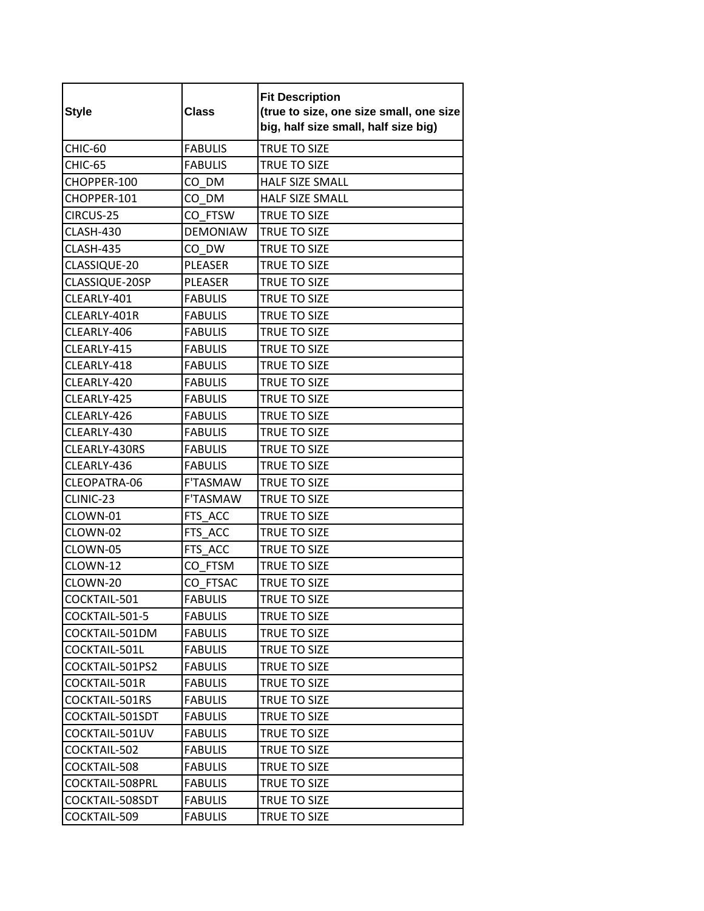| Style | Class | Fit Description (true to size, one size small, one size big, half size small, half size big) |
|---|---|---|
| CHIC-60 | FABULIS | TRUE TO SIZE |
| CHIC-65 | FABULIS | TRUE TO SIZE |
| CHOPPER-100 | CO_DM | HALF SIZE SMALL |
| CHOPPER-101 | CO_DM | HALF SIZE SMALL |
| CIRCUS-25 | CO_FTSW | TRUE TO SIZE |
| CLASH-430 | DEMONIAW | TRUE TO SIZE |
| CLASH-435 | CO_DW | TRUE TO SIZE |
| CLASSIQUE-20 | PLEASER | TRUE TO SIZE |
| CLASSIQUE-20SP | PLEASER | TRUE TO SIZE |
| CLEARLY-401 | FABULIS | TRUE TO SIZE |
| CLEARLY-401R | FABULIS | TRUE TO SIZE |
| CLEARLY-406 | FABULIS | TRUE TO SIZE |
| CLEARLY-415 | FABULIS | TRUE TO SIZE |
| CLEARLY-418 | FABULIS | TRUE TO SIZE |
| CLEARLY-420 | FABULIS | TRUE TO SIZE |
| CLEARLY-425 | FABULIS | TRUE TO SIZE |
| CLEARLY-426 | FABULIS | TRUE TO SIZE |
| CLEARLY-430 | FABULIS | TRUE TO SIZE |
| CLEARLY-430RS | FABULIS | TRUE TO SIZE |
| CLEARLY-436 | FABULIS | TRUE TO SIZE |
| CLEOPATRA-06 | F'TASMAW | TRUE TO SIZE |
| CLINIC-23 | F'TASMAW | TRUE TO SIZE |
| CLOWN-01 | FTS_ACC | TRUE TO SIZE |
| CLOWN-02 | FTS_ACC | TRUE TO SIZE |
| CLOWN-05 | FTS_ACC | TRUE TO SIZE |
| CLOWN-12 | CO_FTSM | TRUE TO SIZE |
| CLOWN-20 | CO_FTSAC | TRUE TO SIZE |
| COCKTAIL-501 | FABULIS | TRUE TO SIZE |
| COCKTAIL-501-5 | FABULIS | TRUE TO SIZE |
| COCKTAIL-501DM | FABULIS | TRUE TO SIZE |
| COCKTAIL-501L | FABULIS | TRUE TO SIZE |
| COCKTAIL-501PS2 | FABULIS | TRUE TO SIZE |
| COCKTAIL-501R | FABULIS | TRUE TO SIZE |
| COCKTAIL-501RS | FABULIS | TRUE TO SIZE |
| COCKTAIL-501SDT | FABULIS | TRUE TO SIZE |
| COCKTAIL-501UV | FABULIS | TRUE TO SIZE |
| COCKTAIL-502 | FABULIS | TRUE TO SIZE |
| COCKTAIL-508 | FABULIS | TRUE TO SIZE |
| COCKTAIL-508PRL | FABULIS | TRUE TO SIZE |
| COCKTAIL-508SDT | FABULIS | TRUE TO SIZE |
| COCKTAIL-509 | FABULIS | TRUE TO SIZE |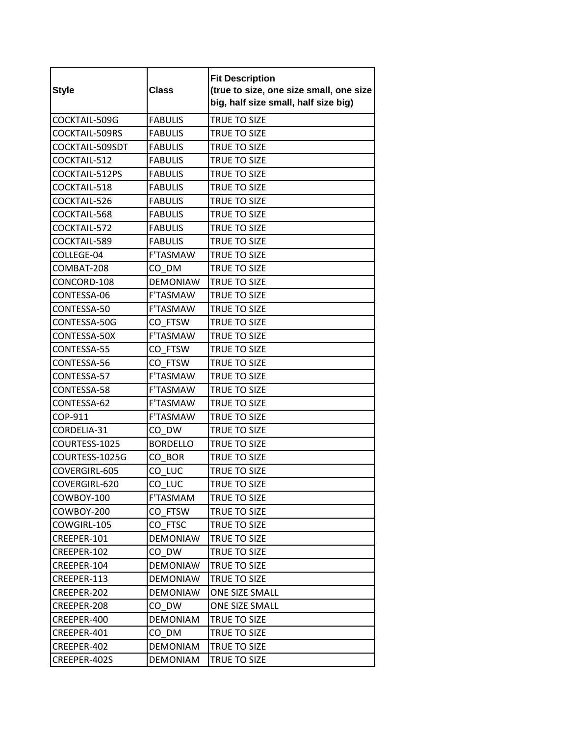| Style | Class | Fit Description (true to size, one size small, one size big, half size small, half size big) |
|---|---|---|
| COCKTAIL-509G | FABULIS | TRUE TO SIZE |
| COCKTAIL-509RS | FABULIS | TRUE TO SIZE |
| COCKTAIL-509SDT | FABULIS | TRUE TO SIZE |
| COCKTAIL-512 | FABULIS | TRUE TO SIZE |
| COCKTAIL-512PS | FABULIS | TRUE TO SIZE |
| COCKTAIL-518 | FABULIS | TRUE TO SIZE |
| COCKTAIL-526 | FABULIS | TRUE TO SIZE |
| COCKTAIL-568 | FABULIS | TRUE TO SIZE |
| COCKTAIL-572 | FABULIS | TRUE TO SIZE |
| COCKTAIL-589 | FABULIS | TRUE TO SIZE |
| COLLEGE-04 | F'TASMAW | TRUE TO SIZE |
| COMBAT-208 | CO_DM | TRUE TO SIZE |
| CONCORD-108 | DEMONIAW | TRUE TO SIZE |
| CONTESSA-06 | F'TASMAW | TRUE TO SIZE |
| CONTESSA-50 | F'TASMAW | TRUE TO SIZE |
| CONTESSA-50G | CO_FTSW | TRUE TO SIZE |
| CONTESSA-50X | F'TASMAW | TRUE TO SIZE |
| CONTESSA-55 | CO_FTSW | TRUE TO SIZE |
| CONTESSA-56 | CO_FTSW | TRUE TO SIZE |
| CONTESSA-57 | F'TASMAW | TRUE TO SIZE |
| CONTESSA-58 | F'TASMAW | TRUE TO SIZE |
| CONTESSA-62 | F'TASMAW | TRUE TO SIZE |
| COP-911 | F'TASMAW | TRUE TO SIZE |
| CORDELIA-31 | CO_DW | TRUE TO SIZE |
| COURTESS-1025 | BORDELLO | TRUE TO SIZE |
| COURTESS-1025G | CO_BOR | TRUE TO SIZE |
| COVERGIRL-605 | CO_LUC | TRUE TO SIZE |
| COVERGIRL-620 | CO_LUC | TRUE TO SIZE |
| COWBOY-100 | F'TASMAM | TRUE TO SIZE |
| COWBOY-200 | CO_FTSW | TRUE TO SIZE |
| COWGIRL-105 | CO_FTSC | TRUE TO SIZE |
| CREEPER-101 | DEMONIAW | TRUE TO SIZE |
| CREEPER-102 | CO_DW | TRUE TO SIZE |
| CREEPER-104 | DEMONIAW | TRUE TO SIZE |
| CREEPER-113 | DEMONIAW | TRUE TO SIZE |
| CREEPER-202 | DEMONIAW | ONE SIZE SMALL |
| CREEPER-208 | CO_DW | ONE SIZE SMALL |
| CREEPER-400 | DEMONIAM | TRUE TO SIZE |
| CREEPER-401 | CO_DM | TRUE TO SIZE |
| CREEPER-402 | DEMONIAM | TRUE TO SIZE |
| CREEPER-402S | DEMONIAM | TRUE TO SIZE |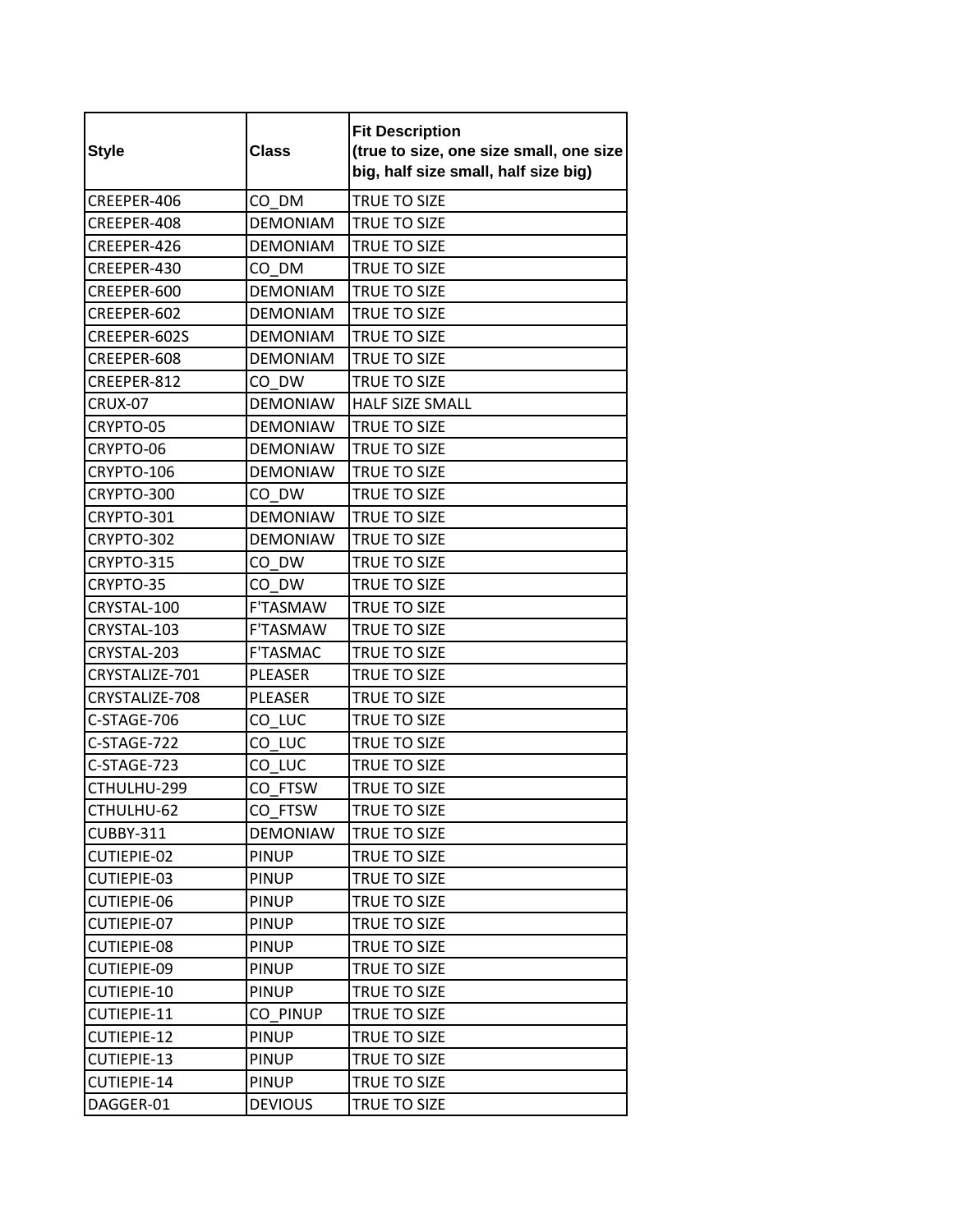| Style | Class | Fit Description (true to size, one size small, one size big, half size small, half size big) |
|---|---|---|
| CREEPER-406 | CO_DM | TRUE TO SIZE |
| CREEPER-408 | DEMONIAM | TRUE TO SIZE |
| CREEPER-426 | DEMONIAM | TRUE TO SIZE |
| CREEPER-430 | CO_DM | TRUE TO SIZE |
| CREEPER-600 | DEMONIAM | TRUE TO SIZE |
| CREEPER-602 | DEMONIAM | TRUE TO SIZE |
| CREEPER-602S | DEMONIAM | TRUE TO SIZE |
| CREEPER-608 | DEMONIAM | TRUE TO SIZE |
| CREEPER-812 | CO_DW | TRUE TO SIZE |
| CRUX-07 | DEMONIAW | HALF SIZE SMALL |
| CRYPTO-05 | DEMONIAW | TRUE TO SIZE |
| CRYPTO-06 | DEMONIAW | TRUE TO SIZE |
| CRYPTO-106 | DEMONIAW | TRUE TO SIZE |
| CRYPTO-300 | CO_DW | TRUE TO SIZE |
| CRYPTO-301 | DEMONIAW | TRUE TO SIZE |
| CRYPTO-302 | DEMONIAW | TRUE TO SIZE |
| CRYPTO-315 | CO_DW | TRUE TO SIZE |
| CRYPTO-35 | CO_DW | TRUE TO SIZE |
| CRYSTAL-100 | F'TASMAW | TRUE TO SIZE |
| CRYSTAL-103 | F'TASMAW | TRUE TO SIZE |
| CRYSTAL-203 | F'TASMAC | TRUE TO SIZE |
| CRYSTALIZE-701 | PLEASER | TRUE TO SIZE |
| CRYSTALIZE-708 | PLEASER | TRUE TO SIZE |
| C-STAGE-706 | CO_LUC | TRUE TO SIZE |
| C-STAGE-722 | CO_LUC | TRUE TO SIZE |
| C-STAGE-723 | CO_LUC | TRUE TO SIZE |
| CTHULHU-299 | CO_FTSW | TRUE TO SIZE |
| CTHULHU-62 | CO_FTSW | TRUE TO SIZE |
| CUBBY-311 | DEMONIAW | TRUE TO SIZE |
| CUTIEPIE-02 | PINUP | TRUE TO SIZE |
| CUTIEPIE-03 | PINUP | TRUE TO SIZE |
| CUTIEPIE-06 | PINUP | TRUE TO SIZE |
| CUTIEPIE-07 | PINUP | TRUE TO SIZE |
| CUTIEPIE-08 | PINUP | TRUE TO SIZE |
| CUTIEPIE-09 | PINUP | TRUE TO SIZE |
| CUTIEPIE-10 | PINUP | TRUE TO SIZE |
| CUTIEPIE-11 | CO_PINUP | TRUE TO SIZE |
| CUTIEPIE-12 | PINUP | TRUE TO SIZE |
| CUTIEPIE-13 | PINUP | TRUE TO SIZE |
| CUTIEPIE-14 | PINUP | TRUE TO SIZE |
| DAGGER-01 | DEVIOUS | TRUE TO SIZE |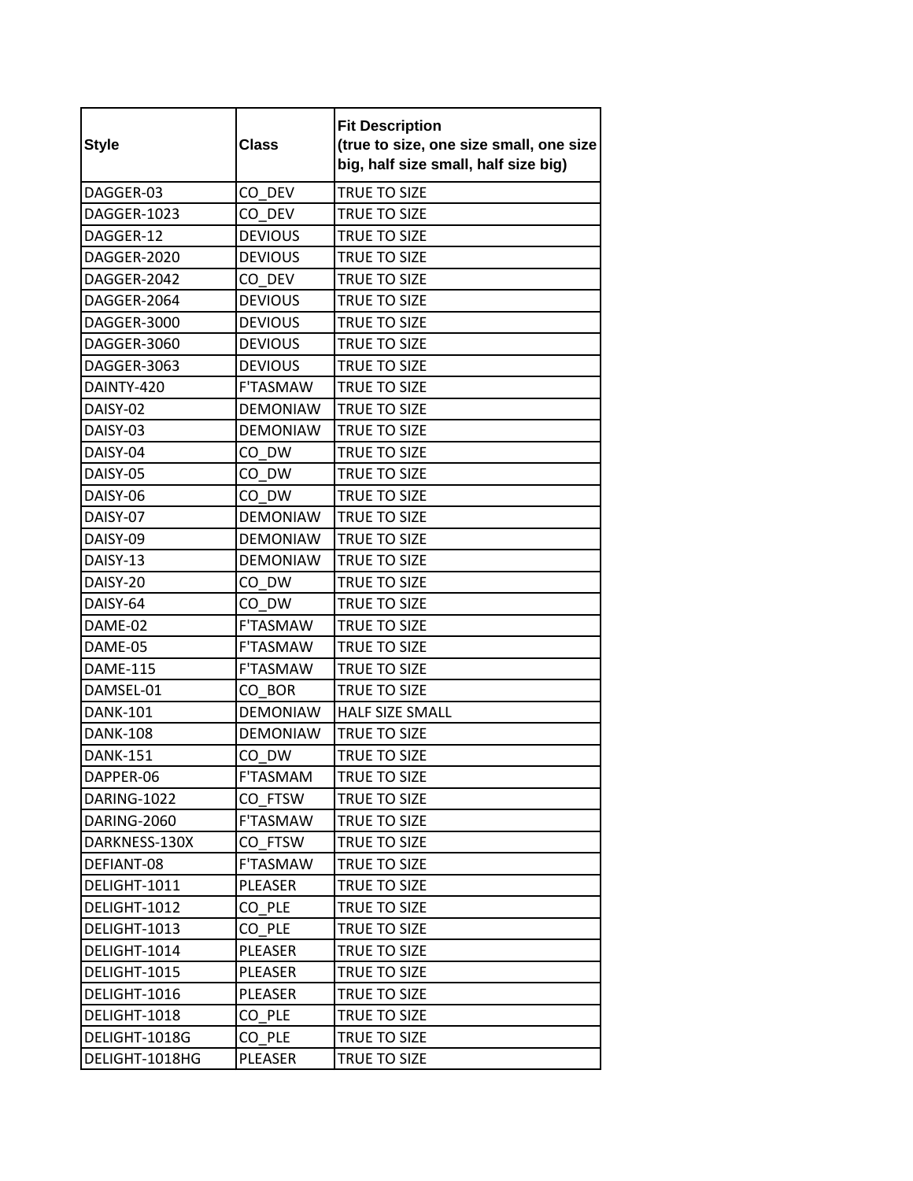| Style | Class | Fit Description (true to size, one size small, one size big, half size small, half size big) |
| --- | --- | --- |
| DAGGER-03 | CO_DEV | TRUE TO SIZE |
| DAGGER-1023 | CO_DEV | TRUE TO SIZE |
| DAGGER-12 | DEVIOUS | TRUE TO SIZE |
| DAGGER-2020 | DEVIOUS | TRUE TO SIZE |
| DAGGER-2042 | CO_DEV | TRUE TO SIZE |
| DAGGER-2064 | DEVIOUS | TRUE TO SIZE |
| DAGGER-3000 | DEVIOUS | TRUE TO SIZE |
| DAGGER-3060 | DEVIOUS | TRUE TO SIZE |
| DAGGER-3063 | DEVIOUS | TRUE TO SIZE |
| DAINTY-420 | F'TASMAW | TRUE TO SIZE |
| DAISY-02 | DEMONIAW | TRUE TO SIZE |
| DAISY-03 | DEMONIAW | TRUE TO SIZE |
| DAISY-04 | CO_DW | TRUE TO SIZE |
| DAISY-05 | CO_DW | TRUE TO SIZE |
| DAISY-06 | CO_DW | TRUE TO SIZE |
| DAISY-07 | DEMONIAW | TRUE TO SIZE |
| DAISY-09 | DEMONIAW | TRUE TO SIZE |
| DAISY-13 | DEMONIAW | TRUE TO SIZE |
| DAISY-20 | CO_DW | TRUE TO SIZE |
| DAISY-64 | CO_DW | TRUE TO SIZE |
| DAME-02 | F'TASMAW | TRUE TO SIZE |
| DAME-05 | F'TASMAW | TRUE TO SIZE |
| DAME-115 | F'TASMAW | TRUE TO SIZE |
| DAMSEL-01 | CO_BOR | TRUE TO SIZE |
| DANK-101 | DEMONIAW | HALF SIZE SMALL |
| DANK-108 | DEMONIAW | TRUE TO SIZE |
| DANK-151 | CO_DW | TRUE TO SIZE |
| DAPPER-06 | F'TASMAM | TRUE TO SIZE |
| DARING-1022 | CO_FTSW | TRUE TO SIZE |
| DARING-2060 | F'TASMAW | TRUE TO SIZE |
| DARKNESS-130X | CO_FTSW | TRUE TO SIZE |
| DEFIANT-08 | F'TASMAW | TRUE TO SIZE |
| DELIGHT-1011 | PLEASER | TRUE TO SIZE |
| DELIGHT-1012 | CO_PLE | TRUE TO SIZE |
| DELIGHT-1013 | CO_PLE | TRUE TO SIZE |
| DELIGHT-1014 | PLEASER | TRUE TO SIZE |
| DELIGHT-1015 | PLEASER | TRUE TO SIZE |
| DELIGHT-1016 | PLEASER | TRUE TO SIZE |
| DELIGHT-1018 | CO_PLE | TRUE TO SIZE |
| DELIGHT-1018G | CO_PLE | TRUE TO SIZE |
| DELIGHT-1018HG | PLEASER | TRUE TO SIZE |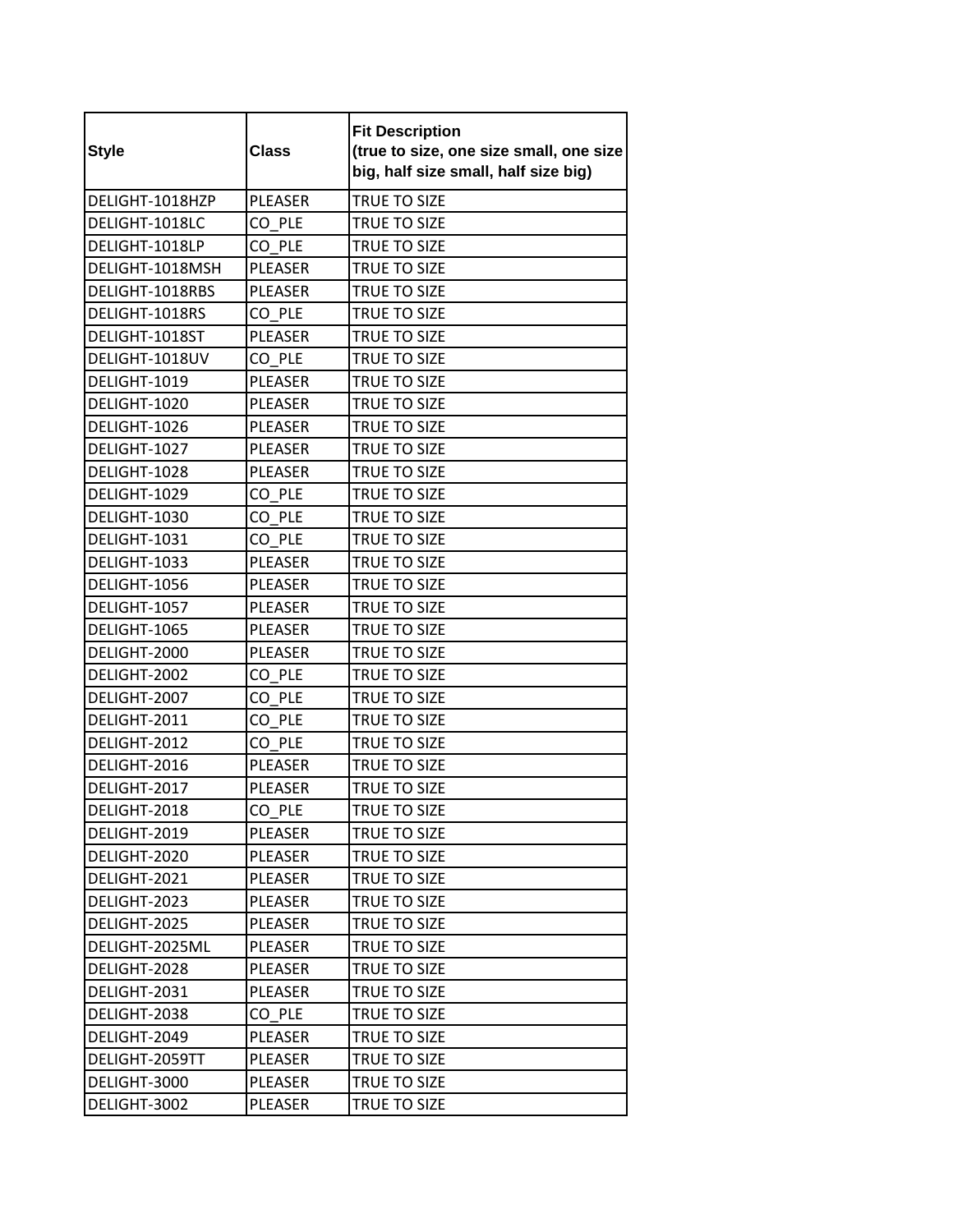| Style | Class | Fit Description (true to size, one size small, one size big, half size small, half size big) |
|---|---|---|
| DELIGHT-1018HZP | PLEASER | TRUE TO SIZE |
| DELIGHT-1018LC | CO_PLE | TRUE TO SIZE |
| DELIGHT-1018LP | CO_PLE | TRUE TO SIZE |
| DELIGHT-1018MSH | PLEASER | TRUE TO SIZE |
| DELIGHT-1018RBS | PLEASER | TRUE TO SIZE |
| DELIGHT-1018RS | CO_PLE | TRUE TO SIZE |
| DELIGHT-1018ST | PLEASER | TRUE TO SIZE |
| DELIGHT-1018UV | CO_PLE | TRUE TO SIZE |
| DELIGHT-1019 | PLEASER | TRUE TO SIZE |
| DELIGHT-1020 | PLEASER | TRUE TO SIZE |
| DELIGHT-1026 | PLEASER | TRUE TO SIZE |
| DELIGHT-1027 | PLEASER | TRUE TO SIZE |
| DELIGHT-1028 | PLEASER | TRUE TO SIZE |
| DELIGHT-1029 | CO_PLE | TRUE TO SIZE |
| DELIGHT-1030 | CO_PLE | TRUE TO SIZE |
| DELIGHT-1031 | CO_PLE | TRUE TO SIZE |
| DELIGHT-1033 | PLEASER | TRUE TO SIZE |
| DELIGHT-1056 | PLEASER | TRUE TO SIZE |
| DELIGHT-1057 | PLEASER | TRUE TO SIZE |
| DELIGHT-1065 | PLEASER | TRUE TO SIZE |
| DELIGHT-2000 | PLEASER | TRUE TO SIZE |
| DELIGHT-2002 | CO_PLE | TRUE TO SIZE |
| DELIGHT-2007 | CO_PLE | TRUE TO SIZE |
| DELIGHT-2011 | CO_PLE | TRUE TO SIZE |
| DELIGHT-2012 | CO_PLE | TRUE TO SIZE |
| DELIGHT-2016 | PLEASER | TRUE TO SIZE |
| DELIGHT-2017 | PLEASER | TRUE TO SIZE |
| DELIGHT-2018 | CO_PLE | TRUE TO SIZE |
| DELIGHT-2019 | PLEASER | TRUE TO SIZE |
| DELIGHT-2020 | PLEASER | TRUE TO SIZE |
| DELIGHT-2021 | PLEASER | TRUE TO SIZE |
| DELIGHT-2023 | PLEASER | TRUE TO SIZE |
| DELIGHT-2025 | PLEASER | TRUE TO SIZE |
| DELIGHT-2025ML | PLEASER | TRUE TO SIZE |
| DELIGHT-2028 | PLEASER | TRUE TO SIZE |
| DELIGHT-2031 | PLEASER | TRUE TO SIZE |
| DELIGHT-2038 | CO_PLE | TRUE TO SIZE |
| DELIGHT-2049 | PLEASER | TRUE TO SIZE |
| DELIGHT-2059TT | PLEASER | TRUE TO SIZE |
| DELIGHT-3000 | PLEASER | TRUE TO SIZE |
| DELIGHT-3002 | PLEASER | TRUE TO SIZE |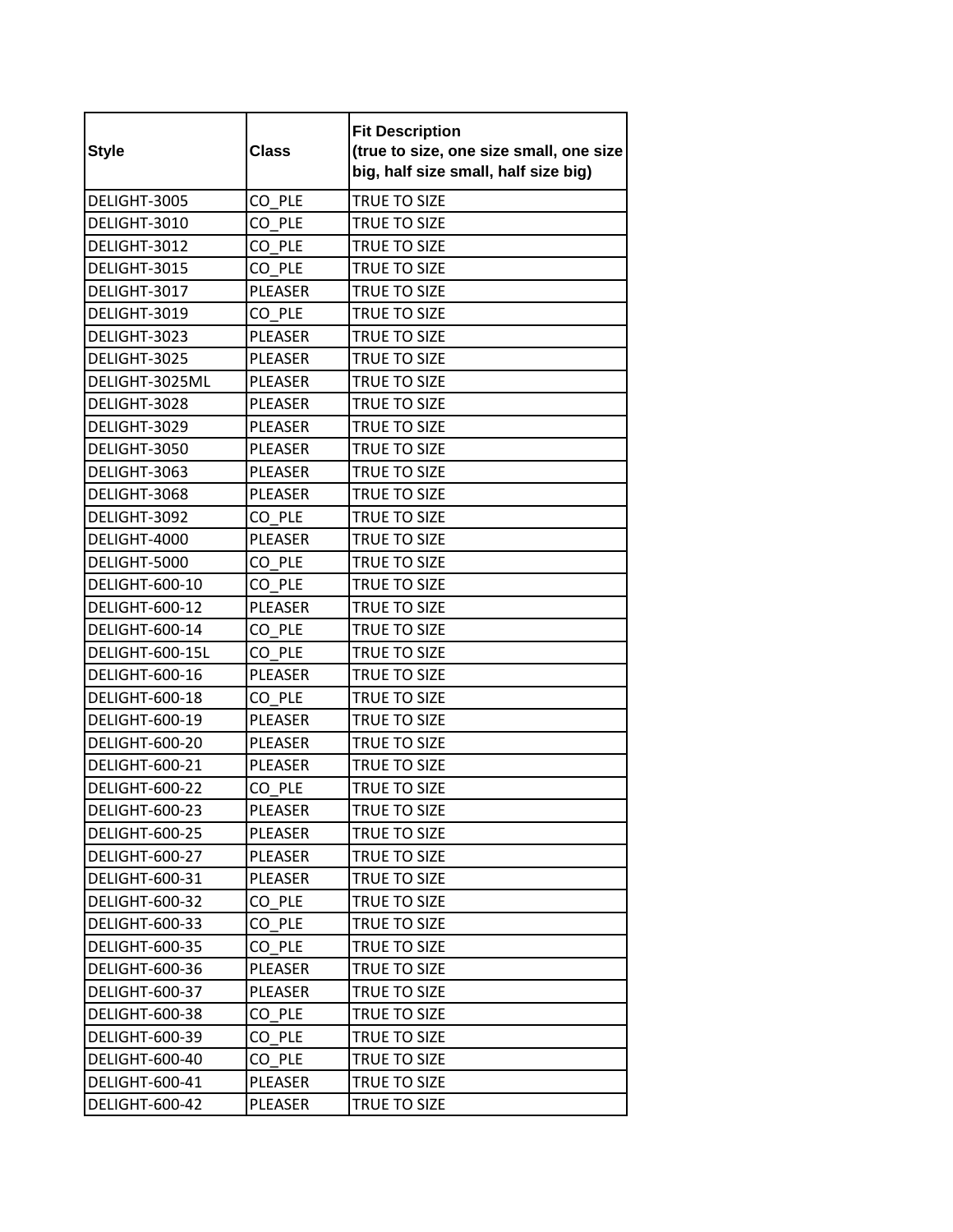| Style | Class | Fit Description (true to size, one size small, one size big, half size small, half size big) |
|---|---|---|
| DELIGHT-3005 | CO_PLE | TRUE TO SIZE |
| DELIGHT-3010 | CO_PLE | TRUE TO SIZE |
| DELIGHT-3012 | CO_PLE | TRUE TO SIZE |
| DELIGHT-3015 | CO_PLE | TRUE TO SIZE |
| DELIGHT-3017 | PLEASER | TRUE TO SIZE |
| DELIGHT-3019 | CO_PLE | TRUE TO SIZE |
| DELIGHT-3023 | PLEASER | TRUE TO SIZE |
| DELIGHT-3025 | PLEASER | TRUE TO SIZE |
| DELIGHT-3025ML | PLEASER | TRUE TO SIZE |
| DELIGHT-3028 | PLEASER | TRUE TO SIZE |
| DELIGHT-3029 | PLEASER | TRUE TO SIZE |
| DELIGHT-3050 | PLEASER | TRUE TO SIZE |
| DELIGHT-3063 | PLEASER | TRUE TO SIZE |
| DELIGHT-3068 | PLEASER | TRUE TO SIZE |
| DELIGHT-3092 | CO_PLE | TRUE TO SIZE |
| DELIGHT-4000 | PLEASER | TRUE TO SIZE |
| DELIGHT-5000 | CO_PLE | TRUE TO SIZE |
| DELIGHT-600-10 | CO_PLE | TRUE TO SIZE |
| DELIGHT-600-12 | PLEASER | TRUE TO SIZE |
| DELIGHT-600-14 | CO_PLE | TRUE TO SIZE |
| DELIGHT-600-15L | CO_PLE | TRUE TO SIZE |
| DELIGHT-600-16 | PLEASER | TRUE TO SIZE |
| DELIGHT-600-18 | CO_PLE | TRUE TO SIZE |
| DELIGHT-600-19 | PLEASER | TRUE TO SIZE |
| DELIGHT-600-20 | PLEASER | TRUE TO SIZE |
| DELIGHT-600-21 | PLEASER | TRUE TO SIZE |
| DELIGHT-600-22 | CO_PLE | TRUE TO SIZE |
| DELIGHT-600-23 | PLEASER | TRUE TO SIZE |
| DELIGHT-600-25 | PLEASER | TRUE TO SIZE |
| DELIGHT-600-27 | PLEASER | TRUE TO SIZE |
| DELIGHT-600-31 | PLEASER | TRUE TO SIZE |
| DELIGHT-600-32 | CO_PLE | TRUE TO SIZE |
| DELIGHT-600-33 | CO_PLE | TRUE TO SIZE |
| DELIGHT-600-35 | CO_PLE | TRUE TO SIZE |
| DELIGHT-600-36 | PLEASER | TRUE TO SIZE |
| DELIGHT-600-37 | PLEASER | TRUE TO SIZE |
| DELIGHT-600-38 | CO_PLE | TRUE TO SIZE |
| DELIGHT-600-39 | CO_PLE | TRUE TO SIZE |
| DELIGHT-600-40 | CO_PLE | TRUE TO SIZE |
| DELIGHT-600-41 | PLEASER | TRUE TO SIZE |
| DELIGHT-600-42 | PLEASER | TRUE TO SIZE |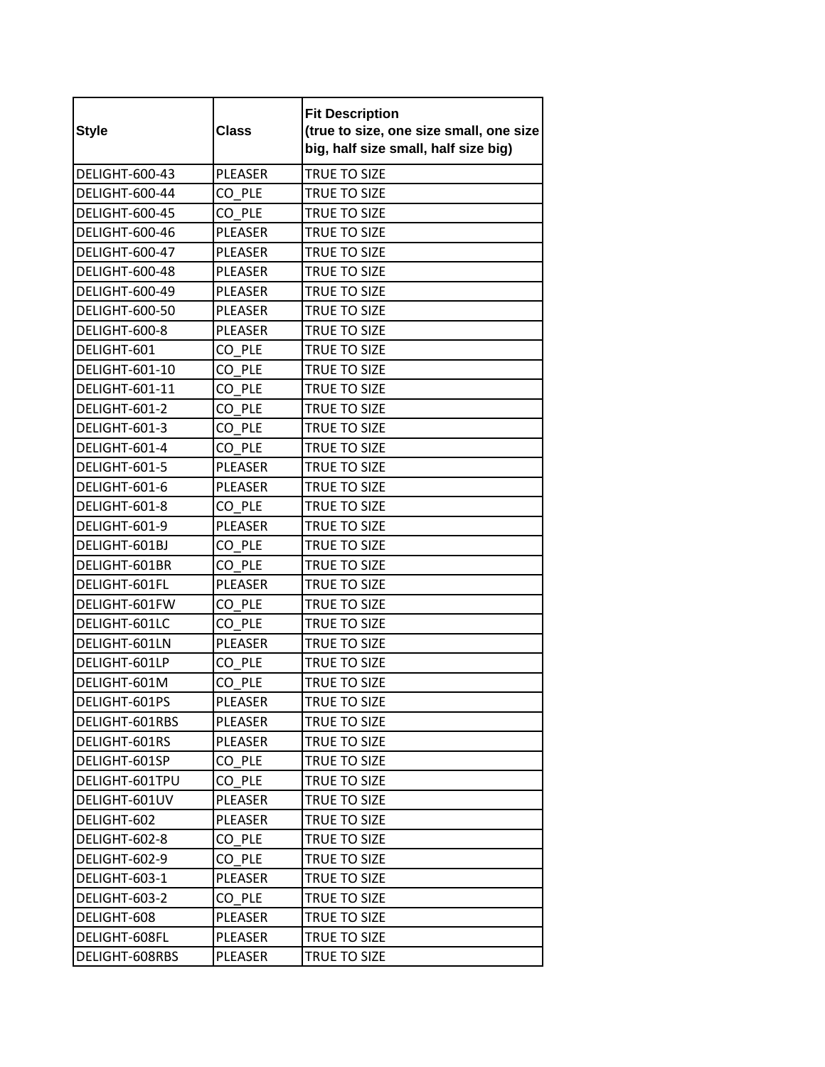| Style | Class | Fit Description (true to size, one size small, one size big, half size small, half size big) |
|---|---|---|
| DELIGHT-600-43 | PLEASER | TRUE TO SIZE |
| DELIGHT-600-44 | CO_PLE | TRUE TO SIZE |
| DELIGHT-600-45 | CO_PLE | TRUE TO SIZE |
| DELIGHT-600-46 | PLEASER | TRUE TO SIZE |
| DELIGHT-600-47 | PLEASER | TRUE TO SIZE |
| DELIGHT-600-48 | PLEASER | TRUE TO SIZE |
| DELIGHT-600-49 | PLEASER | TRUE TO SIZE |
| DELIGHT-600-50 | PLEASER | TRUE TO SIZE |
| DELIGHT-600-8 | PLEASER | TRUE TO SIZE |
| DELIGHT-601 | CO_PLE | TRUE TO SIZE |
| DELIGHT-601-10 | CO_PLE | TRUE TO SIZE |
| DELIGHT-601-11 | CO_PLE | TRUE TO SIZE |
| DELIGHT-601-2 | CO_PLE | TRUE TO SIZE |
| DELIGHT-601-3 | CO_PLE | TRUE TO SIZE |
| DELIGHT-601-4 | CO_PLE | TRUE TO SIZE |
| DELIGHT-601-5 | PLEASER | TRUE TO SIZE |
| DELIGHT-601-6 | PLEASER | TRUE TO SIZE |
| DELIGHT-601-8 | CO_PLE | TRUE TO SIZE |
| DELIGHT-601-9 | PLEASER | TRUE TO SIZE |
| DELIGHT-601BJ | CO_PLE | TRUE TO SIZE |
| DELIGHT-601BR | CO_PLE | TRUE TO SIZE |
| DELIGHT-601FL | PLEASER | TRUE TO SIZE |
| DELIGHT-601FW | CO_PLE | TRUE TO SIZE |
| DELIGHT-601LC | CO_PLE | TRUE TO SIZE |
| DELIGHT-601LN | PLEASER | TRUE TO SIZE |
| DELIGHT-601LP | CO_PLE | TRUE TO SIZE |
| DELIGHT-601M | CO_PLE | TRUE TO SIZE |
| DELIGHT-601PS | PLEASER | TRUE TO SIZE |
| DELIGHT-601RBS | PLEASER | TRUE TO SIZE |
| DELIGHT-601RS | PLEASER | TRUE TO SIZE |
| DELIGHT-601SP | CO_PLE | TRUE TO SIZE |
| DELIGHT-601TPU | CO_PLE | TRUE TO SIZE |
| DELIGHT-601UV | PLEASER | TRUE TO SIZE |
| DELIGHT-602 | PLEASER | TRUE TO SIZE |
| DELIGHT-602-8 | CO_PLE | TRUE TO SIZE |
| DELIGHT-602-9 | CO_PLE | TRUE TO SIZE |
| DELIGHT-603-1 | PLEASER | TRUE TO SIZE |
| DELIGHT-603-2 | CO_PLE | TRUE TO SIZE |
| DELIGHT-608 | PLEASER | TRUE TO SIZE |
| DELIGHT-608FL | PLEASER | TRUE TO SIZE |
| DELIGHT-608RBS | PLEASER | TRUE TO SIZE |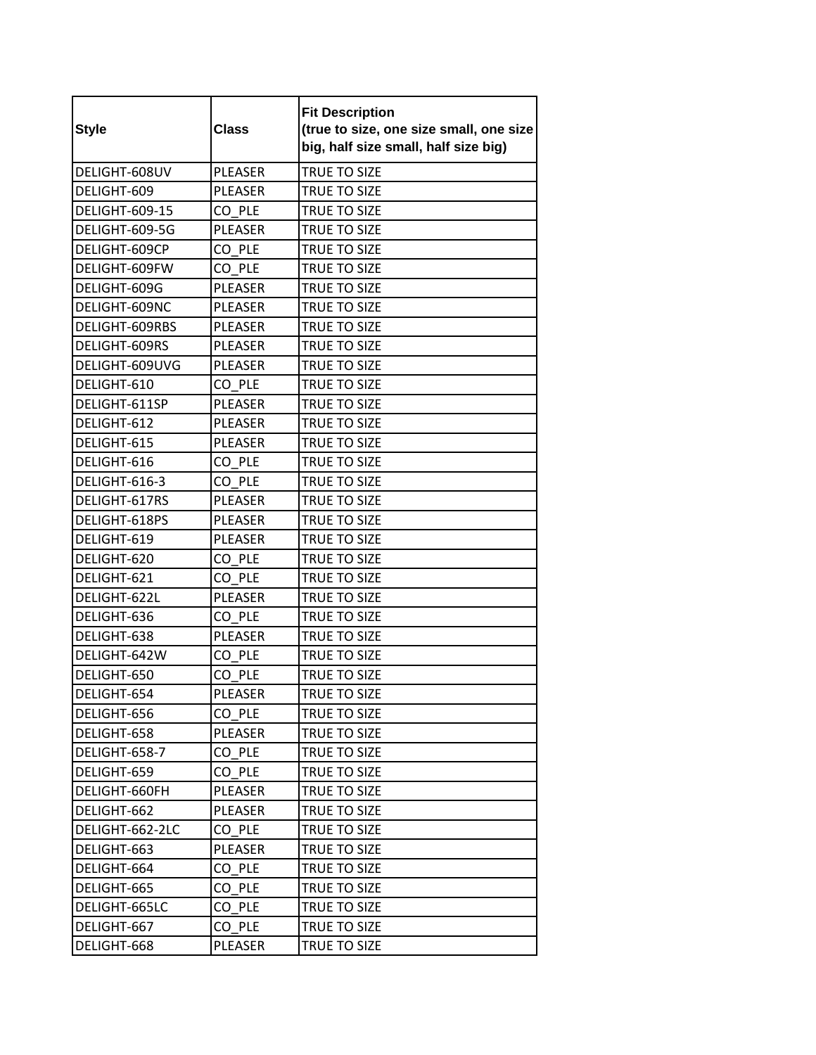| Style | Class | Fit Description (true to size, one size small, one size big, half size small, half size big) |
|---|---|---|
| DELIGHT-608UV | PLEASER | TRUE TO SIZE |
| DELIGHT-609 | PLEASER | TRUE TO SIZE |
| DELIGHT-609-15 | CO_PLE | TRUE TO SIZE |
| DELIGHT-609-5G | PLEASER | TRUE TO SIZE |
| DELIGHT-609CP | CO_PLE | TRUE TO SIZE |
| DELIGHT-609FW | CO_PLE | TRUE TO SIZE |
| DELIGHT-609G | PLEASER | TRUE TO SIZE |
| DELIGHT-609NC | PLEASER | TRUE TO SIZE |
| DELIGHT-609RBS | PLEASER | TRUE TO SIZE |
| DELIGHT-609RS | PLEASER | TRUE TO SIZE |
| DELIGHT-609UVG | PLEASER | TRUE TO SIZE |
| DELIGHT-610 | CO_PLE | TRUE TO SIZE |
| DELIGHT-611SP | PLEASER | TRUE TO SIZE |
| DELIGHT-612 | PLEASER | TRUE TO SIZE |
| DELIGHT-615 | PLEASER | TRUE TO SIZE |
| DELIGHT-616 | CO_PLE | TRUE TO SIZE |
| DELIGHT-616-3 | CO_PLE | TRUE TO SIZE |
| DELIGHT-617RS | PLEASER | TRUE TO SIZE |
| DELIGHT-618PS | PLEASER | TRUE TO SIZE |
| DELIGHT-619 | PLEASER | TRUE TO SIZE |
| DELIGHT-620 | CO_PLE | TRUE TO SIZE |
| DELIGHT-621 | CO_PLE | TRUE TO SIZE |
| DELIGHT-622L | PLEASER | TRUE TO SIZE |
| DELIGHT-636 | CO_PLE | TRUE TO SIZE |
| DELIGHT-638 | PLEASER | TRUE TO SIZE |
| DELIGHT-642W | CO_PLE | TRUE TO SIZE |
| DELIGHT-650 | CO_PLE | TRUE TO SIZE |
| DELIGHT-654 | PLEASER | TRUE TO SIZE |
| DELIGHT-656 | CO_PLE | TRUE TO SIZE |
| DELIGHT-658 | PLEASER | TRUE TO SIZE |
| DELIGHT-658-7 | CO_PLE | TRUE TO SIZE |
| DELIGHT-659 | CO_PLE | TRUE TO SIZE |
| DELIGHT-660FH | PLEASER | TRUE TO SIZE |
| DELIGHT-662 | PLEASER | TRUE TO SIZE |
| DELIGHT-662-2LC | CO_PLE | TRUE TO SIZE |
| DELIGHT-663 | PLEASER | TRUE TO SIZE |
| DELIGHT-664 | CO_PLE | TRUE TO SIZE |
| DELIGHT-665 | CO_PLE | TRUE TO SIZE |
| DELIGHT-665LC | CO_PLE | TRUE TO SIZE |
| DELIGHT-667 | CO_PLE | TRUE TO SIZE |
| DELIGHT-668 | PLEASER | TRUE TO SIZE |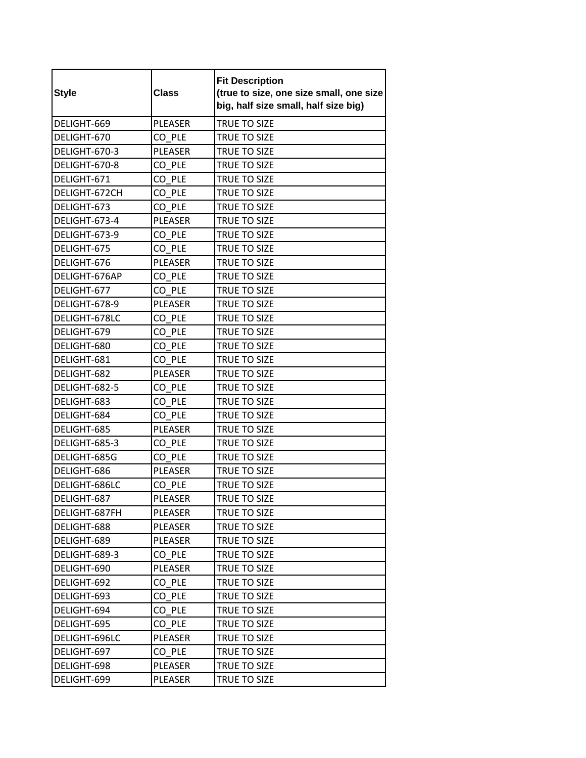| Style | Class | Fit Description (true to size, one size small, one size big, half size small, half size big) |
|---|---|---|
| DELIGHT-669 | PLEASER | TRUE TO SIZE |
| DELIGHT-670 | CO_PLE | TRUE TO SIZE |
| DELIGHT-670-3 | PLEASER | TRUE TO SIZE |
| DELIGHT-670-8 | CO_PLE | TRUE TO SIZE |
| DELIGHT-671 | CO_PLE | TRUE TO SIZE |
| DELIGHT-672CH | CO_PLE | TRUE TO SIZE |
| DELIGHT-673 | CO_PLE | TRUE TO SIZE |
| DELIGHT-673-4 | PLEASER | TRUE TO SIZE |
| DELIGHT-673-9 | CO_PLE | TRUE TO SIZE |
| DELIGHT-675 | CO_PLE | TRUE TO SIZE |
| DELIGHT-676 | PLEASER | TRUE TO SIZE |
| DELIGHT-676AP | CO_PLE | TRUE TO SIZE |
| DELIGHT-677 | CO_PLE | TRUE TO SIZE |
| DELIGHT-678-9 | PLEASER | TRUE TO SIZE |
| DELIGHT-678LC | CO_PLE | TRUE TO SIZE |
| DELIGHT-679 | CO_PLE | TRUE TO SIZE |
| DELIGHT-680 | CO_PLE | TRUE TO SIZE |
| DELIGHT-681 | CO_PLE | TRUE TO SIZE |
| DELIGHT-682 | PLEASER | TRUE TO SIZE |
| DELIGHT-682-5 | CO_PLE | TRUE TO SIZE |
| DELIGHT-683 | CO_PLE | TRUE TO SIZE |
| DELIGHT-684 | CO_PLE | TRUE TO SIZE |
| DELIGHT-685 | PLEASER | TRUE TO SIZE |
| DELIGHT-685-3 | CO_PLE | TRUE TO SIZE |
| DELIGHT-685G | CO_PLE | TRUE TO SIZE |
| DELIGHT-686 | PLEASER | TRUE TO SIZE |
| DELIGHT-686LC | CO_PLE | TRUE TO SIZE |
| DELIGHT-687 | PLEASER | TRUE TO SIZE |
| DELIGHT-687FH | PLEASER | TRUE TO SIZE |
| DELIGHT-688 | PLEASER | TRUE TO SIZE |
| DELIGHT-689 | PLEASER | TRUE TO SIZE |
| DELIGHT-689-3 | CO_PLE | TRUE TO SIZE |
| DELIGHT-690 | PLEASER | TRUE TO SIZE |
| DELIGHT-692 | CO_PLE | TRUE TO SIZE |
| DELIGHT-693 | CO_PLE | TRUE TO SIZE |
| DELIGHT-694 | CO_PLE | TRUE TO SIZE |
| DELIGHT-695 | CO_PLE | TRUE TO SIZE |
| DELIGHT-696LC | PLEASER | TRUE TO SIZE |
| DELIGHT-697 | CO_PLE | TRUE TO SIZE |
| DELIGHT-698 | PLEASER | TRUE TO SIZE |
| DELIGHT-699 | PLEASER | TRUE TO SIZE |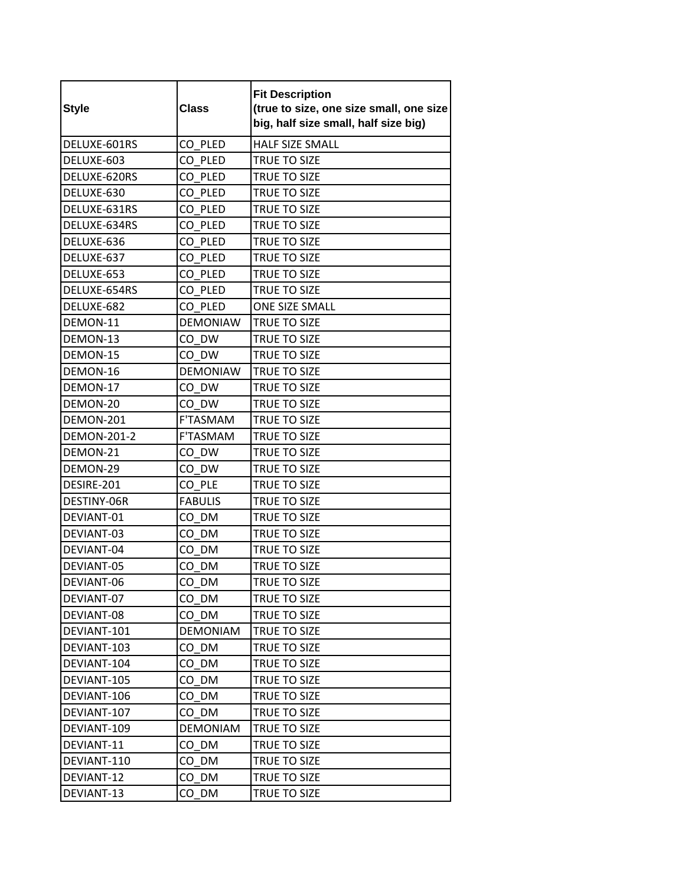| Style | Class | Fit Description (true to size, one size small, one size big, half size small, half size big) |
|---|---|---|
| DELUXE-601RS | CO_PLED | HALF SIZE SMALL |
| DELUXE-603 | CO_PLED | TRUE TO SIZE |
| DELUXE-620RS | CO_PLED | TRUE TO SIZE |
| DELUXE-630 | CO_PLED | TRUE TO SIZE |
| DELUXE-631RS | CO_PLED | TRUE TO SIZE |
| DELUXE-634RS | CO_PLED | TRUE TO SIZE |
| DELUXE-636 | CO_PLED | TRUE TO SIZE |
| DELUXE-637 | CO_PLED | TRUE TO SIZE |
| DELUXE-653 | CO_PLED | TRUE TO SIZE |
| DELUXE-654RS | CO_PLED | TRUE TO SIZE |
| DELUXE-682 | CO_PLED | ONE SIZE SMALL |
| DEMON-11 | DEMONIAW | TRUE TO SIZE |
| DEMON-13 | CO_DW | TRUE TO SIZE |
| DEMON-15 | CO_DW | TRUE TO SIZE |
| DEMON-16 | DEMONIAW | TRUE TO SIZE |
| DEMON-17 | CO_DW | TRUE TO SIZE |
| DEMON-20 | CO_DW | TRUE TO SIZE |
| DEMON-201 | F'TASMAM | TRUE TO SIZE |
| DEMON-201-2 | F'TASMAM | TRUE TO SIZE |
| DEMON-21 | CO_DW | TRUE TO SIZE |
| DEMON-29 | CO_DW | TRUE TO SIZE |
| DESIRE-201 | CO_PLE | TRUE TO SIZE |
| DESTINY-06R | FABULIS | TRUE TO SIZE |
| DEVIANT-01 | CO_DM | TRUE TO SIZE |
| DEVIANT-03 | CO_DM | TRUE TO SIZE |
| DEVIANT-04 | CO_DM | TRUE TO SIZE |
| DEVIANT-05 | CO_DM | TRUE TO SIZE |
| DEVIANT-06 | CO_DM | TRUE TO SIZE |
| DEVIANT-07 | CO_DM | TRUE TO SIZE |
| DEVIANT-08 | CO_DM | TRUE TO SIZE |
| DEVIANT-101 | DEMONIAM | TRUE TO SIZE |
| DEVIANT-103 | CO_DM | TRUE TO SIZE |
| DEVIANT-104 | CO_DM | TRUE TO SIZE |
| DEVIANT-105 | CO_DM | TRUE TO SIZE |
| DEVIANT-106 | CO_DM | TRUE TO SIZE |
| DEVIANT-107 | CO_DM | TRUE TO SIZE |
| DEVIANT-109 | DEMONIAM | TRUE TO SIZE |
| DEVIANT-11 | CO_DM | TRUE TO SIZE |
| DEVIANT-110 | CO_DM | TRUE TO SIZE |
| DEVIANT-12 | CO_DM | TRUE TO SIZE |
| DEVIANT-13 | CO_DM | TRUE TO SIZE |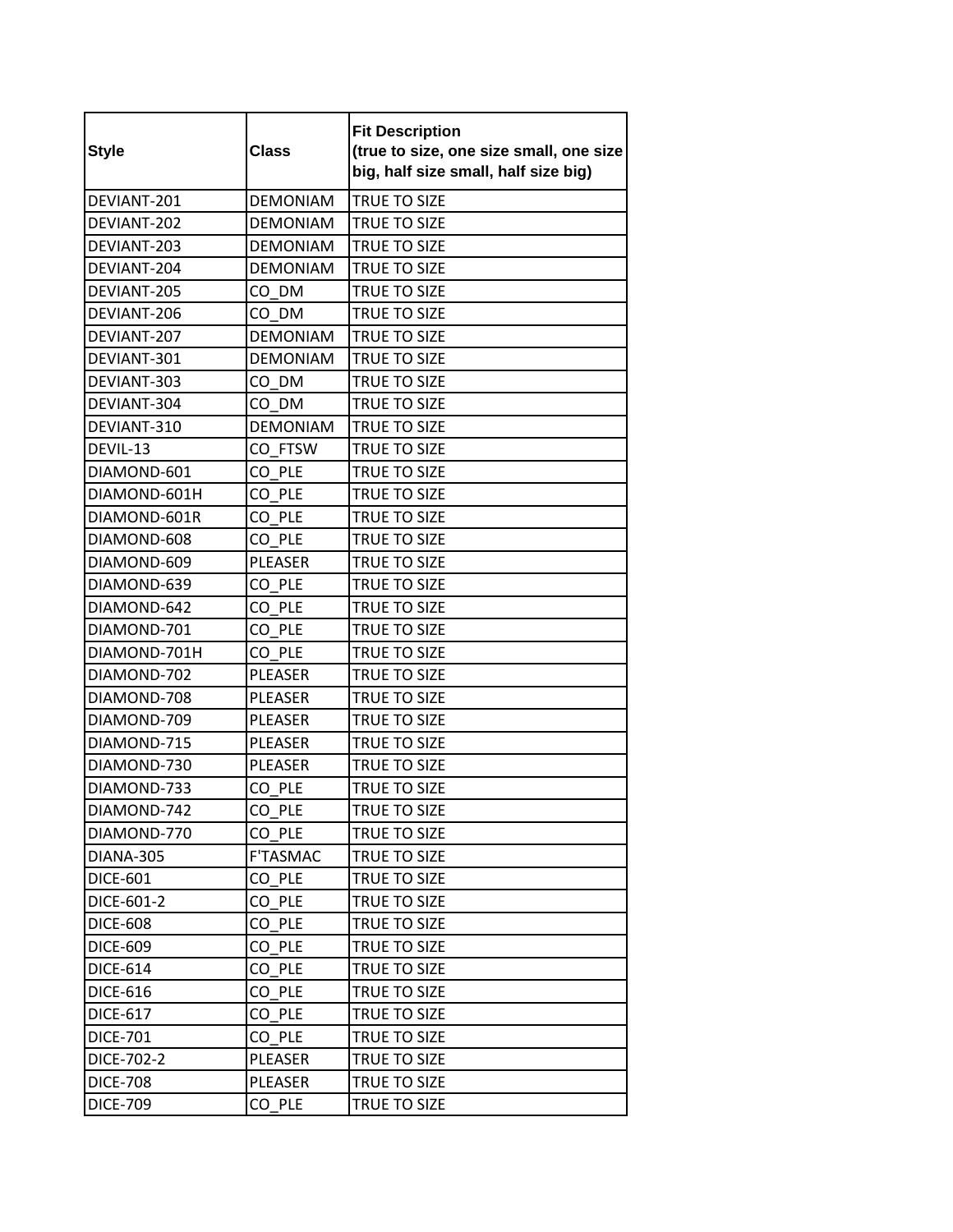| Style | Class | Fit Description (true to size, one size small, one size big, half size small, half size big) |
|---|---|---|
| DEVIANT-201 | DEMONIAM | TRUE TO SIZE |
| DEVIANT-202 | DEMONIAM | TRUE TO SIZE |
| DEVIANT-203 | DEMONIAM | TRUE TO SIZE |
| DEVIANT-204 | DEMONIAM | TRUE TO SIZE |
| DEVIANT-205 | CO_DM | TRUE TO SIZE |
| DEVIANT-206 | CO_DM | TRUE TO SIZE |
| DEVIANT-207 | DEMONIAM | TRUE TO SIZE |
| DEVIANT-301 | DEMONIAM | TRUE TO SIZE |
| DEVIANT-303 | CO_DM | TRUE TO SIZE |
| DEVIANT-304 | CO_DM | TRUE TO SIZE |
| DEVIANT-310 | DEMONIAM | TRUE TO SIZE |
| DEVIL-13 | CO_FTSW | TRUE TO SIZE |
| DIAMOND-601 | CO_PLE | TRUE TO SIZE |
| DIAMOND-601H | CO_PLE | TRUE TO SIZE |
| DIAMOND-601R | CO_PLE | TRUE TO SIZE |
| DIAMOND-608 | CO_PLE | TRUE TO SIZE |
| DIAMOND-609 | PLEASER | TRUE TO SIZE |
| DIAMOND-639 | CO_PLE | TRUE TO SIZE |
| DIAMOND-642 | CO_PLE | TRUE TO SIZE |
| DIAMOND-701 | CO_PLE | TRUE TO SIZE |
| DIAMOND-701H | CO_PLE | TRUE TO SIZE |
| DIAMOND-702 | PLEASER | TRUE TO SIZE |
| DIAMOND-708 | PLEASER | TRUE TO SIZE |
| DIAMOND-709 | PLEASER | TRUE TO SIZE |
| DIAMOND-715 | PLEASER | TRUE TO SIZE |
| DIAMOND-730 | PLEASER | TRUE TO SIZE |
| DIAMOND-733 | CO_PLE | TRUE TO SIZE |
| DIAMOND-742 | CO_PLE | TRUE TO SIZE |
| DIAMOND-770 | CO_PLE | TRUE TO SIZE |
| DIANA-305 | F'TASMAC | TRUE TO SIZE |
| DICE-601 | CO_PLE | TRUE TO SIZE |
| DICE-601-2 | CO_PLE | TRUE TO SIZE |
| DICE-608 | CO_PLE | TRUE TO SIZE |
| DICE-609 | CO_PLE | TRUE TO SIZE |
| DICE-614 | CO_PLE | TRUE TO SIZE |
| DICE-616 | CO_PLE | TRUE TO SIZE |
| DICE-617 | CO_PLE | TRUE TO SIZE |
| DICE-701 | CO_PLE | TRUE TO SIZE |
| DICE-702-2 | PLEASER | TRUE TO SIZE |
| DICE-708 | PLEASER | TRUE TO SIZE |
| DICE-709 | CO_PLE | TRUE TO SIZE |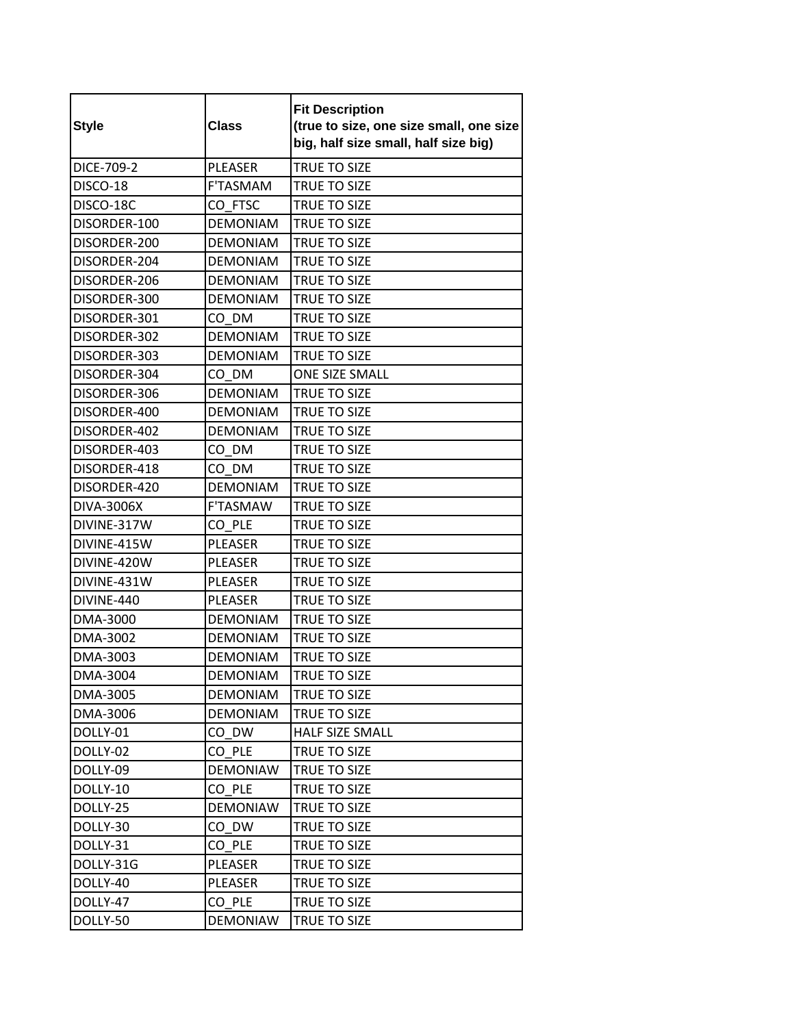| Style | Class | Fit Description (true to size, one size small, one size big, half size small, half size big) |
|---|---|---|
| DICE-709-2 | PLEASER | TRUE TO SIZE |
| DISCO-18 | F'TASMAM | TRUE TO SIZE |
| DISCO-18C | CO_FTSC | TRUE TO SIZE |
| DISORDER-100 | DEMONIAM | TRUE TO SIZE |
| DISORDER-200 | DEMONIAM | TRUE TO SIZE |
| DISORDER-204 | DEMONIAM | TRUE TO SIZE |
| DISORDER-206 | DEMONIAM | TRUE TO SIZE |
| DISORDER-300 | DEMONIAM | TRUE TO SIZE |
| DISORDER-301 | CO_DM | TRUE TO SIZE |
| DISORDER-302 | DEMONIAM | TRUE TO SIZE |
| DISORDER-303 | DEMONIAM | TRUE TO SIZE |
| DISORDER-304 | CO_DM | ONE SIZE SMALL |
| DISORDER-306 | DEMONIAM | TRUE TO SIZE |
| DISORDER-400 | DEMONIAM | TRUE TO SIZE |
| DISORDER-402 | DEMONIAM | TRUE TO SIZE |
| DISORDER-403 | CO_DM | TRUE TO SIZE |
| DISORDER-418 | CO_DM | TRUE TO SIZE |
| DISORDER-420 | DEMONIAM | TRUE TO SIZE |
| DIVA-3006X | F'TASMAW | TRUE TO SIZE |
| DIVINE-317W | CO_PLE | TRUE TO SIZE |
| DIVINE-415W | PLEASER | TRUE TO SIZE |
| DIVINE-420W | PLEASER | TRUE TO SIZE |
| DIVINE-431W | PLEASER | TRUE TO SIZE |
| DIVINE-440 | PLEASER | TRUE TO SIZE |
| DMA-3000 | DEMONIAM | TRUE TO SIZE |
| DMA-3002 | DEMONIAM | TRUE TO SIZE |
| DMA-3003 | DEMONIAM | TRUE TO SIZE |
| DMA-3004 | DEMONIAM | TRUE TO SIZE |
| DMA-3005 | DEMONIAM | TRUE TO SIZE |
| DMA-3006 | DEMONIAM | TRUE TO SIZE |
| DOLLY-01 | CO_DW | HALF SIZE SMALL |
| DOLLY-02 | CO_PLE | TRUE TO SIZE |
| DOLLY-09 | DEMONIAW | TRUE TO SIZE |
| DOLLY-10 | CO_PLE | TRUE TO SIZE |
| DOLLY-25 | DEMONIAW | TRUE TO SIZE |
| DOLLY-30 | CO_DW | TRUE TO SIZE |
| DOLLY-31 | CO_PLE | TRUE TO SIZE |
| DOLLY-31G | PLEASER | TRUE TO SIZE |
| DOLLY-40 | PLEASER | TRUE TO SIZE |
| DOLLY-47 | CO_PLE | TRUE TO SIZE |
| DOLLY-50 | DEMONIAW | TRUE TO SIZE |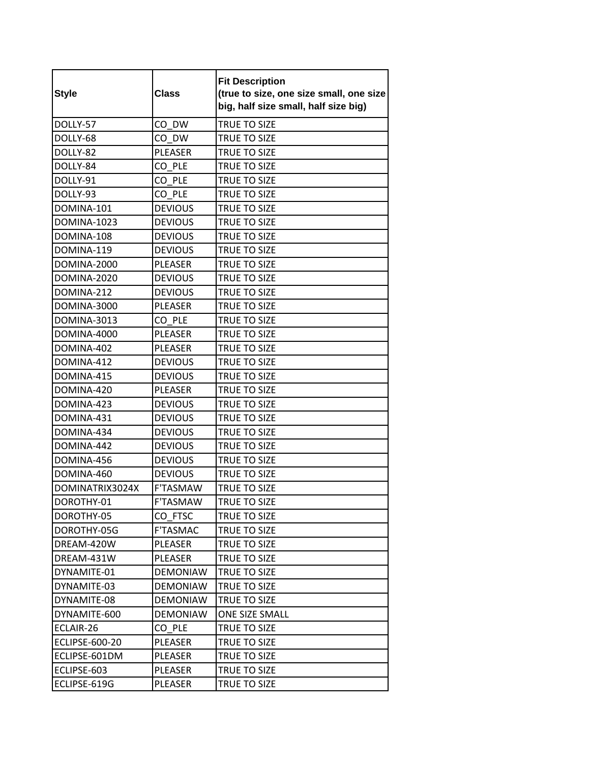| Style | Class | Fit Description (true to size, one size small, one size big, half size small, half size big) |
|---|---|---|
| DOLLY-57 | CO_DW | TRUE TO SIZE |
| DOLLY-68 | CO_DW | TRUE TO SIZE |
| DOLLY-82 | PLEASER | TRUE TO SIZE |
| DOLLY-84 | CO_PLE | TRUE TO SIZE |
| DOLLY-91 | CO_PLE | TRUE TO SIZE |
| DOLLY-93 | CO_PLE | TRUE TO SIZE |
| DOMINA-101 | DEVIOUS | TRUE TO SIZE |
| DOMINA-1023 | DEVIOUS | TRUE TO SIZE |
| DOMINA-108 | DEVIOUS | TRUE TO SIZE |
| DOMINA-119 | DEVIOUS | TRUE TO SIZE |
| DOMINA-2000 | PLEASER | TRUE TO SIZE |
| DOMINA-2020 | DEVIOUS | TRUE TO SIZE |
| DOMINA-212 | DEVIOUS | TRUE TO SIZE |
| DOMINA-3000 | PLEASER | TRUE TO SIZE |
| DOMINA-3013 | CO_PLE | TRUE TO SIZE |
| DOMINA-4000 | PLEASER | TRUE TO SIZE |
| DOMINA-402 | PLEASER | TRUE TO SIZE |
| DOMINA-412 | DEVIOUS | TRUE TO SIZE |
| DOMINA-415 | DEVIOUS | TRUE TO SIZE |
| DOMINA-420 | PLEASER | TRUE TO SIZE |
| DOMINA-423 | DEVIOUS | TRUE TO SIZE |
| DOMINA-431 | DEVIOUS | TRUE TO SIZE |
| DOMINA-434 | DEVIOUS | TRUE TO SIZE |
| DOMINA-442 | DEVIOUS | TRUE TO SIZE |
| DOMINA-456 | DEVIOUS | TRUE TO SIZE |
| DOMINA-460 | DEVIOUS | TRUE TO SIZE |
| DOMINATRIX3024X | F'TASMAW | TRUE TO SIZE |
| DOROTHY-01 | F'TASMAW | TRUE TO SIZE |
| DOROTHY-05 | CO_FTSC | TRUE TO SIZE |
| DOROTHY-05G | F'TASMAC | TRUE TO SIZE |
| DREAM-420W | PLEASER | TRUE TO SIZE |
| DREAM-431W | PLEASER | TRUE TO SIZE |
| DYNAMITE-01 | DEMONIAW | TRUE TO SIZE |
| DYNAMITE-03 | DEMONIAW | TRUE TO SIZE |
| DYNAMITE-08 | DEMONIAW | TRUE TO SIZE |
| DYNAMITE-600 | DEMONIAW | ONE SIZE SMALL |
| ECLAIR-26 | CO_PLE | TRUE TO SIZE |
| ECLIPSE-600-20 | PLEASER | TRUE TO SIZE |
| ECLIPSE-601DM | PLEASER | TRUE TO SIZE |
| ECLIPSE-603 | PLEASER | TRUE TO SIZE |
| ECLIPSE-619G | PLEASER | TRUE TO SIZE |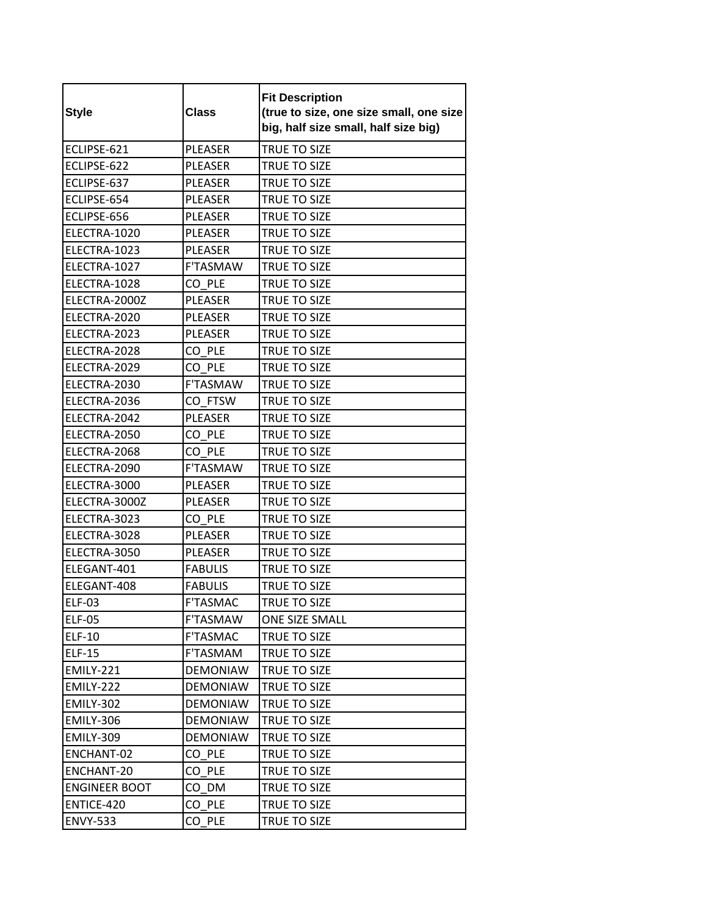| Style | Class | Fit Description (true to size, one size small, one size big, half size small, half size big) |
|---|---|---|
| ECLIPSE-621 | PLEASER | TRUE TO SIZE |
| ECLIPSE-622 | PLEASER | TRUE TO SIZE |
| ECLIPSE-637 | PLEASER | TRUE TO SIZE |
| ECLIPSE-654 | PLEASER | TRUE TO SIZE |
| ECLIPSE-656 | PLEASER | TRUE TO SIZE |
| ELECTRA-1020 | PLEASER | TRUE TO SIZE |
| ELECTRA-1023 | PLEASER | TRUE TO SIZE |
| ELECTRA-1027 | F'TASMAW | TRUE TO SIZE |
| ELECTRA-1028 | CO_PLE | TRUE TO SIZE |
| ELECTRA-2000Z | PLEASER | TRUE TO SIZE |
| ELECTRA-2020 | PLEASER | TRUE TO SIZE |
| ELECTRA-2023 | PLEASER | TRUE TO SIZE |
| ELECTRA-2028 | CO_PLE | TRUE TO SIZE |
| ELECTRA-2029 | CO_PLE | TRUE TO SIZE |
| ELECTRA-2030 | F'TASMAW | TRUE TO SIZE |
| ELECTRA-2036 | CO_FTSW | TRUE TO SIZE |
| ELECTRA-2042 | PLEASER | TRUE TO SIZE |
| ELECTRA-2050 | CO_PLE | TRUE TO SIZE |
| ELECTRA-2068 | CO_PLE | TRUE TO SIZE |
| ELECTRA-2090 | F'TASMAW | TRUE TO SIZE |
| ELECTRA-3000 | PLEASER | TRUE TO SIZE |
| ELECTRA-3000Z | PLEASER | TRUE TO SIZE |
| ELECTRA-3023 | CO_PLE | TRUE TO SIZE |
| ELECTRA-3028 | PLEASER | TRUE TO SIZE |
| ELECTRA-3050 | PLEASER | TRUE TO SIZE |
| ELEGANT-401 | FABULIS | TRUE TO SIZE |
| ELEGANT-408 | FABULIS | TRUE TO SIZE |
| ELF-03 | F'TASMAC | TRUE TO SIZE |
| ELF-05 | F'TASMAW | ONE SIZE SMALL |
| ELF-10 | F'TASMAC | TRUE TO SIZE |
| ELF-15 | F'TASMAM | TRUE TO SIZE |
| EMILY-221 | DEMONIAW | TRUE TO SIZE |
| EMILY-222 | DEMONIAW | TRUE TO SIZE |
| EMILY-302 | DEMONIAW | TRUE TO SIZE |
| EMILY-306 | DEMONIAW | TRUE TO SIZE |
| EMILY-309 | DEMONIAW | TRUE TO SIZE |
| ENCHANT-02 | CO_PLE | TRUE TO SIZE |
| ENCHANT-20 | CO_PLE | TRUE TO SIZE |
| ENGINEER BOOT | CO_DM | TRUE TO SIZE |
| ENTICE-420 | CO_PLE | TRUE TO SIZE |
| ENVY-533 | CO_PLE | TRUE TO SIZE |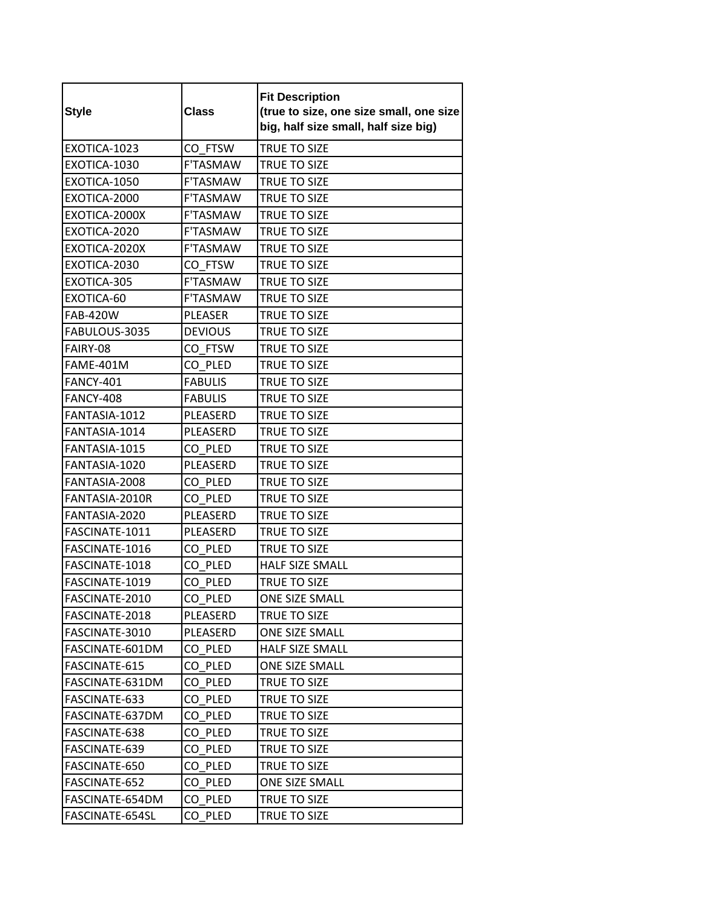| Style | Class | Fit Description (true to size, one size small, one size big, half size small, half size big) |
|---|---|---|
| EXOTICA-1023 | CO_FTSW | TRUE TO SIZE |
| EXOTICA-1030 | F'TASMAW | TRUE TO SIZE |
| EXOTICA-1050 | F'TASMAW | TRUE TO SIZE |
| EXOTICA-2000 | F'TASMAW | TRUE TO SIZE |
| EXOTICA-2000X | F'TASMAW | TRUE TO SIZE |
| EXOTICA-2020 | F'TASMAW | TRUE TO SIZE |
| EXOTICA-2020X | F'TASMAW | TRUE TO SIZE |
| EXOTICA-2030 | CO_FTSW | TRUE TO SIZE |
| EXOTICA-305 | F'TASMAW | TRUE TO SIZE |
| EXOTICA-60 | F'TASMAW | TRUE TO SIZE |
| FAB-420W | PLEASER | TRUE TO SIZE |
| FABULOUS-3035 | DEVIOUS | TRUE TO SIZE |
| FAIRY-08 | CO_FTSW | TRUE TO SIZE |
| FAME-401M | CO_PLED | TRUE TO SIZE |
| FANCY-401 | FABULIS | TRUE TO SIZE |
| FANCY-408 | FABULIS | TRUE TO SIZE |
| FANTASIA-1012 | PLEASERD | TRUE TO SIZE |
| FANTASIA-1014 | PLEASERD | TRUE TO SIZE |
| FANTASIA-1015 | CO_PLED | TRUE TO SIZE |
| FANTASIA-1020 | PLEASERD | TRUE TO SIZE |
| FANTASIA-2008 | CO_PLED | TRUE TO SIZE |
| FANTASIA-2010R | CO_PLED | TRUE TO SIZE |
| FANTASIA-2020 | PLEASERD | TRUE TO SIZE |
| FASCINATE-1011 | PLEASERD | TRUE TO SIZE |
| FASCINATE-1016 | CO_PLED | TRUE TO SIZE |
| FASCINATE-1018 | CO_PLED | HALF SIZE SMALL |
| FASCINATE-1019 | CO_PLED | TRUE TO SIZE |
| FASCINATE-2010 | CO_PLED | ONE SIZE SMALL |
| FASCINATE-2018 | PLEASERD | TRUE TO SIZE |
| FASCINATE-3010 | PLEASERD | ONE SIZE SMALL |
| FASCINATE-601DM | CO_PLED | HALF SIZE SMALL |
| FASCINATE-615 | CO_PLED | ONE SIZE SMALL |
| FASCINATE-631DM | CO_PLED | TRUE TO SIZE |
| FASCINATE-633 | CO_PLED | TRUE TO SIZE |
| FASCINATE-637DM | CO_PLED | TRUE TO SIZE |
| FASCINATE-638 | CO_PLED | TRUE TO SIZE |
| FASCINATE-639 | CO_PLED | TRUE TO SIZE |
| FASCINATE-650 | CO_PLED | TRUE TO SIZE |
| FASCINATE-652 | CO_PLED | ONE SIZE SMALL |
| FASCINATE-654DM | CO_PLED | TRUE TO SIZE |
| FASCINATE-654SL | CO_PLED | TRUE TO SIZE |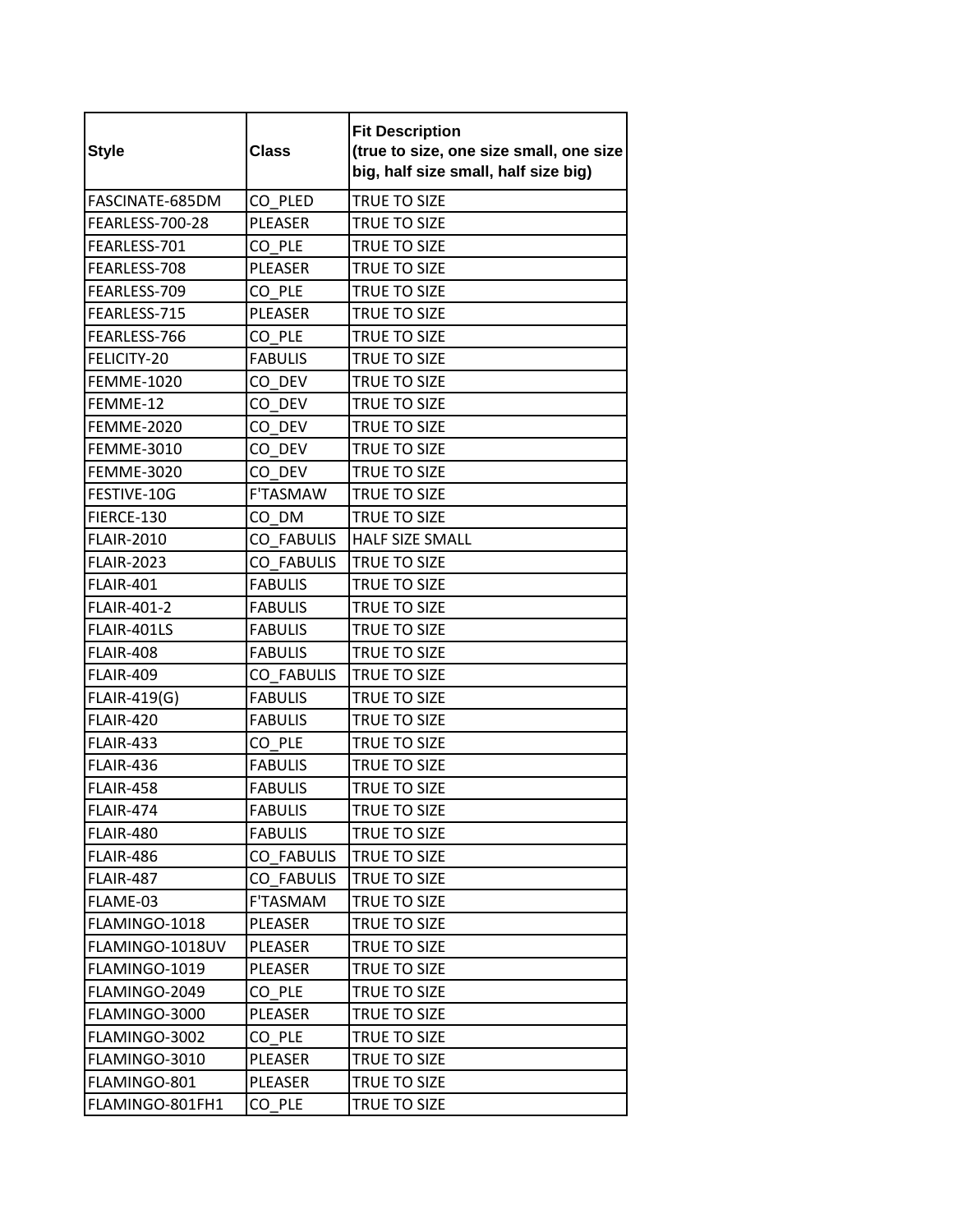| Style | Class | Fit Description (true to size, one size small, one size big, half size small, half size big) |
|---|---|---|
| FASCINATE-685DM | CO_PLED | TRUE TO SIZE |
| FEARLESS-700-28 | PLEASER | TRUE TO SIZE |
| FEARLESS-701 | CO_PLE | TRUE TO SIZE |
| FEARLESS-708 | PLEASER | TRUE TO SIZE |
| FEARLESS-709 | CO_PLE | TRUE TO SIZE |
| FEARLESS-715 | PLEASER | TRUE TO SIZE |
| FEARLESS-766 | CO_PLE | TRUE TO SIZE |
| FELICITY-20 | FABULIS | TRUE TO SIZE |
| FEMME-1020 | CO_DEV | TRUE TO SIZE |
| FEMME-12 | CO_DEV | TRUE TO SIZE |
| FEMME-2020 | CO_DEV | TRUE TO SIZE |
| FEMME-3010 | CO_DEV | TRUE TO SIZE |
| FEMME-3020 | CO_DEV | TRUE TO SIZE |
| FESTIVE-10G | F'TASMAW | TRUE TO SIZE |
| FIERCE-130 | CO_DM | TRUE TO SIZE |
| FLAIR-2010 | CO_FABULIS | HALF SIZE SMALL |
| FLAIR-2023 | CO_FABULIS | TRUE TO SIZE |
| FLAIR-401 | FABULIS | TRUE TO SIZE |
| FLAIR-401-2 | FABULIS | TRUE TO SIZE |
| FLAIR-401LS | FABULIS | TRUE TO SIZE |
| FLAIR-408 | FABULIS | TRUE TO SIZE |
| FLAIR-409 | CO_FABULIS | TRUE TO SIZE |
| FLAIR-419(G) | FABULIS | TRUE TO SIZE |
| FLAIR-420 | FABULIS | TRUE TO SIZE |
| FLAIR-433 | CO_PLE | TRUE TO SIZE |
| FLAIR-436 | FABULIS | TRUE TO SIZE |
| FLAIR-458 | FABULIS | TRUE TO SIZE |
| FLAIR-474 | FABULIS | TRUE TO SIZE |
| FLAIR-480 | FABULIS | TRUE TO SIZE |
| FLAIR-486 | CO_FABULIS | TRUE TO SIZE |
| FLAIR-487 | CO_FABULIS | TRUE TO SIZE |
| FLAME-03 | F'TASMAM | TRUE TO SIZE |
| FLAMINGO-1018 | PLEASER | TRUE TO SIZE |
| FLAMINGO-1018UV | PLEASER | TRUE TO SIZE |
| FLAMINGO-1019 | PLEASER | TRUE TO SIZE |
| FLAMINGO-2049 | CO_PLE | TRUE TO SIZE |
| FLAMINGO-3000 | PLEASER | TRUE TO SIZE |
| FLAMINGO-3002 | CO_PLE | TRUE TO SIZE |
| FLAMINGO-3010 | PLEASER | TRUE TO SIZE |
| FLAMINGO-801 | PLEASER | TRUE TO SIZE |
| FLAMINGO-801FH1 | CO_PLE | TRUE TO SIZE |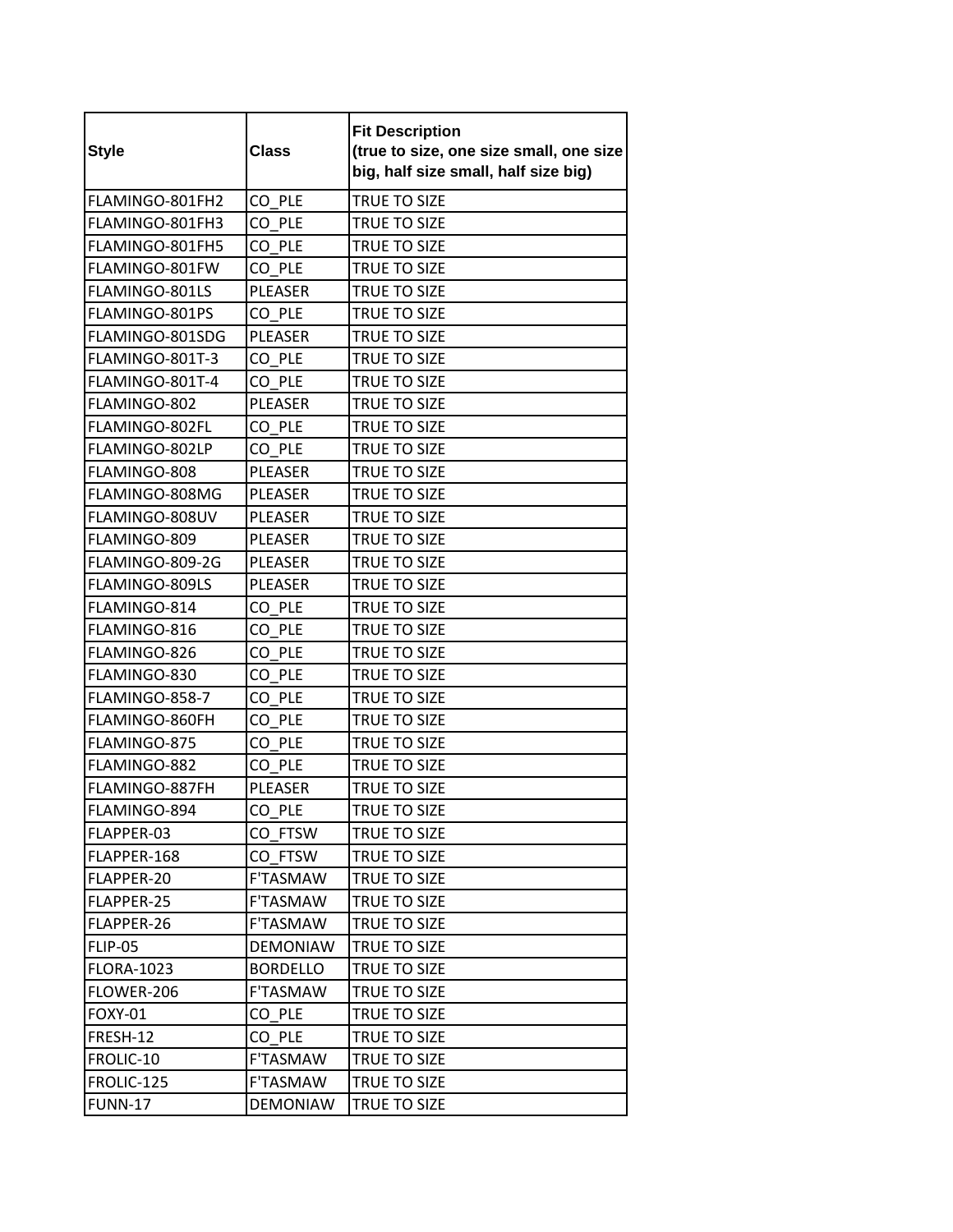| Style | Class | Fit Description (true to size, one size small, one size big, half size small, half size big) |
|---|---|---|
| FLAMINGO-801FH2 | CO_PLE | TRUE TO SIZE |
| FLAMINGO-801FH3 | CO_PLE | TRUE TO SIZE |
| FLAMINGO-801FH5 | CO_PLE | TRUE TO SIZE |
| FLAMINGO-801FW | CO_PLE | TRUE TO SIZE |
| FLAMINGO-801LS | PLEASER | TRUE TO SIZE |
| FLAMINGO-801PS | CO_PLE | TRUE TO SIZE |
| FLAMINGO-801SDG | PLEASER | TRUE TO SIZE |
| FLAMINGO-801T-3 | CO_PLE | TRUE TO SIZE |
| FLAMINGO-801T-4 | CO_PLE | TRUE TO SIZE |
| FLAMINGO-802 | PLEASER | TRUE TO SIZE |
| FLAMINGO-802FL | CO_PLE | TRUE TO SIZE |
| FLAMINGO-802LP | CO_PLE | TRUE TO SIZE |
| FLAMINGO-808 | PLEASER | TRUE TO SIZE |
| FLAMINGO-808MG | PLEASER | TRUE TO SIZE |
| FLAMINGO-808UV | PLEASER | TRUE TO SIZE |
| FLAMINGO-809 | PLEASER | TRUE TO SIZE |
| FLAMINGO-809-2G | PLEASER | TRUE TO SIZE |
| FLAMINGO-809LS | PLEASER | TRUE TO SIZE |
| FLAMINGO-814 | CO_PLE | TRUE TO SIZE |
| FLAMINGO-816 | CO_PLE | TRUE TO SIZE |
| FLAMINGO-826 | CO_PLE | TRUE TO SIZE |
| FLAMINGO-830 | CO_PLE | TRUE TO SIZE |
| FLAMINGO-858-7 | CO_PLE | TRUE TO SIZE |
| FLAMINGO-860FH | CO_PLE | TRUE TO SIZE |
| FLAMINGO-875 | CO_PLE | TRUE TO SIZE |
| FLAMINGO-882 | CO_PLE | TRUE TO SIZE |
| FLAMINGO-887FH | PLEASER | TRUE TO SIZE |
| FLAMINGO-894 | CO_PLE | TRUE TO SIZE |
| FLAPPER-03 | CO_FTSW | TRUE TO SIZE |
| FLAPPER-168 | CO_FTSW | TRUE TO SIZE |
| FLAPPER-20 | F'TASMAW | TRUE TO SIZE |
| FLAPPER-25 | F'TASMAW | TRUE TO SIZE |
| FLAPPER-26 | F'TASMAW | TRUE TO SIZE |
| FLIP-05 | DEMONIAW | TRUE TO SIZE |
| FLORA-1023 | BORDELLO | TRUE TO SIZE |
| FLOWER-206 | F'TASMAW | TRUE TO SIZE |
| FOXY-01 | CO_PLE | TRUE TO SIZE |
| FRESH-12 | CO_PLE | TRUE TO SIZE |
| FROLIC-10 | F'TASMAW | TRUE TO SIZE |
| FROLIC-125 | F'TASMAW | TRUE TO SIZE |
| FUNN-17 | DEMONIAW | TRUE TO SIZE |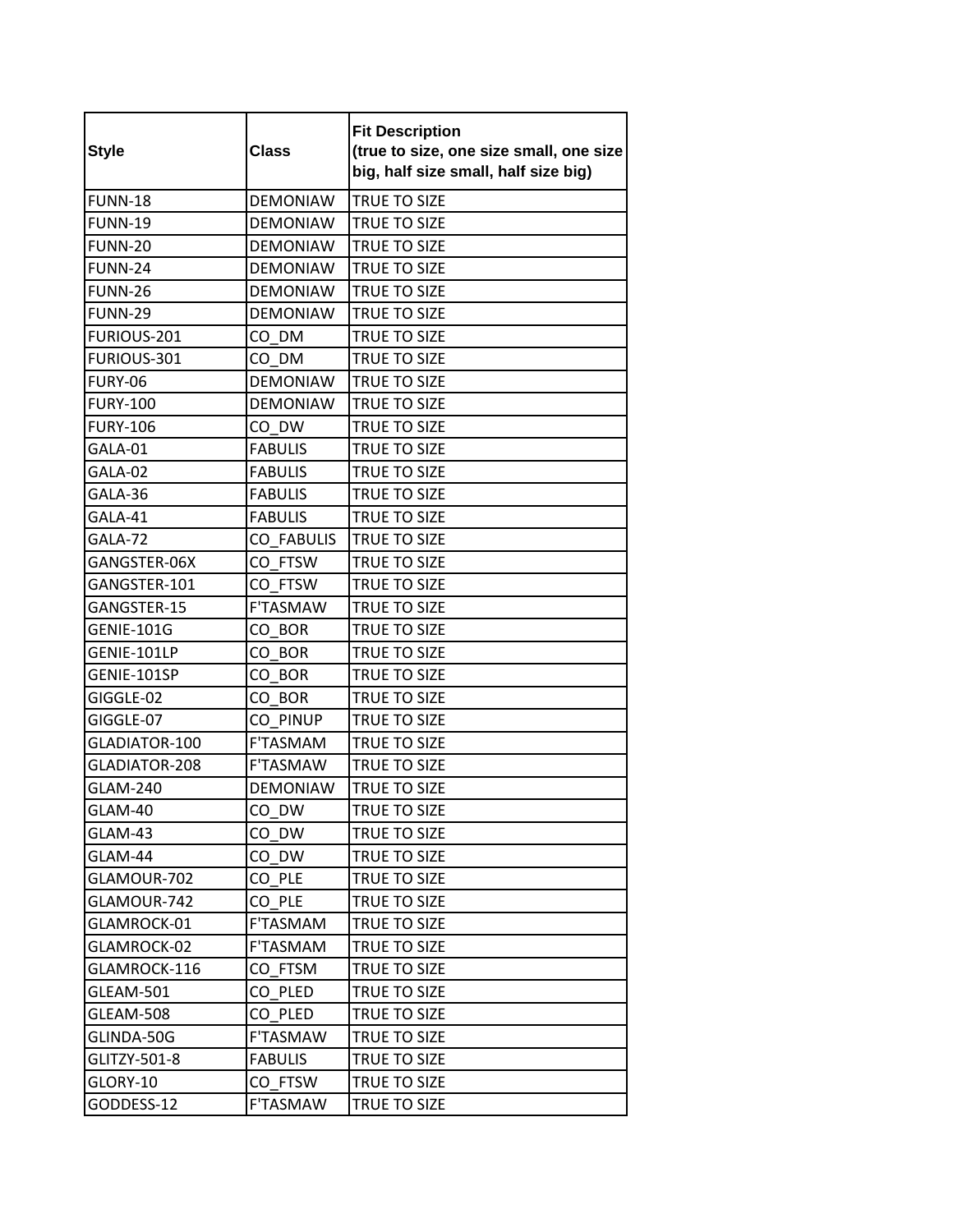| Style | Class | Fit Description (true to size, one size small, one size big, half size small, half size big) |
|---|---|---|
| FUNN-18 | DEMONIAW | TRUE TO SIZE |
| FUNN-19 | DEMONIAW | TRUE TO SIZE |
| FUNN-20 | DEMONIAW | TRUE TO SIZE |
| FUNN-24 | DEMONIAW | TRUE TO SIZE |
| FUNN-26 | DEMONIAW | TRUE TO SIZE |
| FUNN-29 | DEMONIAW | TRUE TO SIZE |
| FURIOUS-201 | CO_DM | TRUE TO SIZE |
| FURIOUS-301 | CO_DM | TRUE TO SIZE |
| FURY-06 | DEMONIAW | TRUE TO SIZE |
| FURY-100 | DEMONIAW | TRUE TO SIZE |
| FURY-106 | CO_DW | TRUE TO SIZE |
| GALA-01 | FABULIS | TRUE TO SIZE |
| GALA-02 | FABULIS | TRUE TO SIZE |
| GALA-36 | FABULIS | TRUE TO SIZE |
| GALA-41 | FABULIS | TRUE TO SIZE |
| GALA-72 | CO_FABULIS | TRUE TO SIZE |
| GANGSTER-06X | CO_FTSW | TRUE TO SIZE |
| GANGSTER-101 | CO_FTSW | TRUE TO SIZE |
| GANGSTER-15 | F'TASMAW | TRUE TO SIZE |
| GENIE-101G | CO_BOR | TRUE TO SIZE |
| GENIE-101LP | CO_BOR | TRUE TO SIZE |
| GENIE-101SP | CO_BOR | TRUE TO SIZE |
| GIGGLE-02 | CO_BOR | TRUE TO SIZE |
| GIGGLE-07 | CO_PINUP | TRUE TO SIZE |
| GLADIATOR-100 | F'TASMAM | TRUE TO SIZE |
| GLADIATOR-208 | F'TASMAW | TRUE TO SIZE |
| GLAM-240 | DEMONIAW | TRUE TO SIZE |
| GLAM-40 | CO_DW | TRUE TO SIZE |
| GLAM-43 | CO_DW | TRUE TO SIZE |
| GLAM-44 | CO_DW | TRUE TO SIZE |
| GLAMOUR-702 | CO_PLE | TRUE TO SIZE |
| GLAMOUR-742 | CO_PLE | TRUE TO SIZE |
| GLAMROCK-01 | F'TASMAM | TRUE TO SIZE |
| GLAMROCK-02 | F'TASMAM | TRUE TO SIZE |
| GLAMROCK-116 | CO_FTSM | TRUE TO SIZE |
| GLEAM-501 | CO_PLED | TRUE TO SIZE |
| GLEAM-508 | CO_PLED | TRUE TO SIZE |
| GLINDA-50G | F'TASMAW | TRUE TO SIZE |
| GLITZY-501-8 | FABULIS | TRUE TO SIZE |
| GLORY-10 | CO_FTSW | TRUE TO SIZE |
| GODDESS-12 | F'TASMAW | TRUE TO SIZE |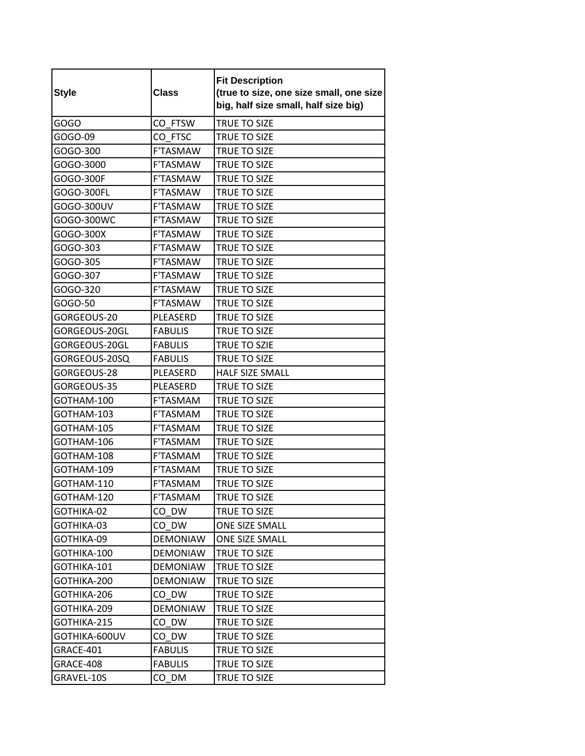| Style | Class | Fit Description (true to size, one size small, one size big, half size small, half size big) |
|---|---|---|
| GOGO | CO_FTSW | TRUE TO SIZE |
| GOGO-09 | CO_FTSC | TRUE TO SIZE |
| GOGO-300 | F'TASMAW | TRUE TO SIZE |
| GOGO-3000 | F'TASMAW | TRUE TO SIZE |
| GOGO-300F | F'TASMAW | TRUE TO SIZE |
| GOGO-300FL | F'TASMAW | TRUE TO SIZE |
| GOGO-300UV | F'TASMAW | TRUE TO SIZE |
| GOGO-300WC | F'TASMAW | TRUE TO SIZE |
| GOGO-300X | F'TASMAW | TRUE TO SIZE |
| GOGO-303 | F'TASMAW | TRUE TO SIZE |
| GOGO-305 | F'TASMAW | TRUE TO SIZE |
| GOGO-307 | F'TASMAW | TRUE TO SIZE |
| GOGO-320 | F'TASMAW | TRUE TO SIZE |
| GOGO-50 | F'TASMAW | TRUE TO SIZE |
| GORGEOUS-20 | PLEASERD | TRUE TO SIZE |
| GORGEOUS-20GL | FABULIS | TRUE TO SIZE |
| GORGEOUS-20GL | FABULIS | TRUE TO SZIE |
| GORGEOUS-20SQ | FABULIS | TRUE TO SIZE |
| GORGEOUS-28 | PLEASERD | HALF SIZE SMALL |
| GORGEOUS-35 | PLEASERD | TRUE TO SIZE |
| GOTHAM-100 | F'TASMAM | TRUE TO SIZE |
| GOTHAM-103 | F'TASMAM | TRUE TO SIZE |
| GOTHAM-105 | F'TASMAM | TRUE TO SIZE |
| GOTHAM-106 | F'TASMAM | TRUE TO SIZE |
| GOTHAM-108 | F'TASMAM | TRUE TO SIZE |
| GOTHAM-109 | F'TASMAM | TRUE TO SIZE |
| GOTHAM-110 | F'TASMAM | TRUE TO SIZE |
| GOTHAM-120 | F'TASMAM | TRUE TO SIZE |
| GOTHIKA-02 | CO_DW | TRUE TO SIZE |
| GOTHIKA-03 | CO_DW | ONE SIZE SMALL |
| GOTHIKA-09 | DEMONIAW | ONE SIZE SMALL |
| GOTHIKA-100 | DEMONIAW | TRUE TO SIZE |
| GOTHIKA-101 | DEMONIAW | TRUE TO SIZE |
| GOTHIKA-200 | DEMONIAW | TRUE TO SIZE |
| GOTHIKA-206 | CO_DW | TRUE TO SIZE |
| GOTHIKA-209 | DEMONIAW | TRUE TO SIZE |
| GOTHIKA-215 | CO_DW | TRUE TO SIZE |
| GOTHIKA-600UV | CO_DW | TRUE TO SIZE |
| GRACE-401 | FABULIS | TRUE TO SIZE |
| GRACE-408 | FABULIS | TRUE TO SIZE |
| GRAVEL-10S | CO_DM | TRUE TO SIZE |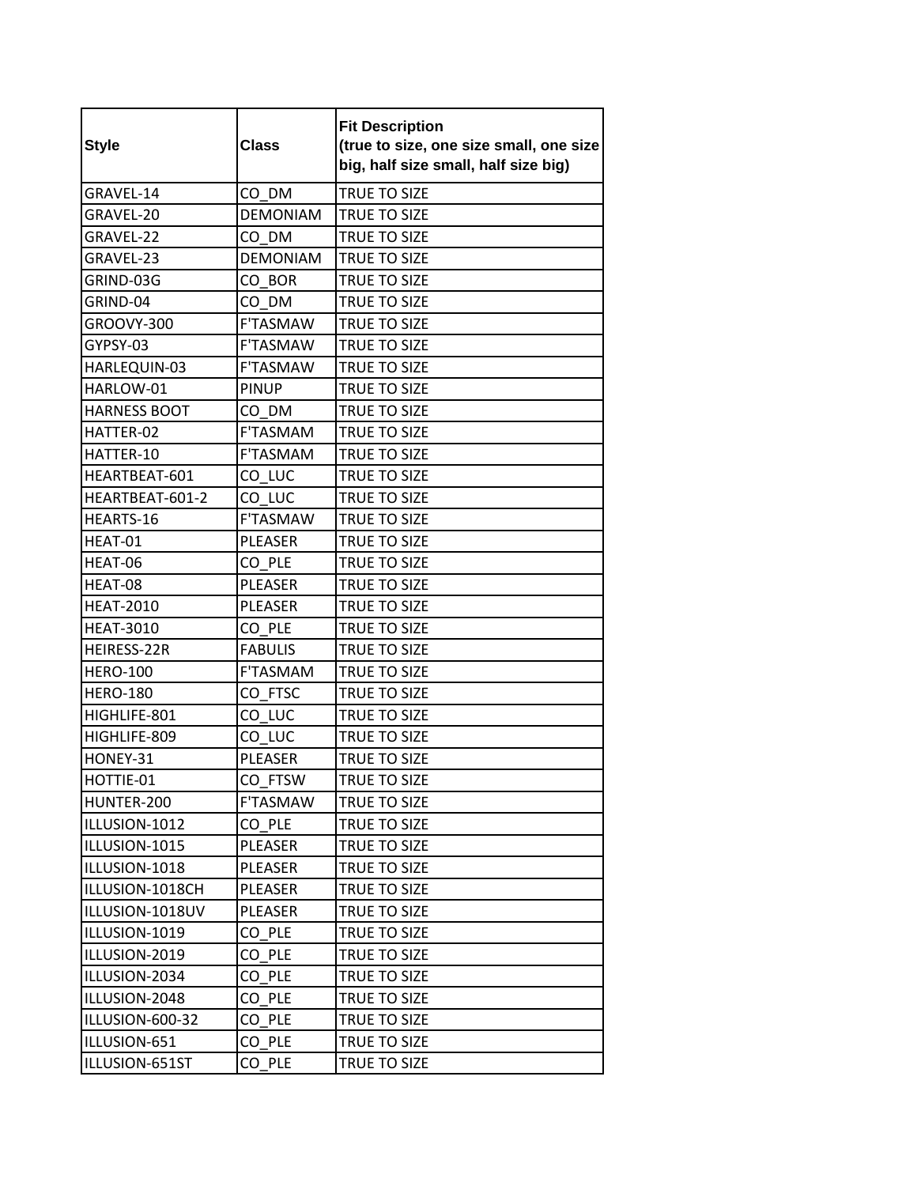| Style | Class | Fit Description (true to size, one size small, one size big, half size small, half size big) |
|---|---|---|
| GRAVEL-14 | CO_DM | TRUE TO SIZE |
| GRAVEL-20 | DEMONIAM | TRUE TO SIZE |
| GRAVEL-22 | CO_DM | TRUE TO SIZE |
| GRAVEL-23 | DEMONIAM | TRUE TO SIZE |
| GRIND-03G | CO_BOR | TRUE TO SIZE |
| GRIND-04 | CO_DM | TRUE TO SIZE |
| GROOVY-300 | F'TASMAW | TRUE TO SIZE |
| GYPSY-03 | F'TASMAW | TRUE TO SIZE |
| HARLEQUIN-03 | F'TASMAW | TRUE TO SIZE |
| HARLOW-01 | PINUP | TRUE TO SIZE |
| HARNESS BOOT | CO_DM | TRUE TO SIZE |
| HATTER-02 | F'TASMAM | TRUE TO SIZE |
| HATTER-10 | F'TASMAM | TRUE TO SIZE |
| HEARTBEAT-601 | CO_LUC | TRUE TO SIZE |
| HEARTBEAT-601-2 | CO_LUC | TRUE TO SIZE |
| HEARTS-16 | F'TASMAW | TRUE TO SIZE |
| HEAT-01 | PLEASER | TRUE TO SIZE |
| HEAT-06 | CO_PLE | TRUE TO SIZE |
| HEAT-08 | PLEASER | TRUE TO SIZE |
| HEAT-2010 | PLEASER | TRUE TO SIZE |
| HEAT-3010 | CO_PLE | TRUE TO SIZE |
| HEIRESS-22R | FABULIS | TRUE TO SIZE |
| HERO-100 | F'TASMAM | TRUE TO SIZE |
| HERO-180 | CO_FTSC | TRUE TO SIZE |
| HIGHLIFE-801 | CO_LUC | TRUE TO SIZE |
| HIGHLIFE-809 | CO_LUC | TRUE TO SIZE |
| HONEY-31 | PLEASER | TRUE TO SIZE |
| HOTTIE-01 | CO_FTSW | TRUE TO SIZE |
| HUNTER-200 | F'TASMAW | TRUE TO SIZE |
| ILLUSION-1012 | CO_PLE | TRUE TO SIZE |
| ILLUSION-1015 | PLEASER | TRUE TO SIZE |
| ILLUSION-1018 | PLEASER | TRUE TO SIZE |
| ILLUSION-1018CH | PLEASER | TRUE TO SIZE |
| ILLUSION-1018UV | PLEASER | TRUE TO SIZE |
| ILLUSION-1019 | CO_PLE | TRUE TO SIZE |
| ILLUSION-2019 | CO_PLE | TRUE TO SIZE |
| ILLUSION-2034 | CO_PLE | TRUE TO SIZE |
| ILLUSION-2048 | CO_PLE | TRUE TO SIZE |
| ILLUSION-600-32 | CO_PLE | TRUE TO SIZE |
| ILLUSION-651 | CO_PLE | TRUE TO SIZE |
| ILLUSION-651ST | CO_PLE | TRUE TO SIZE |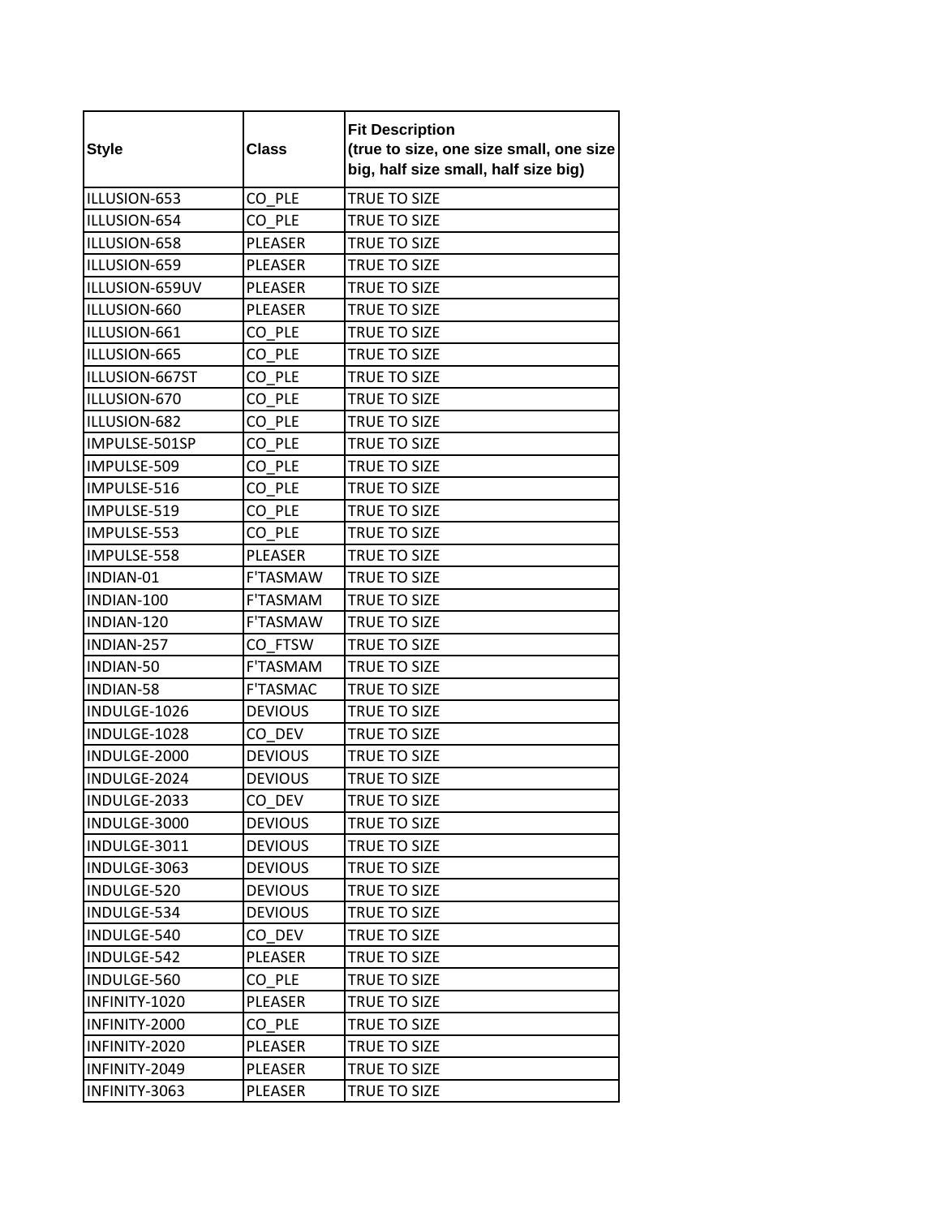| Style | Class | Fit Description (true to size, one size small, one size big, half size small, half size big) |
|---|---|---|
| ILLUSION-653 | CO_PLE | TRUE TO SIZE |
| ILLUSION-654 | CO_PLE | TRUE TO SIZE |
| ILLUSION-658 | PLEASER | TRUE TO SIZE |
| ILLUSION-659 | PLEASER | TRUE TO SIZE |
| ILLUSION-659UV | PLEASER | TRUE TO SIZE |
| ILLUSION-660 | PLEASER | TRUE TO SIZE |
| ILLUSION-661 | CO_PLE | TRUE TO SIZE |
| ILLUSION-665 | CO_PLE | TRUE TO SIZE |
| ILLUSION-667ST | CO_PLE | TRUE TO SIZE |
| ILLUSION-670 | CO_PLE | TRUE TO SIZE |
| ILLUSION-682 | CO_PLE | TRUE TO SIZE |
| IMPULSE-501SP | CO_PLE | TRUE TO SIZE |
| IMPULSE-509 | CO_PLE | TRUE TO SIZE |
| IMPULSE-516 | CO_PLE | TRUE TO SIZE |
| IMPULSE-519 | CO_PLE | TRUE TO SIZE |
| IMPULSE-553 | CO_PLE | TRUE TO SIZE |
| IMPULSE-558 | PLEASER | TRUE TO SIZE |
| INDIAN-01 | F'TASMAW | TRUE TO SIZE |
| INDIAN-100 | F'TASMAM | TRUE TO SIZE |
| INDIAN-120 | F'TASMAW | TRUE TO SIZE |
| INDIAN-257 | CO_FTSW | TRUE TO SIZE |
| INDIAN-50 | F'TASMAM | TRUE TO SIZE |
| INDIAN-58 | F'TASMAC | TRUE TO SIZE |
| INDULGE-1026 | DEVIOUS | TRUE TO SIZE |
| INDULGE-1028 | CO_DEV | TRUE TO SIZE |
| INDULGE-2000 | DEVIOUS | TRUE TO SIZE |
| INDULGE-2024 | DEVIOUS | TRUE TO SIZE |
| INDULGE-2033 | CO_DEV | TRUE TO SIZE |
| INDULGE-3000 | DEVIOUS | TRUE TO SIZE |
| INDULGE-3011 | DEVIOUS | TRUE TO SIZE |
| INDULGE-3063 | DEVIOUS | TRUE TO SIZE |
| INDULGE-520 | DEVIOUS | TRUE TO SIZE |
| INDULGE-534 | DEVIOUS | TRUE TO SIZE |
| INDULGE-540 | CO_DEV | TRUE TO SIZE |
| INDULGE-542 | PLEASER | TRUE TO SIZE |
| INDULGE-560 | CO_PLE | TRUE TO SIZE |
| INFINITY-1020 | PLEASER | TRUE TO SIZE |
| INFINITY-2000 | CO_PLE | TRUE TO SIZE |
| INFINITY-2020 | PLEASER | TRUE TO SIZE |
| INFINITY-2049 | PLEASER | TRUE TO SIZE |
| INFINITY-3063 | PLEASER | TRUE TO SIZE |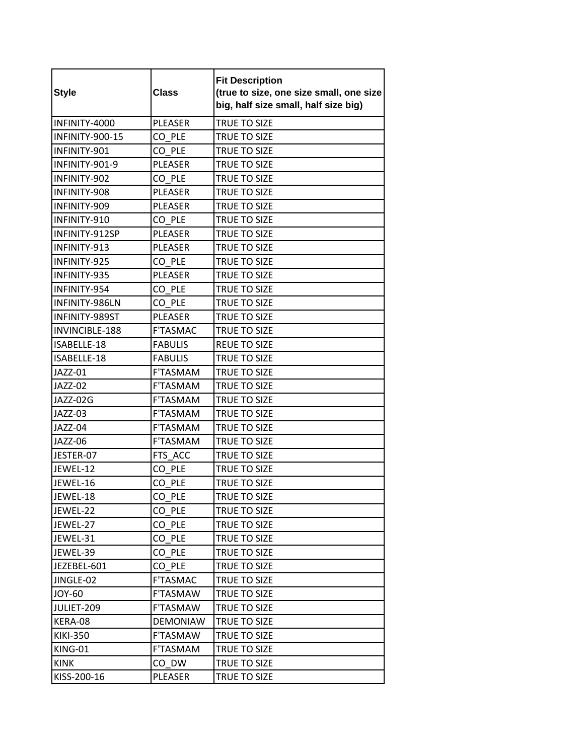| Style | Class | Fit Description (true to size, one size small, one size big, half size small, half size big) |
|---|---|---|
| INFINITY-4000 | PLEASER | TRUE TO SIZE |
| INFINITY-900-15 | CO_PLE | TRUE TO SIZE |
| INFINITY-901 | CO_PLE | TRUE TO SIZE |
| INFINITY-901-9 | PLEASER | TRUE TO SIZE |
| INFINITY-902 | CO_PLE | TRUE TO SIZE |
| INFINITY-908 | PLEASER | TRUE TO SIZE |
| INFINITY-909 | PLEASER | TRUE TO SIZE |
| INFINITY-910 | CO_PLE | TRUE TO SIZE |
| INFINITY-912SP | PLEASER | TRUE TO SIZE |
| INFINITY-913 | PLEASER | TRUE TO SIZE |
| INFINITY-925 | CO_PLE | TRUE TO SIZE |
| INFINITY-935 | PLEASER | TRUE TO SIZE |
| INFINITY-954 | CO_PLE | TRUE TO SIZE |
| INFINITY-986LN | CO_PLE | TRUE TO SIZE |
| INFINITY-989ST | PLEASER | TRUE TO SIZE |
| INVINCIBLE-188 | F'TASMAC | TRUE TO SIZE |
| ISABELLE-18 | FABULIS | REUE TO SIZE |
| ISABELLE-18 | FABULIS | TRUE TO SIZE |
| JAZZ-01 | F'TASMAM | TRUE TO SIZE |
| JAZZ-02 | F'TASMAM | TRUE TO SIZE |
| JAZZ-02G | F'TASMAM | TRUE TO SIZE |
| JAZZ-03 | F'TASMAM | TRUE TO SIZE |
| JAZZ-04 | F'TASMAM | TRUE TO SIZE |
| JAZZ-06 | F'TASMAM | TRUE TO SIZE |
| JESTER-07 | FTS_ACC | TRUE TO SIZE |
| JEWEL-12 | CO_PLE | TRUE TO SIZE |
| JEWEL-16 | CO_PLE | TRUE TO SIZE |
| JEWEL-18 | CO_PLE | TRUE TO SIZE |
| JEWEL-22 | CO_PLE | TRUE TO SIZE |
| JEWEL-27 | CO_PLE | TRUE TO SIZE |
| JEWEL-31 | CO_PLE | TRUE TO SIZE |
| JEWEL-39 | CO_PLE | TRUE TO SIZE |
| JEZEBEL-601 | CO_PLE | TRUE TO SIZE |
| JINGLE-02 | F'TASMAC | TRUE TO SIZE |
| JOY-60 | F'TASMAW | TRUE TO SIZE |
| JULIET-209 | F'TASMAW | TRUE TO SIZE |
| KERA-08 | DEMONIAW | TRUE TO SIZE |
| KIKI-350 | F'TASMAW | TRUE TO SIZE |
| KING-01 | F'TASMAM | TRUE TO SIZE |
| KINK | CO_DW | TRUE TO SIZE |
| KISS-200-16 | PLEASER | TRUE TO SIZE |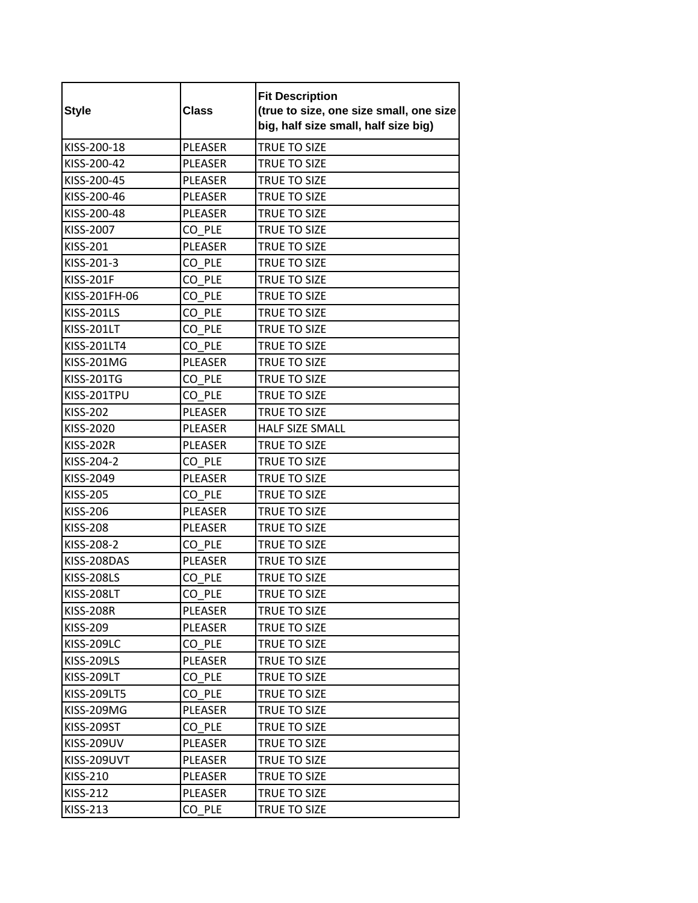| Style | Class | Fit Description (true to size, one size small, one size big, half size small, half size big) |
|---|---|---|
| KISS-200-18 | PLEASER | TRUE TO SIZE |
| KISS-200-42 | PLEASER | TRUE TO SIZE |
| KISS-200-45 | PLEASER | TRUE TO SIZE |
| KISS-200-46 | PLEASER | TRUE TO SIZE |
| KISS-200-48 | PLEASER | TRUE TO SIZE |
| KISS-2007 | CO_PLE | TRUE TO SIZE |
| KISS-201 | PLEASER | TRUE TO SIZE |
| KISS-201-3 | CO_PLE | TRUE TO SIZE |
| KISS-201F | CO_PLE | TRUE TO SIZE |
| KISS-201FH-06 | CO_PLE | TRUE TO SIZE |
| KISS-201LS | CO_PLE | TRUE TO SIZE |
| KISS-201LT | CO_PLE | TRUE TO SIZE |
| KISS-201LT4 | CO_PLE | TRUE TO SIZE |
| KISS-201MG | PLEASER | TRUE TO SIZE |
| KISS-201TG | CO_PLE | TRUE TO SIZE |
| KISS-201TPU | CO_PLE | TRUE TO SIZE |
| KISS-202 | PLEASER | TRUE TO SIZE |
| KISS-2020 | PLEASER | HALF SIZE SMALL |
| KISS-202R | PLEASER | TRUE TO SIZE |
| KISS-204-2 | CO_PLE | TRUE TO SIZE |
| KISS-2049 | PLEASER | TRUE TO SIZE |
| KISS-205 | CO_PLE | TRUE TO SIZE |
| KISS-206 | PLEASER | TRUE TO SIZE |
| KISS-208 | PLEASER | TRUE TO SIZE |
| KISS-208-2 | CO_PLE | TRUE TO SIZE |
| KISS-208DAS | PLEASER | TRUE TO SIZE |
| KISS-208LS | CO_PLE | TRUE TO SIZE |
| KISS-208LT | CO_PLE | TRUE TO SIZE |
| KISS-208R | PLEASER | TRUE TO SIZE |
| KISS-209 | PLEASER | TRUE TO SIZE |
| KISS-209LC | CO_PLE | TRUE TO SIZE |
| KISS-209LS | PLEASER | TRUE TO SIZE |
| KISS-209LT | CO_PLE | TRUE TO SIZE |
| KISS-209LT5 | CO_PLE | TRUE TO SIZE |
| KISS-209MG | PLEASER | TRUE TO SIZE |
| KISS-209ST | CO_PLE | TRUE TO SIZE |
| KISS-209UV | PLEASER | TRUE TO SIZE |
| KISS-209UVT | PLEASER | TRUE TO SIZE |
| KISS-210 | PLEASER | TRUE TO SIZE |
| KISS-212 | PLEASER | TRUE TO SIZE |
| KISS-213 | CO_PLE | TRUE TO SIZE |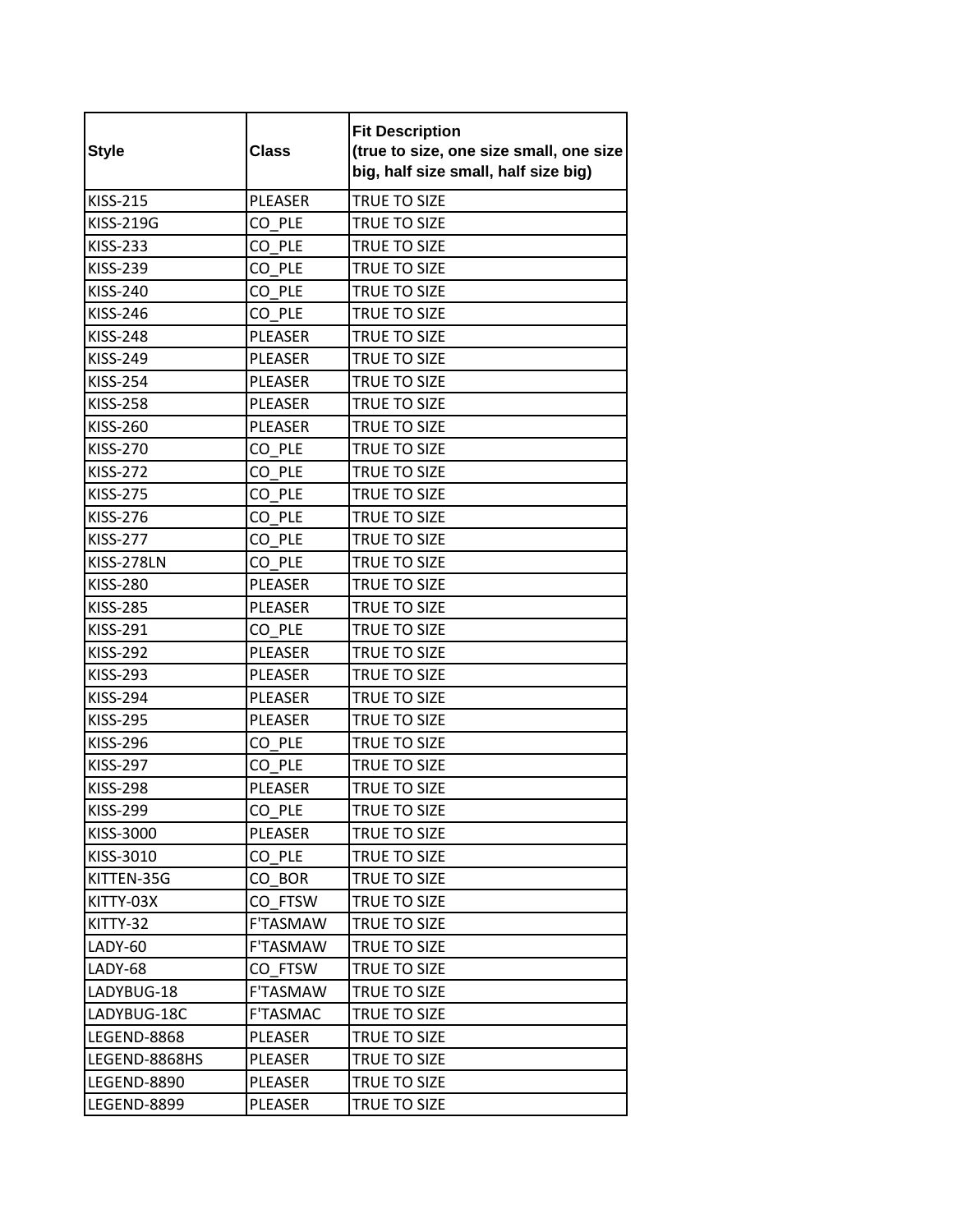| Style | Class | Fit Description (true to size, one size small, one size big, half size small, half size big) |
|---|---|---|
| KISS-215 | PLEASER | TRUE TO SIZE |
| KISS-219G | CO_PLE | TRUE TO SIZE |
| KISS-233 | CO_PLE | TRUE TO SIZE |
| KISS-239 | CO_PLE | TRUE TO SIZE |
| KISS-240 | CO_PLE | TRUE TO SIZE |
| KISS-246 | CO_PLE | TRUE TO SIZE |
| KISS-248 | PLEASER | TRUE TO SIZE |
| KISS-249 | PLEASER | TRUE TO SIZE |
| KISS-254 | PLEASER | TRUE TO SIZE |
| KISS-258 | PLEASER | TRUE TO SIZE |
| KISS-260 | PLEASER | TRUE TO SIZE |
| KISS-270 | CO_PLE | TRUE TO SIZE |
| KISS-272 | CO_PLE | TRUE TO SIZE |
| KISS-275 | CO_PLE | TRUE TO SIZE |
| KISS-276 | CO_PLE | TRUE TO SIZE |
| KISS-277 | CO_PLE | TRUE TO SIZE |
| KISS-278LN | CO_PLE | TRUE TO SIZE |
| KISS-280 | PLEASER | TRUE TO SIZE |
| KISS-285 | PLEASER | TRUE TO SIZE |
| KISS-291 | CO_PLE | TRUE TO SIZE |
| KISS-292 | PLEASER | TRUE TO SIZE |
| KISS-293 | PLEASER | TRUE TO SIZE |
| KISS-294 | PLEASER | TRUE TO SIZE |
| KISS-295 | PLEASER | TRUE TO SIZE |
| KISS-296 | CO_PLE | TRUE TO SIZE |
| KISS-297 | CO_PLE | TRUE TO SIZE |
| KISS-298 | PLEASER | TRUE TO SIZE |
| KISS-299 | CO_PLE | TRUE TO SIZE |
| KISS-3000 | PLEASER | TRUE TO SIZE |
| KISS-3010 | CO_PLE | TRUE TO SIZE |
| KITTEN-35G | CO_BOR | TRUE TO SIZE |
| KITTY-03X | CO_FTSW | TRUE TO SIZE |
| KITTY-32 | F'TASMAW | TRUE TO SIZE |
| LADY-60 | F'TASMAW | TRUE TO SIZE |
| LADY-68 | CO_FTSW | TRUE TO SIZE |
| LADYBUG-18 | F'TASMAW | TRUE TO SIZE |
| LADYBUG-18C | F'TASMAC | TRUE TO SIZE |
| LEGEND-8868 | PLEASER | TRUE TO SIZE |
| LEGEND-8868HS | PLEASER | TRUE TO SIZE |
| LEGEND-8890 | PLEASER | TRUE TO SIZE |
| LEGEND-8899 | PLEASER | TRUE TO SIZE |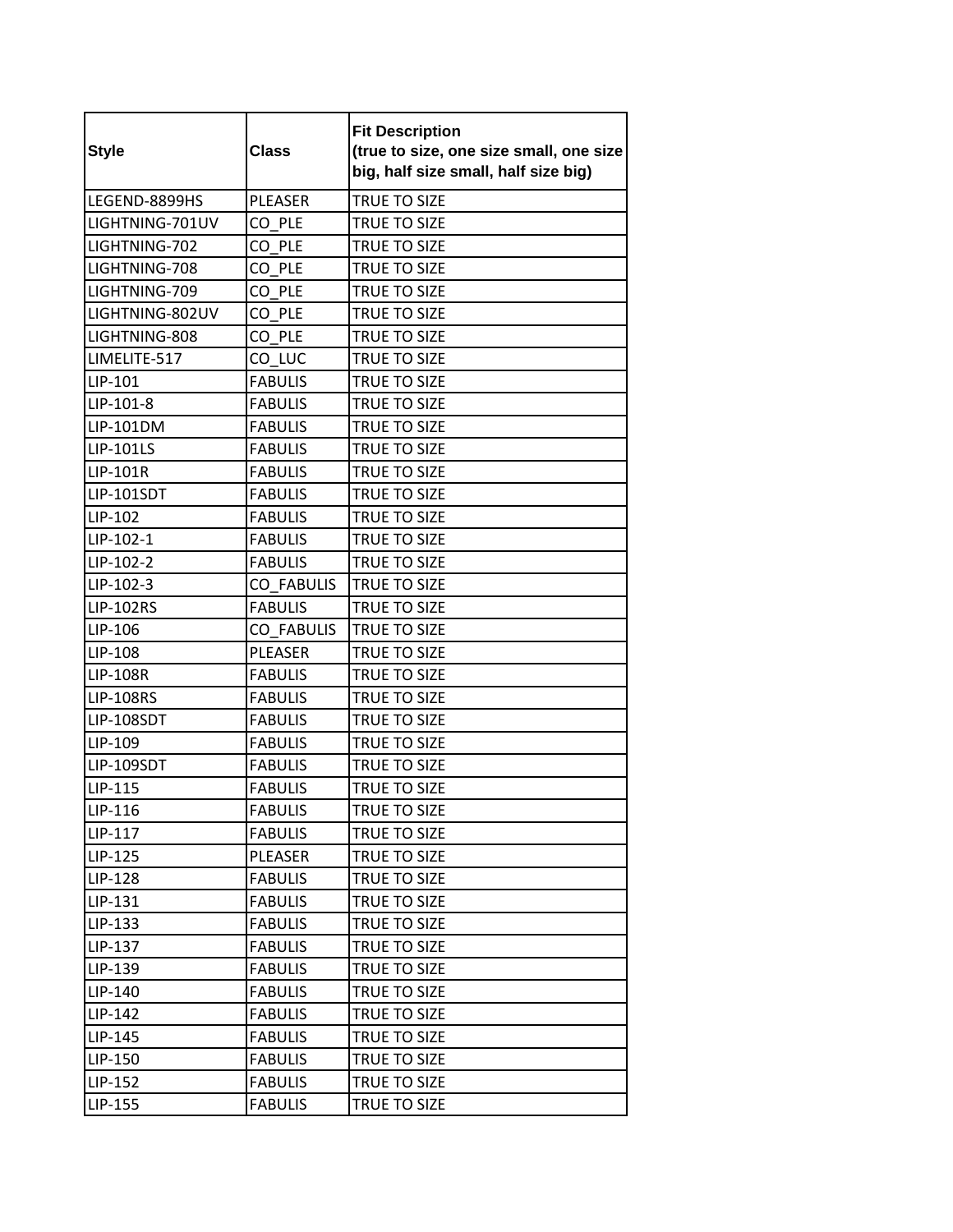| Style | Class | Fit Description (true to size, one size small, one size big, half size small, half size big) |
|---|---|---|
| LEGEND-8899HS | PLEASER | TRUE TO SIZE |
| LIGHTNING-701UV | CO_PLE | TRUE TO SIZE |
| LIGHTNING-702 | CO_PLE | TRUE TO SIZE |
| LIGHTNING-708 | CO_PLE | TRUE TO SIZE |
| LIGHTNING-709 | CO_PLE | TRUE TO SIZE |
| LIGHTNING-802UV | CO_PLE | TRUE TO SIZE |
| LIGHTNING-808 | CO_PLE | TRUE TO SIZE |
| LIMELITE-517 | CO_LUC | TRUE TO SIZE |
| LIP-101 | FABULIS | TRUE TO SIZE |
| LIP-101-8 | FABULIS | TRUE TO SIZE |
| LIP-101DM | FABULIS | TRUE TO SIZE |
| LIP-101LS | FABULIS | TRUE TO SIZE |
| LIP-101R | FABULIS | TRUE TO SIZE |
| LIP-101SDT | FABULIS | TRUE TO SIZE |
| LIP-102 | FABULIS | TRUE TO SIZE |
| LIP-102-1 | FABULIS | TRUE TO SIZE |
| LIP-102-2 | FABULIS | TRUE TO SIZE |
| LIP-102-3 | CO_FABULIS | TRUE TO SIZE |
| LIP-102RS | FABULIS | TRUE TO SIZE |
| LIP-106 | CO_FABULIS | TRUE TO SIZE |
| LIP-108 | PLEASER | TRUE TO SIZE |
| LIP-108R | FABULIS | TRUE TO SIZE |
| LIP-108RS | FABULIS | TRUE TO SIZE |
| LIP-108SDT | FABULIS | TRUE TO SIZE |
| LIP-109 | FABULIS | TRUE TO SIZE |
| LIP-109SDT | FABULIS | TRUE TO SIZE |
| LIP-115 | FABULIS | TRUE TO SIZE |
| LIP-116 | FABULIS | TRUE TO SIZE |
| LIP-117 | FABULIS | TRUE TO SIZE |
| LIP-125 | PLEASER | TRUE TO SIZE |
| LIP-128 | FABULIS | TRUE TO SIZE |
| LIP-131 | FABULIS | TRUE TO SIZE |
| LIP-133 | FABULIS | TRUE TO SIZE |
| LIP-137 | FABULIS | TRUE TO SIZE |
| LIP-139 | FABULIS | TRUE TO SIZE |
| LIP-140 | FABULIS | TRUE TO SIZE |
| LIP-142 | FABULIS | TRUE TO SIZE |
| LIP-145 | FABULIS | TRUE TO SIZE |
| LIP-150 | FABULIS | TRUE TO SIZE |
| LIP-152 | FABULIS | TRUE TO SIZE |
| LIP-155 | FABULIS | TRUE TO SIZE |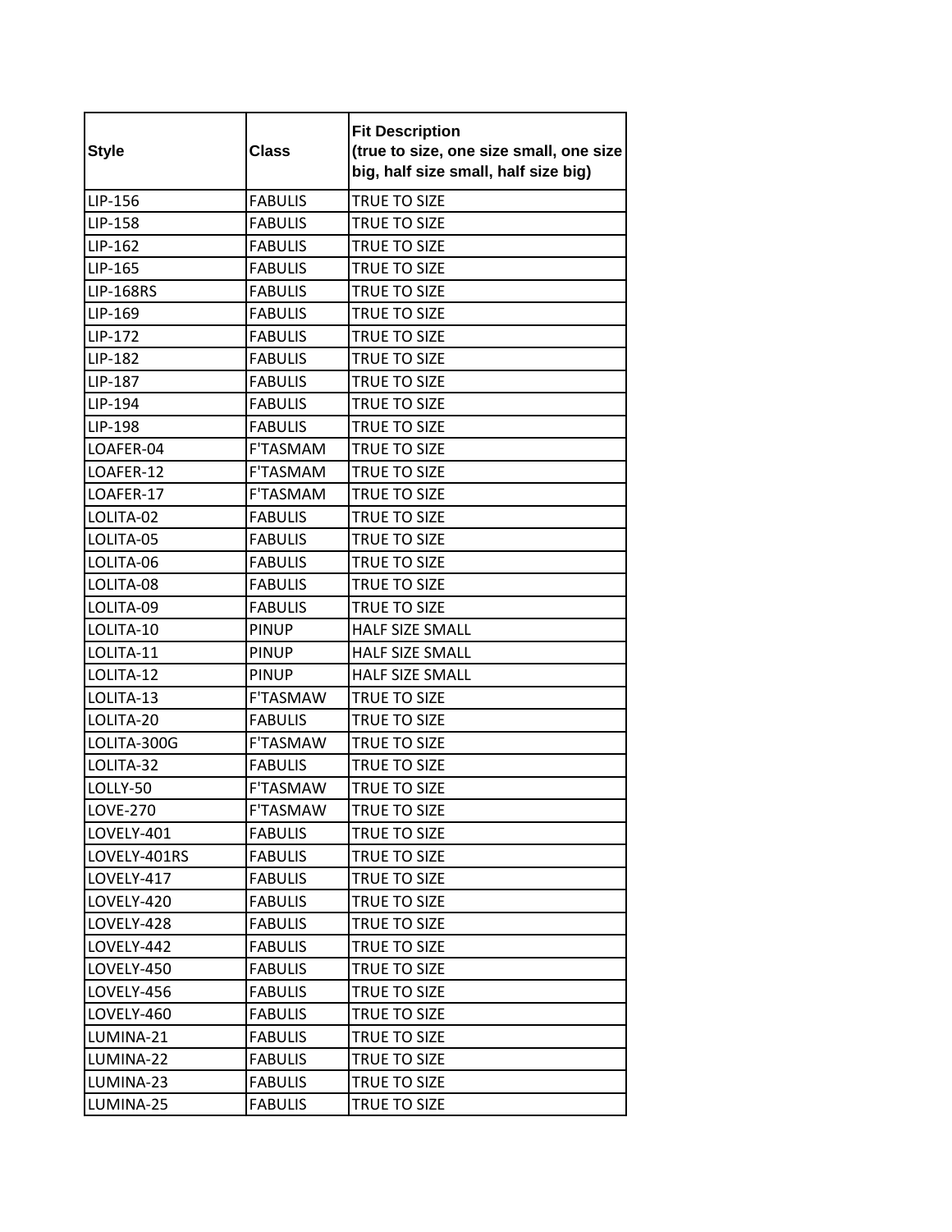| Style | Class | Fit Description (true to size, one size small, one size big, half size small, half size big) |
|---|---|---|
| LIP-156 | FABULIS | TRUE TO SIZE |
| LIP-158 | FABULIS | TRUE TO SIZE |
| LIP-162 | FABULIS | TRUE TO SIZE |
| LIP-165 | FABULIS | TRUE TO SIZE |
| LIP-168RS | FABULIS | TRUE TO SIZE |
| LIP-169 | FABULIS | TRUE TO SIZE |
| LIP-172 | FABULIS | TRUE TO SIZE |
| LIP-182 | FABULIS | TRUE TO SIZE |
| LIP-187 | FABULIS | TRUE TO SIZE |
| LIP-194 | FABULIS | TRUE TO SIZE |
| LIP-198 | FABULIS | TRUE TO SIZE |
| LOAFER-04 | F'TASMAM | TRUE TO SIZE |
| LOAFER-12 | F'TASMAM | TRUE TO SIZE |
| LOAFER-17 | F'TASMAM | TRUE TO SIZE |
| LOLITA-02 | FABULIS | TRUE TO SIZE |
| LOLITA-05 | FABULIS | TRUE TO SIZE |
| LOLITA-06 | FABULIS | TRUE TO SIZE |
| LOLITA-08 | FABULIS | TRUE TO SIZE |
| LOLITA-09 | FABULIS | TRUE TO SIZE |
| LOLITA-10 | PINUP | HALF SIZE SMALL |
| LOLITA-11 | PINUP | HALF SIZE SMALL |
| LOLITA-12 | PINUP | HALF SIZE SMALL |
| LOLITA-13 | F'TASMAW | TRUE TO SIZE |
| LOLITA-20 | FABULIS | TRUE TO SIZE |
| LOLITA-300G | F'TASMAW | TRUE TO SIZE |
| LOLITA-32 | FABULIS | TRUE TO SIZE |
| LOLLY-50 | F'TASMAW | TRUE TO SIZE |
| LOVE-270 | F'TASMAW | TRUE TO SIZE |
| LOVELY-401 | FABULIS | TRUE TO SIZE |
| LOVELY-401RS | FABULIS | TRUE TO SIZE |
| LOVELY-417 | FABULIS | TRUE TO SIZE |
| LOVELY-420 | FABULIS | TRUE TO SIZE |
| LOVELY-428 | FABULIS | TRUE TO SIZE |
| LOVELY-442 | FABULIS | TRUE TO SIZE |
| LOVELY-450 | FABULIS | TRUE TO SIZE |
| LOVELY-456 | FABULIS | TRUE TO SIZE |
| LOVELY-460 | FABULIS | TRUE TO SIZE |
| LUMINA-21 | FABULIS | TRUE TO SIZE |
| LUMINA-22 | FABULIS | TRUE TO SIZE |
| LUMINA-23 | FABULIS | TRUE TO SIZE |
| LUMINA-25 | FABULIS | TRUE TO SIZE |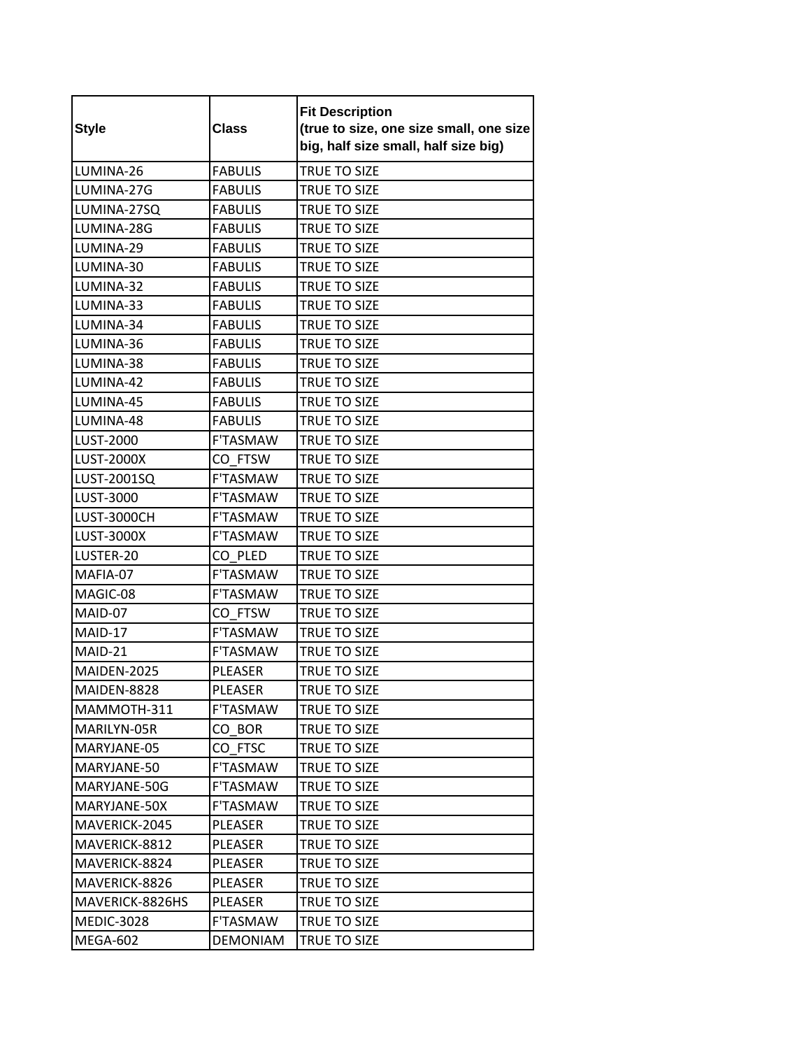| Style | Class | Fit Description (true to size, one size small, one size big, half size small, half size big) |
|---|---|---|
| LUMINA-26 | FABULIS | TRUE TO SIZE |
| LUMINA-27G | FABULIS | TRUE TO SIZE |
| LUMINA-27SQ | FABULIS | TRUE TO SIZE |
| LUMINA-28G | FABULIS | TRUE TO SIZE |
| LUMINA-29 | FABULIS | TRUE TO SIZE |
| LUMINA-30 | FABULIS | TRUE TO SIZE |
| LUMINA-32 | FABULIS | TRUE TO SIZE |
| LUMINA-33 | FABULIS | TRUE TO SIZE |
| LUMINA-34 | FABULIS | TRUE TO SIZE |
| LUMINA-36 | FABULIS | TRUE TO SIZE |
| LUMINA-38 | FABULIS | TRUE TO SIZE |
| LUMINA-42 | FABULIS | TRUE TO SIZE |
| LUMINA-45 | FABULIS | TRUE TO SIZE |
| LUMINA-48 | FABULIS | TRUE TO SIZE |
| LUST-2000 | F'TASMAW | TRUE TO SIZE |
| LUST-2000X | CO_FTSW | TRUE TO SIZE |
| LUST-2001SQ | F'TASMAW | TRUE TO SIZE |
| LUST-3000 | F'TASMAW | TRUE TO SIZE |
| LUST-3000CH | F'TASMAW | TRUE TO SIZE |
| LUST-3000X | F'TASMAW | TRUE TO SIZE |
| LUSTER-20 | CO_PLED | TRUE TO SIZE |
| MAFIA-07 | F'TASMAW | TRUE TO SIZE |
| MAGIC-08 | F'TASMAW | TRUE TO SIZE |
| MAID-07 | CO_FTSW | TRUE TO SIZE |
| MAID-17 | F'TASMAW | TRUE TO SIZE |
| MAID-21 | F'TASMAW | TRUE TO SIZE |
| MAIDEN-2025 | PLEASER | TRUE TO SIZE |
| MAIDEN-8828 | PLEASER | TRUE TO SIZE |
| MAMMOTH-311 | F'TASMAW | TRUE TO SIZE |
| MARILYN-05R | CO_BOR | TRUE TO SIZE |
| MARYJANE-05 | CO_FTSC | TRUE TO SIZE |
| MARYJANE-50 | F'TASMAW | TRUE TO SIZE |
| MARYJANE-50G | F'TASMAW | TRUE TO SIZE |
| MARYJANE-50X | F'TASMAW | TRUE TO SIZE |
| MAVERICK-2045 | PLEASER | TRUE TO SIZE |
| MAVERICK-8812 | PLEASER | TRUE TO SIZE |
| MAVERICK-8824 | PLEASER | TRUE TO SIZE |
| MAVERICK-8826 | PLEASER | TRUE TO SIZE |
| MAVERICK-8826HS | PLEASER | TRUE TO SIZE |
| MEDIC-3028 | F'TASMAW | TRUE TO SIZE |
| MEGA-602 | DEMONIAM | TRUE TO SIZE |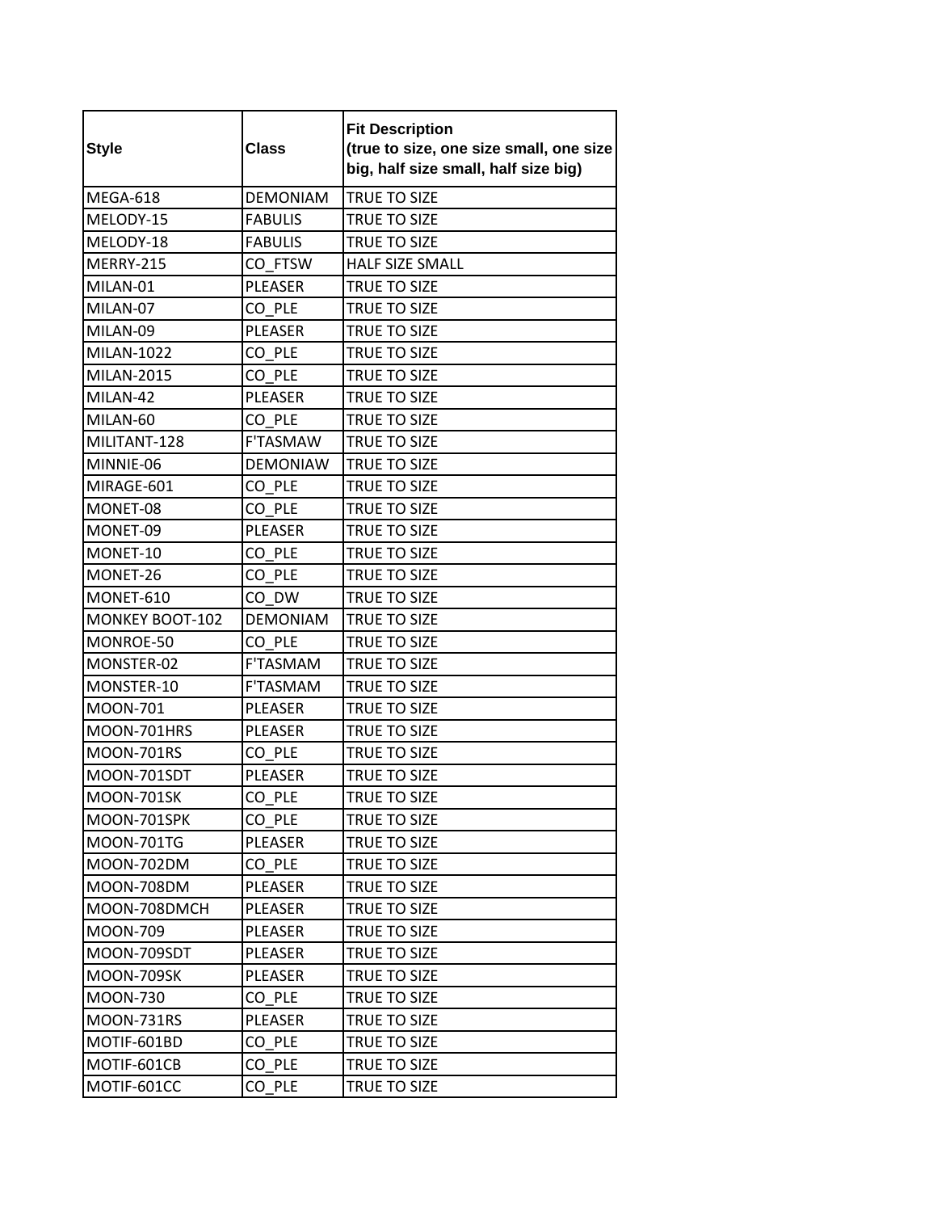| Style | Class | Fit Description (true to size, one size small, one size big, half size small, half size big) |
| --- | --- | --- |
| MEGA-618 | DEMONIAM | TRUE TO SIZE |
| MELODY-15 | FABULIS | TRUE TO SIZE |
| MELODY-18 | FABULIS | TRUE TO SIZE |
| MERRY-215 | CO_FTSW | HALF SIZE SMALL |
| MILAN-01 | PLEASER | TRUE TO SIZE |
| MILAN-07 | CO_PLE | TRUE TO SIZE |
| MILAN-09 | PLEASER | TRUE TO SIZE |
| MILAN-1022 | CO_PLE | TRUE TO SIZE |
| MILAN-2015 | CO_PLE | TRUE TO SIZE |
| MILAN-42 | PLEASER | TRUE TO SIZE |
| MILAN-60 | CO_PLE | TRUE TO SIZE |
| MILITANT-128 | F'TASMAW | TRUE TO SIZE |
| MINNIE-06 | DEMONIAW | TRUE TO SIZE |
| MIRAGE-601 | CO_PLE | TRUE TO SIZE |
| MONET-08 | CO_PLE | TRUE TO SIZE |
| MONET-09 | PLEASER | TRUE TO SIZE |
| MONET-10 | CO_PLE | TRUE TO SIZE |
| MONET-26 | CO_PLE | TRUE TO SIZE |
| MONET-610 | CO_DW | TRUE TO SIZE |
| MONKEY BOOT-102 | DEMONIAM | TRUE TO SIZE |
| MONROE-50 | CO_PLE | TRUE TO SIZE |
| MONSTER-02 | F'TASMAM | TRUE TO SIZE |
| MONSTER-10 | F'TASMAM | TRUE TO SIZE |
| MOON-701 | PLEASER | TRUE TO SIZE |
| MOON-701HRS | PLEASER | TRUE TO SIZE |
| MOON-701RS | CO_PLE | TRUE TO SIZE |
| MOON-701SDT | PLEASER | TRUE TO SIZE |
| MOON-701SK | CO_PLE | TRUE TO SIZE |
| MOON-701SPK | CO_PLE | TRUE TO SIZE |
| MOON-701TG | PLEASER | TRUE TO SIZE |
| MOON-702DM | CO_PLE | TRUE TO SIZE |
| MOON-708DM | PLEASER | TRUE TO SIZE |
| MOON-708DMCH | PLEASER | TRUE TO SIZE |
| MOON-709 | PLEASER | TRUE TO SIZE |
| MOON-709SDT | PLEASER | TRUE TO SIZE |
| MOON-709SK | PLEASER | TRUE TO SIZE |
| MOON-730 | CO_PLE | TRUE TO SIZE |
| MOON-731RS | PLEASER | TRUE TO SIZE |
| MOTIF-601BD | CO_PLE | TRUE TO SIZE |
| MOTIF-601CB | CO_PLE | TRUE TO SIZE |
| MOTIF-601CC | CO_PLE | TRUE TO SIZE |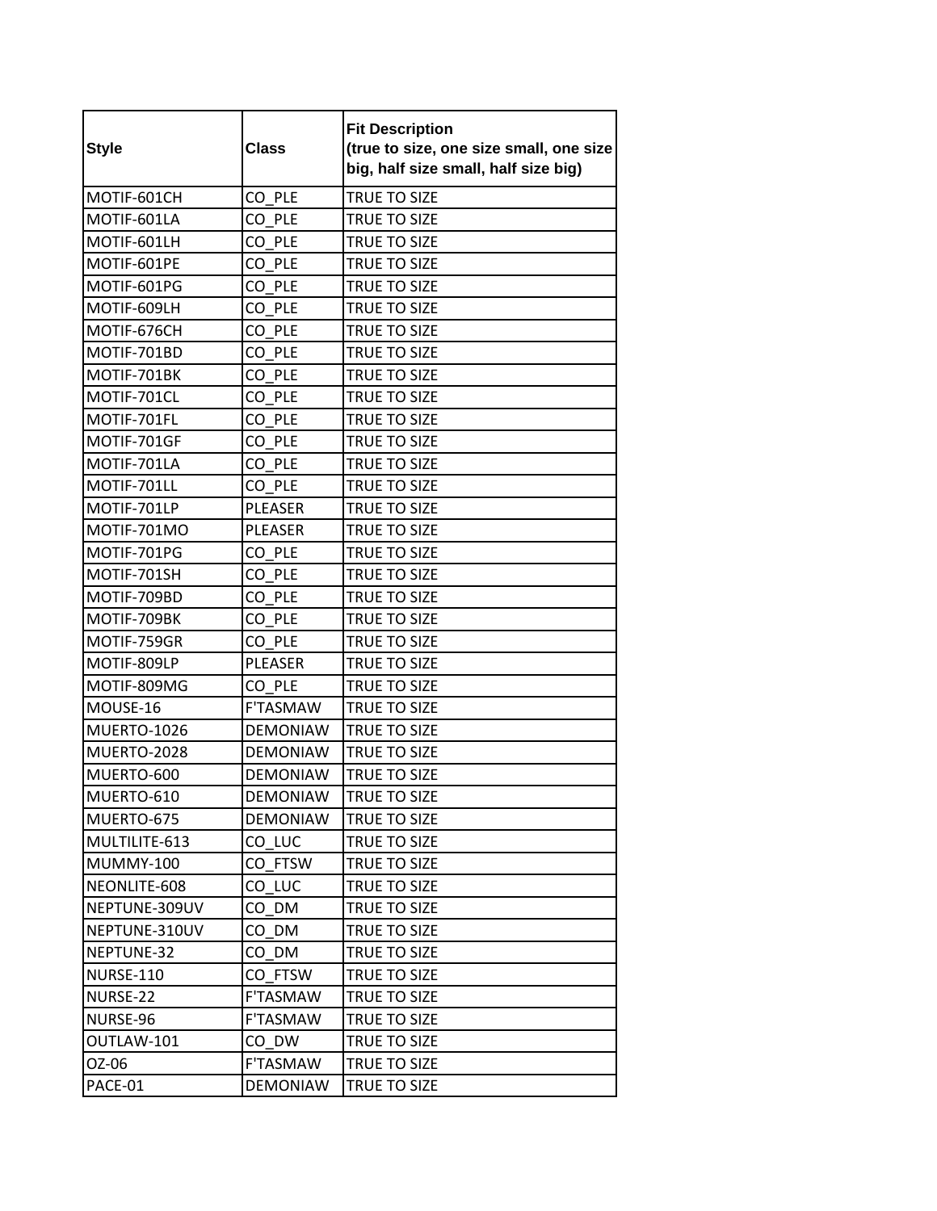| Style | Class | Fit Description (true to size, one size small, one size big, half size small, half size big) |
|---|---|---|
| MOTIF-601CH | CO_PLE | TRUE TO SIZE |
| MOTIF-601LA | CO_PLE | TRUE TO SIZE |
| MOTIF-601LH | CO_PLE | TRUE TO SIZE |
| MOTIF-601PE | CO_PLE | TRUE TO SIZE |
| MOTIF-601PG | CO_PLE | TRUE TO SIZE |
| MOTIF-609LH | CO_PLE | TRUE TO SIZE |
| MOTIF-676CH | CO_PLE | TRUE TO SIZE |
| MOTIF-701BD | CO_PLE | TRUE TO SIZE |
| MOTIF-701BK | CO_PLE | TRUE TO SIZE |
| MOTIF-701CL | CO_PLE | TRUE TO SIZE |
| MOTIF-701FL | CO_PLE | TRUE TO SIZE |
| MOTIF-701GF | CO_PLE | TRUE TO SIZE |
| MOTIF-701LA | CO_PLE | TRUE TO SIZE |
| MOTIF-701LL | CO_PLE | TRUE TO SIZE |
| MOTIF-701LP | PLEASER | TRUE TO SIZE |
| MOTIF-701MO | PLEASER | TRUE TO SIZE |
| MOTIF-701PG | CO_PLE | TRUE TO SIZE |
| MOTIF-701SH | CO_PLE | TRUE TO SIZE |
| MOTIF-709BD | CO_PLE | TRUE TO SIZE |
| MOTIF-709BK | CO_PLE | TRUE TO SIZE |
| MOTIF-759GR | CO_PLE | TRUE TO SIZE |
| MOTIF-809LP | PLEASER | TRUE TO SIZE |
| MOTIF-809MG | CO_PLE | TRUE TO SIZE |
| MOUSE-16 | F'TASMAW | TRUE TO SIZE |
| MUERTO-1026 | DEMONIAW | TRUE TO SIZE |
| MUERTO-2028 | DEMONIAW | TRUE TO SIZE |
| MUERTO-600 | DEMONIAW | TRUE TO SIZE |
| MUERTO-610 | DEMONIAW | TRUE TO SIZE |
| MUERTO-675 | DEMONIAW | TRUE TO SIZE |
| MULTILITE-613 | CO_LUC | TRUE TO SIZE |
| MUMMY-100 | CO_FTSW | TRUE TO SIZE |
| NEONLITE-608 | CO_LUC | TRUE TO SIZE |
| NEPTUNE-309UV | CO_DM | TRUE TO SIZE |
| NEPTUNE-310UV | CO_DM | TRUE TO SIZE |
| NEPTUNE-32 | CO_DM | TRUE TO SIZE |
| NURSE-110 | CO_FTSW | TRUE TO SIZE |
| NURSE-22 | F'TASMAW | TRUE TO SIZE |
| NURSE-96 | F'TASMAW | TRUE TO SIZE |
| OUTLAW-101 | CO_DW | TRUE TO SIZE |
| OZ-06 | F'TASMAW | TRUE TO SIZE |
| PACE-01 | DEMONIAW | TRUE TO SIZE |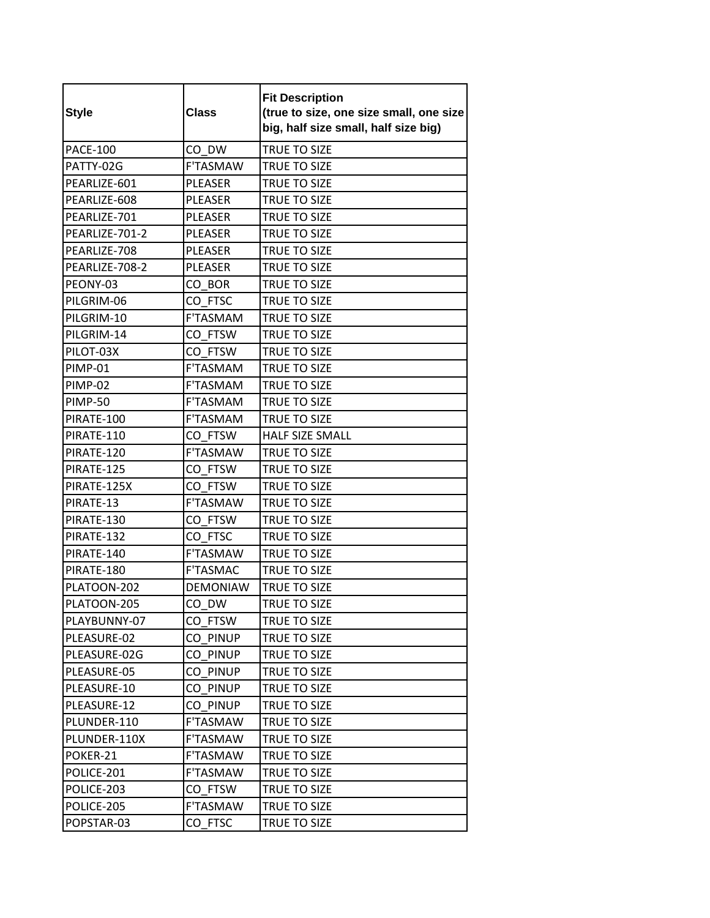| Style | Class | Fit Description (true to size, one size small, one size big, half size small, half size big) |
|---|---|---|
| PACE-100 | CO_DW | TRUE TO SIZE |
| PATTY-02G | F'TASMAW | TRUE TO SIZE |
| PEARLIZE-601 | PLEASER | TRUE TO SIZE |
| PEARLIZE-608 | PLEASER | TRUE TO SIZE |
| PEARLIZE-701 | PLEASER | TRUE TO SIZE |
| PEARLIZE-701-2 | PLEASER | TRUE TO SIZE |
| PEARLIZE-708 | PLEASER | TRUE TO SIZE |
| PEARLIZE-708-2 | PLEASER | TRUE TO SIZE |
| PEONY-03 | CO_BOR | TRUE TO SIZE |
| PILGRIM-06 | CO_FTSC | TRUE TO SIZE |
| PILGRIM-10 | F'TASMAM | TRUE TO SIZE |
| PILGRIM-14 | CO_FTSW | TRUE TO SIZE |
| PILOT-03X | CO_FTSW | TRUE TO SIZE |
| PIMP-01 | F'TASMAM | TRUE TO SIZE |
| PIMP-02 | F'TASMAM | TRUE TO SIZE |
| PIMP-50 | F'TASMAM | TRUE TO SIZE |
| PIRATE-100 | F'TASMAM | TRUE TO SIZE |
| PIRATE-110 | CO_FTSW | HALF SIZE SMALL |
| PIRATE-120 | F'TASMAW | TRUE TO SIZE |
| PIRATE-125 | CO_FTSW | TRUE TO SIZE |
| PIRATE-125X | CO_FTSW | TRUE TO SIZE |
| PIRATE-13 | F'TASMAW | TRUE TO SIZE |
| PIRATE-130 | CO_FTSW | TRUE TO SIZE |
| PIRATE-132 | CO_FTSC | TRUE TO SIZE |
| PIRATE-140 | F'TASMAW | TRUE TO SIZE |
| PIRATE-180 | F'TASMAC | TRUE TO SIZE |
| PLATOON-202 | DEMONIAW | TRUE TO SIZE |
| PLATOON-205 | CO_DW | TRUE TO SIZE |
| PLAYBUNNY-07 | CO_FTSW | TRUE TO SIZE |
| PLEASURE-02 | CO_PINUP | TRUE TO SIZE |
| PLEASURE-02G | CO_PINUP | TRUE TO SIZE |
| PLEASURE-05 | CO_PINUP | TRUE TO SIZE |
| PLEASURE-10 | CO_PINUP | TRUE TO SIZE |
| PLEASURE-12 | CO_PINUP | TRUE TO SIZE |
| PLUNDER-110 | F'TASMAW | TRUE TO SIZE |
| PLUNDER-110X | F'TASMAW | TRUE TO SIZE |
| POKER-21 | F'TASMAW | TRUE TO SIZE |
| POLICE-201 | F'TASMAW | TRUE TO SIZE |
| POLICE-203 | CO_FTSW | TRUE TO SIZE |
| POLICE-205 | F'TASMAW | TRUE TO SIZE |
| POPSTAR-03 | CO_FTSC | TRUE TO SIZE |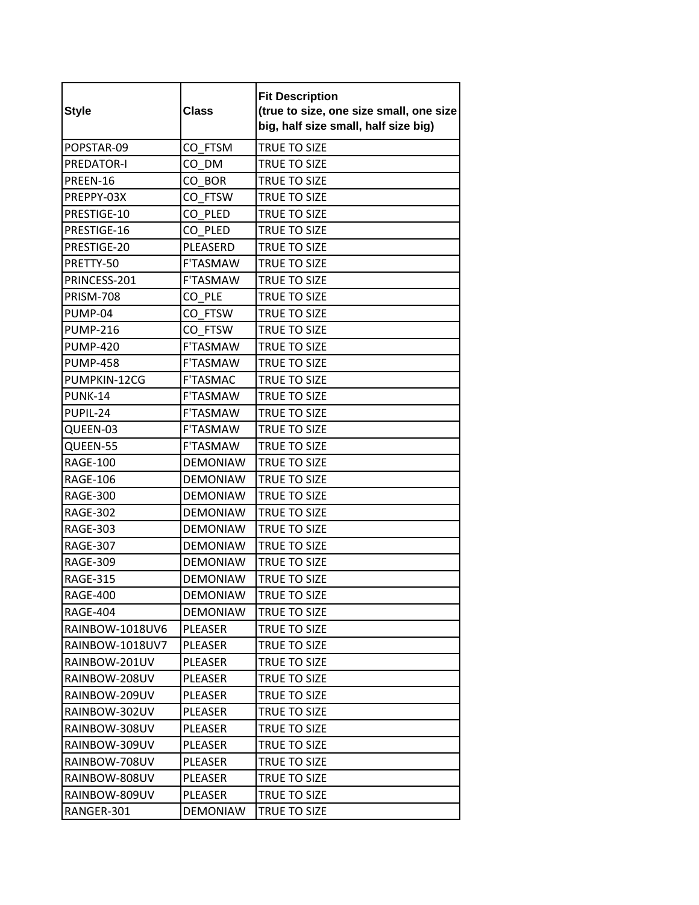| Style | Class | Fit Description (true to size, one size small, one size big, half size small, half size big) |
|---|---|---|
| POPSTAR-09 | CO_FTSM | TRUE TO SIZE |
| PREDATOR-I | CO_DM | TRUE TO SIZE |
| PREEN-16 | CO_BOR | TRUE TO SIZE |
| PREPPY-03X | CO_FTSW | TRUE TO SIZE |
| PRESTIGE-10 | CO_PLED | TRUE TO SIZE |
| PRESTIGE-16 | CO_PLED | TRUE TO SIZE |
| PRESTIGE-20 | PLEASERD | TRUE TO SIZE |
| PRETTY-50 | F'TASMAW | TRUE TO SIZE |
| PRINCESS-201 | F'TASMAW | TRUE TO SIZE |
| PRISM-708 | CO_PLE | TRUE TO SIZE |
| PUMP-04 | CO_FTSW | TRUE TO SIZE |
| PUMP-216 | CO_FTSW | TRUE TO SIZE |
| PUMP-420 | F'TASMAW | TRUE TO SIZE |
| PUMP-458 | F'TASMAW | TRUE TO SIZE |
| PUMPKIN-12CG | F'TASMAC | TRUE TO SIZE |
| PUNK-14 | F'TASMAW | TRUE TO SIZE |
| PUPIL-24 | F'TASMAW | TRUE TO SIZE |
| QUEEN-03 | F'TASMAW | TRUE TO SIZE |
| QUEEN-55 | F'TASMAW | TRUE TO SIZE |
| RAGE-100 | DEMONIAW | TRUE TO SIZE |
| RAGE-106 | DEMONIAW | TRUE TO SIZE |
| RAGE-300 | DEMONIAW | TRUE TO SIZE |
| RAGE-302 | DEMONIAW | TRUE TO SIZE |
| RAGE-303 | DEMONIAW | TRUE TO SIZE |
| RAGE-307 | DEMONIAW | TRUE TO SIZE |
| RAGE-309 | DEMONIAW | TRUE TO SIZE |
| RAGE-315 | DEMONIAW | TRUE TO SIZE |
| RAGE-400 | DEMONIAW | TRUE TO SIZE |
| RAGE-404 | DEMONIAW | TRUE TO SIZE |
| RAINBOW-1018UV6 | PLEASER | TRUE TO SIZE |
| RAINBOW-1018UV7 | PLEASER | TRUE TO SIZE |
| RAINBOW-201UV | PLEASER | TRUE TO SIZE |
| RAINBOW-208UV | PLEASER | TRUE TO SIZE |
| RAINBOW-209UV | PLEASER | TRUE TO SIZE |
| RAINBOW-302UV | PLEASER | TRUE TO SIZE |
| RAINBOW-308UV | PLEASER | TRUE TO SIZE |
| RAINBOW-309UV | PLEASER | TRUE TO SIZE |
| RAINBOW-708UV | PLEASER | TRUE TO SIZE |
| RAINBOW-808UV | PLEASER | TRUE TO SIZE |
| RAINBOW-809UV | PLEASER | TRUE TO SIZE |
| RANGER-301 | DEMONIAW | TRUE TO SIZE |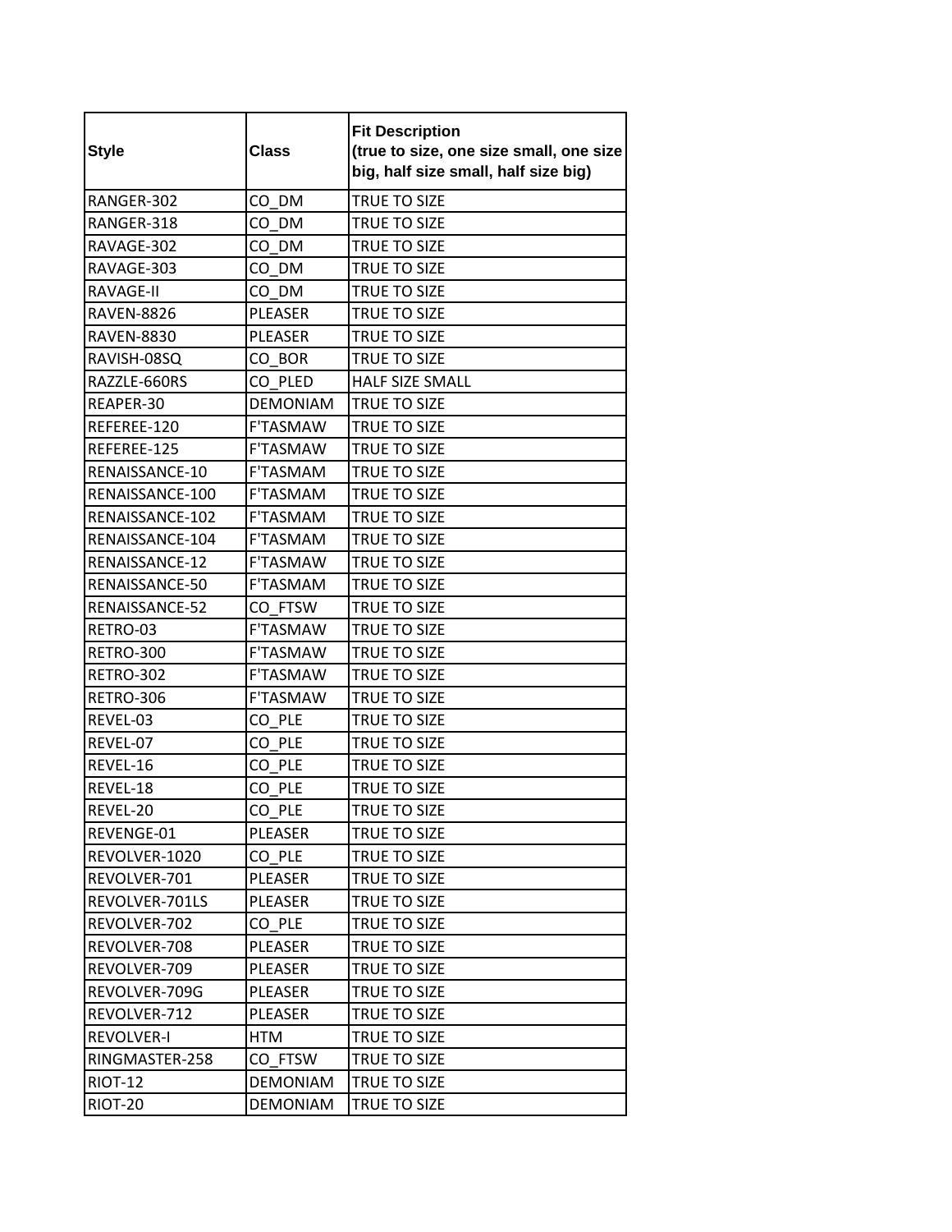| Style | Class | Fit Description (true to size, one size small, one size big, half size small, half size big) |
| --- | --- | --- |
| RANGER-302 | CO_DM | TRUE TO SIZE |
| RANGER-318 | CO_DM | TRUE TO SIZE |
| RAVAGE-302 | CO_DM | TRUE TO SIZE |
| RAVAGE-303 | CO_DM | TRUE TO SIZE |
| RAVAGE-II | CO_DM | TRUE TO SIZE |
| RAVEN-8826 | PLEASER | TRUE TO SIZE |
| RAVEN-8830 | PLEASER | TRUE TO SIZE |
| RAVISH-08SQ | CO_BOR | TRUE TO SIZE |
| RAZZLE-660RS | CO_PLED | HALF SIZE SMALL |
| REAPER-30 | DEMONIAM | TRUE TO SIZE |
| REFEREE-120 | F'TASMAW | TRUE TO SIZE |
| REFEREE-125 | F'TASMAW | TRUE TO SIZE |
| RENAISSANCE-10 | F'TASMAM | TRUE TO SIZE |
| RENAISSANCE-100 | F'TASMAM | TRUE TO SIZE |
| RENAISSANCE-102 | F'TASMAM | TRUE TO SIZE |
| RENAISSANCE-104 | F'TASMAM | TRUE TO SIZE |
| RENAISSANCE-12 | F'TASMAW | TRUE TO SIZE |
| RENAISSANCE-50 | F'TASMAM | TRUE TO SIZE |
| RENAISSANCE-52 | CO_FTSW | TRUE TO SIZE |
| RETRO-03 | F'TASMAW | TRUE TO SIZE |
| RETRO-300 | F'TASMAW | TRUE TO SIZE |
| RETRO-302 | F'TASMAW | TRUE TO SIZE |
| RETRO-306 | F'TASMAW | TRUE TO SIZE |
| REVEL-03 | CO_PLE | TRUE TO SIZE |
| REVEL-07 | CO_PLE | TRUE TO SIZE |
| REVEL-16 | CO_PLE | TRUE TO SIZE |
| REVEL-18 | CO_PLE | TRUE TO SIZE |
| REVEL-20 | CO_PLE | TRUE TO SIZE |
| REVENGE-01 | PLEASER | TRUE TO SIZE |
| REVOLVER-1020 | CO_PLE | TRUE TO SIZE |
| REVOLVER-701 | PLEASER | TRUE TO SIZE |
| REVOLVER-701LS | PLEASER | TRUE TO SIZE |
| REVOLVER-702 | CO_PLE | TRUE TO SIZE |
| REVOLVER-708 | PLEASER | TRUE TO SIZE |
| REVOLVER-709 | PLEASER | TRUE TO SIZE |
| REVOLVER-709G | PLEASER | TRUE TO SIZE |
| REVOLVER-712 | PLEASER | TRUE TO SIZE |
| REVOLVER-I | HTM | TRUE TO SIZE |
| RINGMASTER-258 | CO_FTSW | TRUE TO SIZE |
| RIOT-12 | DEMONIAM | TRUE TO SIZE |
| RIOT-20 | DEMONIAM | TRUE TO SIZE |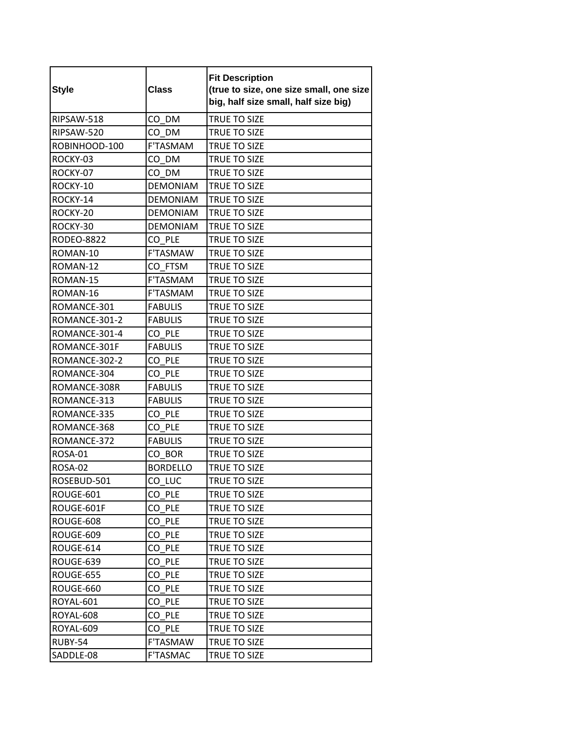| Style | Class | Fit Description (true to size, one size small, one size big, half size small, half size big) |
|---|---|---|
| RIPSAW-518 | CO_DM | TRUE TO SIZE |
| RIPSAW-520 | CO_DM | TRUE TO SIZE |
| ROBINHOOD-100 | F'TASMAM | TRUE TO SIZE |
| ROCKY-03 | CO_DM | TRUE TO SIZE |
| ROCKY-07 | CO_DM | TRUE TO SIZE |
| ROCKY-10 | DEMONIAM | TRUE TO SIZE |
| ROCKY-14 | DEMONIAM | TRUE TO SIZE |
| ROCKY-20 | DEMONIAM | TRUE TO SIZE |
| ROCKY-30 | DEMONIAM | TRUE TO SIZE |
| RODEO-8822 | CO_PLE | TRUE TO SIZE |
| ROMAN-10 | F'TASMAW | TRUE TO SIZE |
| ROMAN-12 | CO_FTSM | TRUE TO SIZE |
| ROMAN-15 | F'TASMAM | TRUE TO SIZE |
| ROMAN-16 | F'TASMAM | TRUE TO SIZE |
| ROMANCE-301 | FABULIS | TRUE TO SIZE |
| ROMANCE-301-2 | FABULIS | TRUE TO SIZE |
| ROMANCE-301-4 | CO_PLE | TRUE TO SIZE |
| ROMANCE-301F | FABULIS | TRUE TO SIZE |
| ROMANCE-302-2 | CO_PLE | TRUE TO SIZE |
| ROMANCE-304 | CO_PLE | TRUE TO SIZE |
| ROMANCE-308R | FABULIS | TRUE TO SIZE |
| ROMANCE-313 | FABULIS | TRUE TO SIZE |
| ROMANCE-335 | CO_PLE | TRUE TO SIZE |
| ROMANCE-368 | CO_PLE | TRUE TO SIZE |
| ROMANCE-372 | FABULIS | TRUE TO SIZE |
| ROSA-01 | CO_BOR | TRUE TO SIZE |
| ROSA-02 | BORDELLO | TRUE TO SIZE |
| ROSEBUD-501 | CO_LUC | TRUE TO SIZE |
| ROUGE-601 | CO_PLE | TRUE TO SIZE |
| ROUGE-601F | CO_PLE | TRUE TO SIZE |
| ROUGE-608 | CO_PLE | TRUE TO SIZE |
| ROUGE-609 | CO_PLE | TRUE TO SIZE |
| ROUGE-614 | CO_PLE | TRUE TO SIZE |
| ROUGE-639 | CO_PLE | TRUE TO SIZE |
| ROUGE-655 | CO_PLE | TRUE TO SIZE |
| ROUGE-660 | CO_PLE | TRUE TO SIZE |
| ROYAL-601 | CO_PLE | TRUE TO SIZE |
| ROYAL-608 | CO_PLE | TRUE TO SIZE |
| ROYAL-609 | CO_PLE | TRUE TO SIZE |
| RUBY-54 | F'TASMAW | TRUE TO SIZE |
| SADDLE-08 | F'TASMAC | TRUE TO SIZE |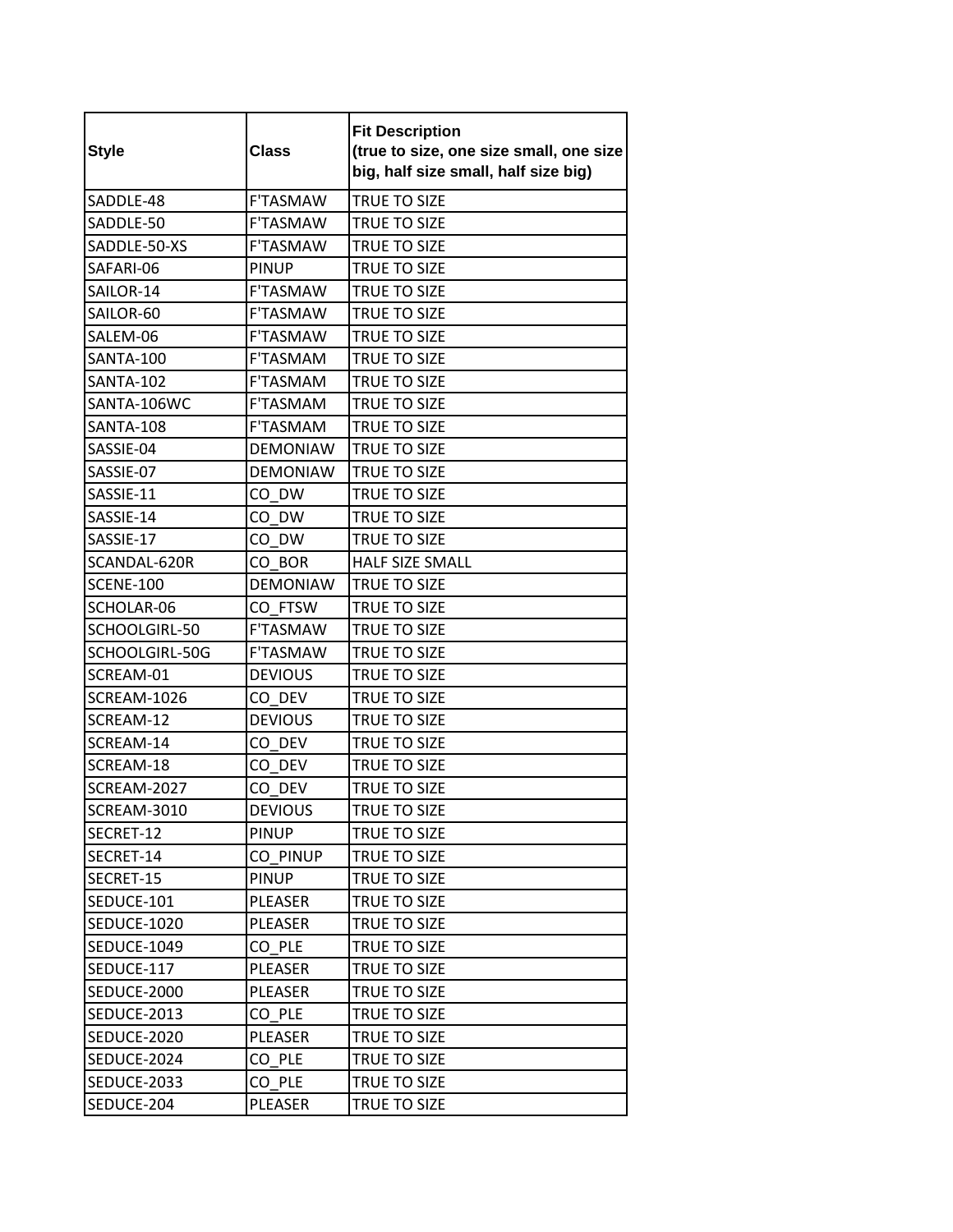| Style | Class | Fit Description (true to size, one size small, one size big, half size small, half size big) |
|---|---|---|
| SADDLE-48 | F'TASMAW | TRUE TO SIZE |
| SADDLE-50 | F'TASMAW | TRUE TO SIZE |
| SADDLE-50-XS | F'TASMAW | TRUE TO SIZE |
| SAFARI-06 | PINUP | TRUE TO SIZE |
| SAILOR-14 | F'TASMAW | TRUE TO SIZE |
| SAILOR-60 | F'TASMAW | TRUE TO SIZE |
| SALEM-06 | F'TASMAW | TRUE TO SIZE |
| SANTA-100 | F'TASMAM | TRUE TO SIZE |
| SANTA-102 | F'TASMAM | TRUE TO SIZE |
| SANTA-106WC | F'TASMAM | TRUE TO SIZE |
| SANTA-108 | F'TASMAM | TRUE TO SIZE |
| SASSIE-04 | DEMONIAW | TRUE TO SIZE |
| SASSIE-07 | DEMONIAW | TRUE TO SIZE |
| SASSIE-11 | CO_DW | TRUE TO SIZE |
| SASSIE-14 | CO_DW | TRUE TO SIZE |
| SASSIE-17 | CO_DW | TRUE TO SIZE |
| SCANDAL-620R | CO_BOR | HALF SIZE SMALL |
| SCENE-100 | DEMONIAW | TRUE TO SIZE |
| SCHOLAR-06 | CO_FTSW | TRUE TO SIZE |
| SCHOOLGIRL-50 | F'TASMAW | TRUE TO SIZE |
| SCHOOLGIRL-50G | F'TASMAW | TRUE TO SIZE |
| SCREAM-01 | DEVIOUS | TRUE TO SIZE |
| SCREAM-1026 | CO_DEV | TRUE TO SIZE |
| SCREAM-12 | DEVIOUS | TRUE TO SIZE |
| SCREAM-14 | CO_DEV | TRUE TO SIZE |
| SCREAM-18 | CO_DEV | TRUE TO SIZE |
| SCREAM-2027 | CO_DEV | TRUE TO SIZE |
| SCREAM-3010 | DEVIOUS | TRUE TO SIZE |
| SECRET-12 | PINUP | TRUE TO SIZE |
| SECRET-14 | CO_PINUP | TRUE TO SIZE |
| SECRET-15 | PINUP | TRUE TO SIZE |
| SEDUCE-101 | PLEASER | TRUE TO SIZE |
| SEDUCE-1020 | PLEASER | TRUE TO SIZE |
| SEDUCE-1049 | CO_PLE | TRUE TO SIZE |
| SEDUCE-117 | PLEASER | TRUE TO SIZE |
| SEDUCE-2000 | PLEASER | TRUE TO SIZE |
| SEDUCE-2013 | CO_PLE | TRUE TO SIZE |
| SEDUCE-2020 | PLEASER | TRUE TO SIZE |
| SEDUCE-2024 | CO_PLE | TRUE TO SIZE |
| SEDUCE-2033 | CO_PLE | TRUE TO SIZE |
| SEDUCE-204 | PLEASER | TRUE TO SIZE |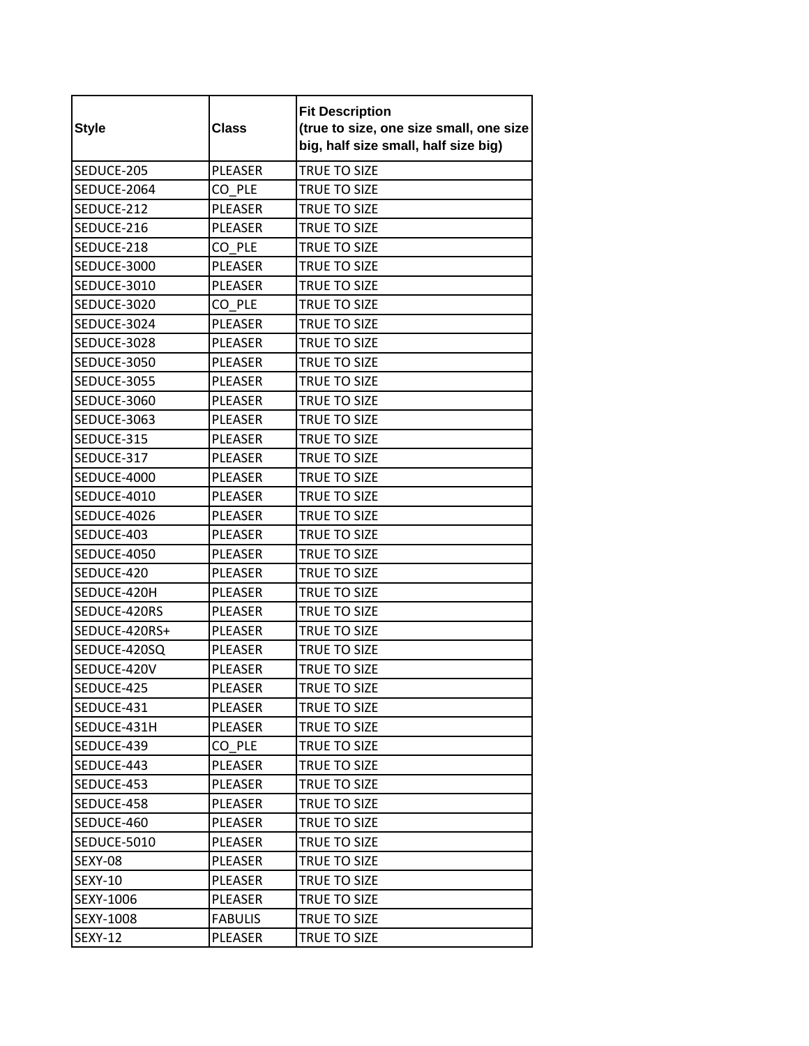| Style | Class | Fit Description (true to size, one size small, one size big, half size small, half size big) |
|---|---|---|
| SEDUCE-205 | PLEASER | TRUE TO SIZE |
| SEDUCE-2064 | CO_PLE | TRUE TO SIZE |
| SEDUCE-212 | PLEASER | TRUE TO SIZE |
| SEDUCE-216 | PLEASER | TRUE TO SIZE |
| SEDUCE-218 | CO_PLE | TRUE TO SIZE |
| SEDUCE-3000 | PLEASER | TRUE TO SIZE |
| SEDUCE-3010 | PLEASER | TRUE TO SIZE |
| SEDUCE-3020 | CO_PLE | TRUE TO SIZE |
| SEDUCE-3024 | PLEASER | TRUE TO SIZE |
| SEDUCE-3028 | PLEASER | TRUE TO SIZE |
| SEDUCE-3050 | PLEASER | TRUE TO SIZE |
| SEDUCE-3055 | PLEASER | TRUE TO SIZE |
| SEDUCE-3060 | PLEASER | TRUE TO SIZE |
| SEDUCE-3063 | PLEASER | TRUE TO SIZE |
| SEDUCE-315 | PLEASER | TRUE TO SIZE |
| SEDUCE-317 | PLEASER | TRUE TO SIZE |
| SEDUCE-4000 | PLEASER | TRUE TO SIZE |
| SEDUCE-4010 | PLEASER | TRUE TO SIZE |
| SEDUCE-4026 | PLEASER | TRUE TO SIZE |
| SEDUCE-403 | PLEASER | TRUE TO SIZE |
| SEDUCE-4050 | PLEASER | TRUE TO SIZE |
| SEDUCE-420 | PLEASER | TRUE TO SIZE |
| SEDUCE-420H | PLEASER | TRUE TO SIZE |
| SEDUCE-420RS | PLEASER | TRUE TO SIZE |
| SEDUCE-420RS+ | PLEASER | TRUE TO SIZE |
| SEDUCE-420SQ | PLEASER | TRUE TO SIZE |
| SEDUCE-420V | PLEASER | TRUE TO SIZE |
| SEDUCE-425 | PLEASER | TRUE TO SIZE |
| SEDUCE-431 | PLEASER | TRUE TO SIZE |
| SEDUCE-431H | PLEASER | TRUE TO SIZE |
| SEDUCE-439 | CO_PLE | TRUE TO SIZE |
| SEDUCE-443 | PLEASER | TRUE TO SIZE |
| SEDUCE-453 | PLEASER | TRUE TO SIZE |
| SEDUCE-458 | PLEASER | TRUE TO SIZE |
| SEDUCE-460 | PLEASER | TRUE TO SIZE |
| SEDUCE-5010 | PLEASER | TRUE TO SIZE |
| SEXY-08 | PLEASER | TRUE TO SIZE |
| SEXY-10 | PLEASER | TRUE TO SIZE |
| SEXY-1006 | PLEASER | TRUE TO SIZE |
| SEXY-1008 | FABULIS | TRUE TO SIZE |
| SEXY-12 | PLEASER | TRUE TO SIZE |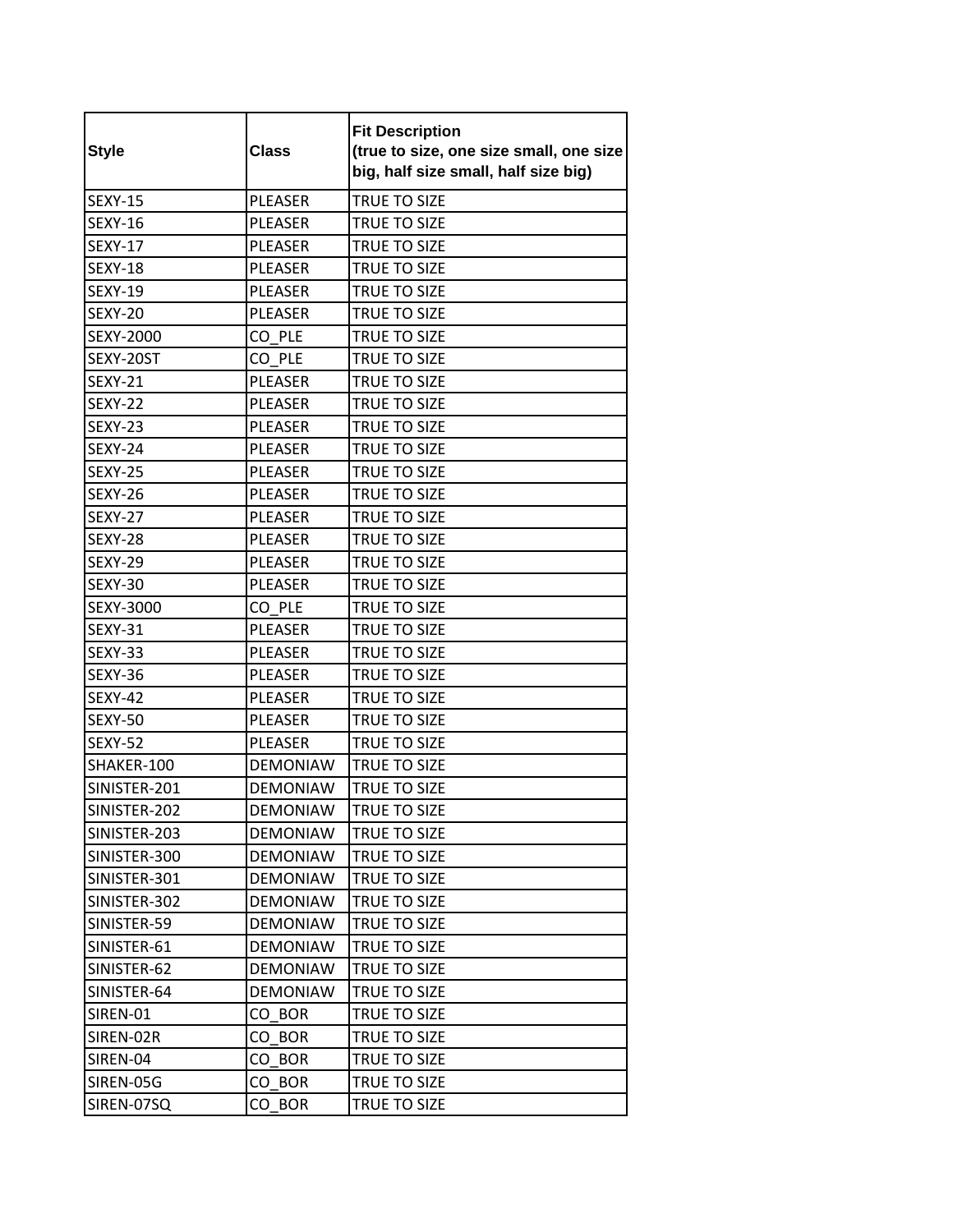| Style | Class | Fit Description (true to size, one size small, one size big, half size small, half size big) |
|---|---|---|
| SEXY-15 | PLEASER | TRUE TO SIZE |
| SEXY-16 | PLEASER | TRUE TO SIZE |
| SEXY-17 | PLEASER | TRUE TO SIZE |
| SEXY-18 | PLEASER | TRUE TO SIZE |
| SEXY-19 | PLEASER | TRUE TO SIZE |
| SEXY-20 | PLEASER | TRUE TO SIZE |
| SEXY-2000 | CO_PLE | TRUE TO SIZE |
| SEXY-20ST | CO_PLE | TRUE TO SIZE |
| SEXY-21 | PLEASER | TRUE TO SIZE |
| SEXY-22 | PLEASER | TRUE TO SIZE |
| SEXY-23 | PLEASER | TRUE TO SIZE |
| SEXY-24 | PLEASER | TRUE TO SIZE |
| SEXY-25 | PLEASER | TRUE TO SIZE |
| SEXY-26 | PLEASER | TRUE TO SIZE |
| SEXY-27 | PLEASER | TRUE TO SIZE |
| SEXY-28 | PLEASER | TRUE TO SIZE |
| SEXY-29 | PLEASER | TRUE TO SIZE |
| SEXY-30 | PLEASER | TRUE TO SIZE |
| SEXY-3000 | CO_PLE | TRUE TO SIZE |
| SEXY-31 | PLEASER | TRUE TO SIZE |
| SEXY-33 | PLEASER | TRUE TO SIZE |
| SEXY-36 | PLEASER | TRUE TO SIZE |
| SEXY-42 | PLEASER | TRUE TO SIZE |
| SEXY-50 | PLEASER | TRUE TO SIZE |
| SEXY-52 | PLEASER | TRUE TO SIZE |
| SHAKER-100 | DEMONIAW | TRUE TO SIZE |
| SINISTER-201 | DEMONIAW | TRUE TO SIZE |
| SINISTER-202 | DEMONIAW | TRUE TO SIZE |
| SINISTER-203 | DEMONIAW | TRUE TO SIZE |
| SINISTER-300 | DEMONIAW | TRUE TO SIZE |
| SINISTER-301 | DEMONIAW | TRUE TO SIZE |
| SINISTER-302 | DEMONIAW | TRUE TO SIZE |
| SINISTER-59 | DEMONIAW | TRUE TO SIZE |
| SINISTER-61 | DEMONIAW | TRUE TO SIZE |
| SINISTER-62 | DEMONIAW | TRUE TO SIZE |
| SINISTER-64 | DEMONIAW | TRUE TO SIZE |
| SIREN-01 | CO_BOR | TRUE TO SIZE |
| SIREN-02R | CO_BOR | TRUE TO SIZE |
| SIREN-04 | CO_BOR | TRUE TO SIZE |
| SIREN-05G | CO_BOR | TRUE TO SIZE |
| SIREN-07SQ | CO_BOR | TRUE TO SIZE |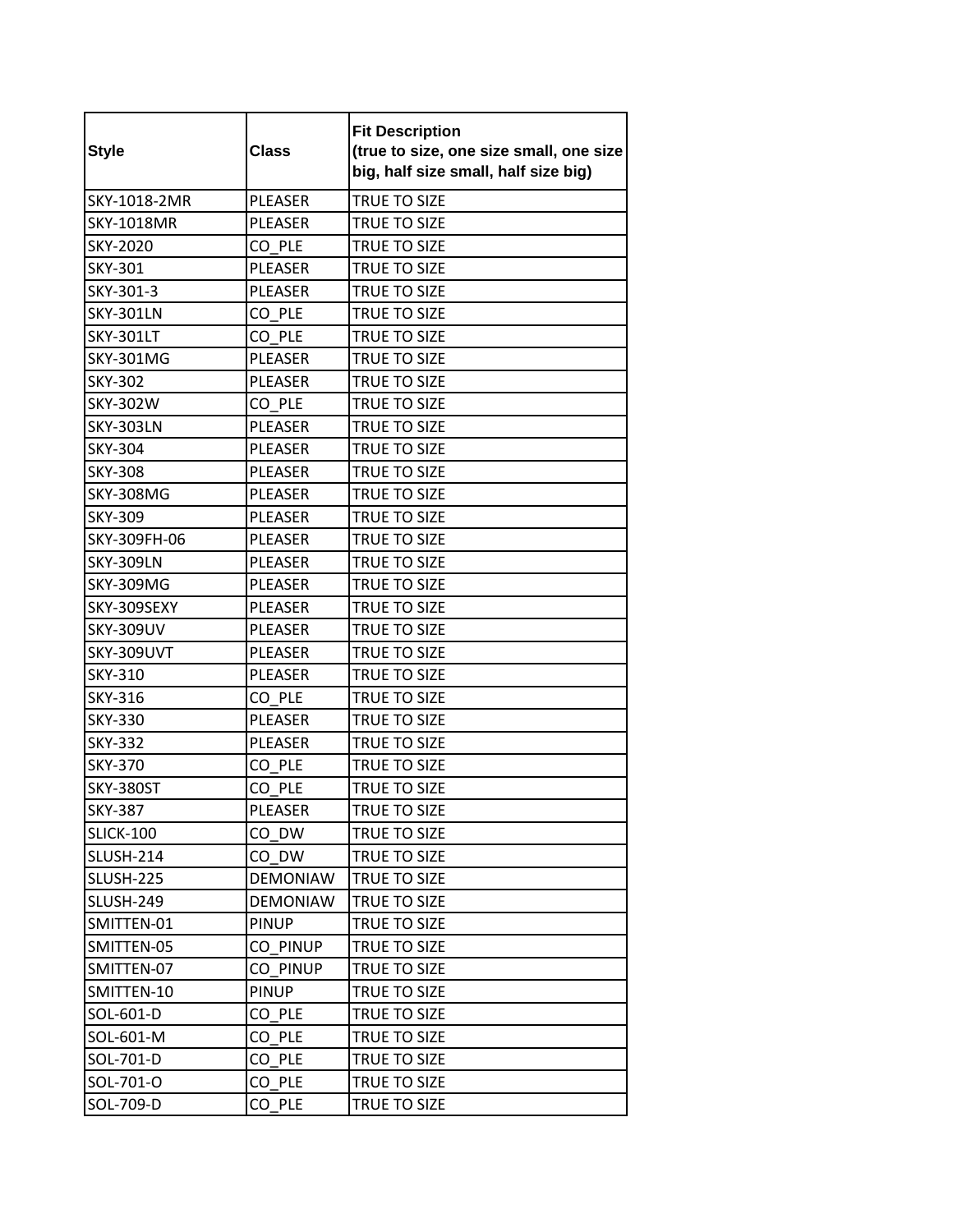| Style | Class | Fit Description (true to size, one size small, one size big, half size small, half size big) |
|---|---|---|
| SKY-1018-2MR | PLEASER | TRUE TO SIZE |
| SKY-1018MR | PLEASER | TRUE TO SIZE |
| SKY-2020 | CO_PLE | TRUE TO SIZE |
| SKY-301 | PLEASER | TRUE TO SIZE |
| SKY-301-3 | PLEASER | TRUE TO SIZE |
| SKY-301LN | CO_PLE | TRUE TO SIZE |
| SKY-301LT | CO_PLE | TRUE TO SIZE |
| SKY-301MG | PLEASER | TRUE TO SIZE |
| SKY-302 | PLEASER | TRUE TO SIZE |
| SKY-302W | CO_PLE | TRUE TO SIZE |
| SKY-303LN | PLEASER | TRUE TO SIZE |
| SKY-304 | PLEASER | TRUE TO SIZE |
| SKY-308 | PLEASER | TRUE TO SIZE |
| SKY-308MG | PLEASER | TRUE TO SIZE |
| SKY-309 | PLEASER | TRUE TO SIZE |
| SKY-309FH-06 | PLEASER | TRUE TO SIZE |
| SKY-309LN | PLEASER | TRUE TO SIZE |
| SKY-309MG | PLEASER | TRUE TO SIZE |
| SKY-309SEXY | PLEASER | TRUE TO SIZE |
| SKY-309UV | PLEASER | TRUE TO SIZE |
| SKY-309UVT | PLEASER | TRUE TO SIZE |
| SKY-310 | PLEASER | TRUE TO SIZE |
| SKY-316 | CO_PLE | TRUE TO SIZE |
| SKY-330 | PLEASER | TRUE TO SIZE |
| SKY-332 | PLEASER | TRUE TO SIZE |
| SKY-370 | CO_PLE | TRUE TO SIZE |
| SKY-380ST | CO_PLE | TRUE TO SIZE |
| SKY-387 | PLEASER | TRUE TO SIZE |
| SLICK-100 | CO_DW | TRUE TO SIZE |
| SLUSH-214 | CO_DW | TRUE TO SIZE |
| SLUSH-225 | DEMONIAW | TRUE TO SIZE |
| SLUSH-249 | DEMONIAW | TRUE TO SIZE |
| SMITTEN-01 | PINUP | TRUE TO SIZE |
| SMITTEN-05 | CO_PINUP | TRUE TO SIZE |
| SMITTEN-07 | CO_PINUP | TRUE TO SIZE |
| SMITTEN-10 | PINUP | TRUE TO SIZE |
| SOL-601-D | CO_PLE | TRUE TO SIZE |
| SOL-601-M | CO_PLE | TRUE TO SIZE |
| SOL-701-D | CO_PLE | TRUE TO SIZE |
| SOL-701-O | CO_PLE | TRUE TO SIZE |
| SOL-709-D | CO_PLE | TRUE TO SIZE |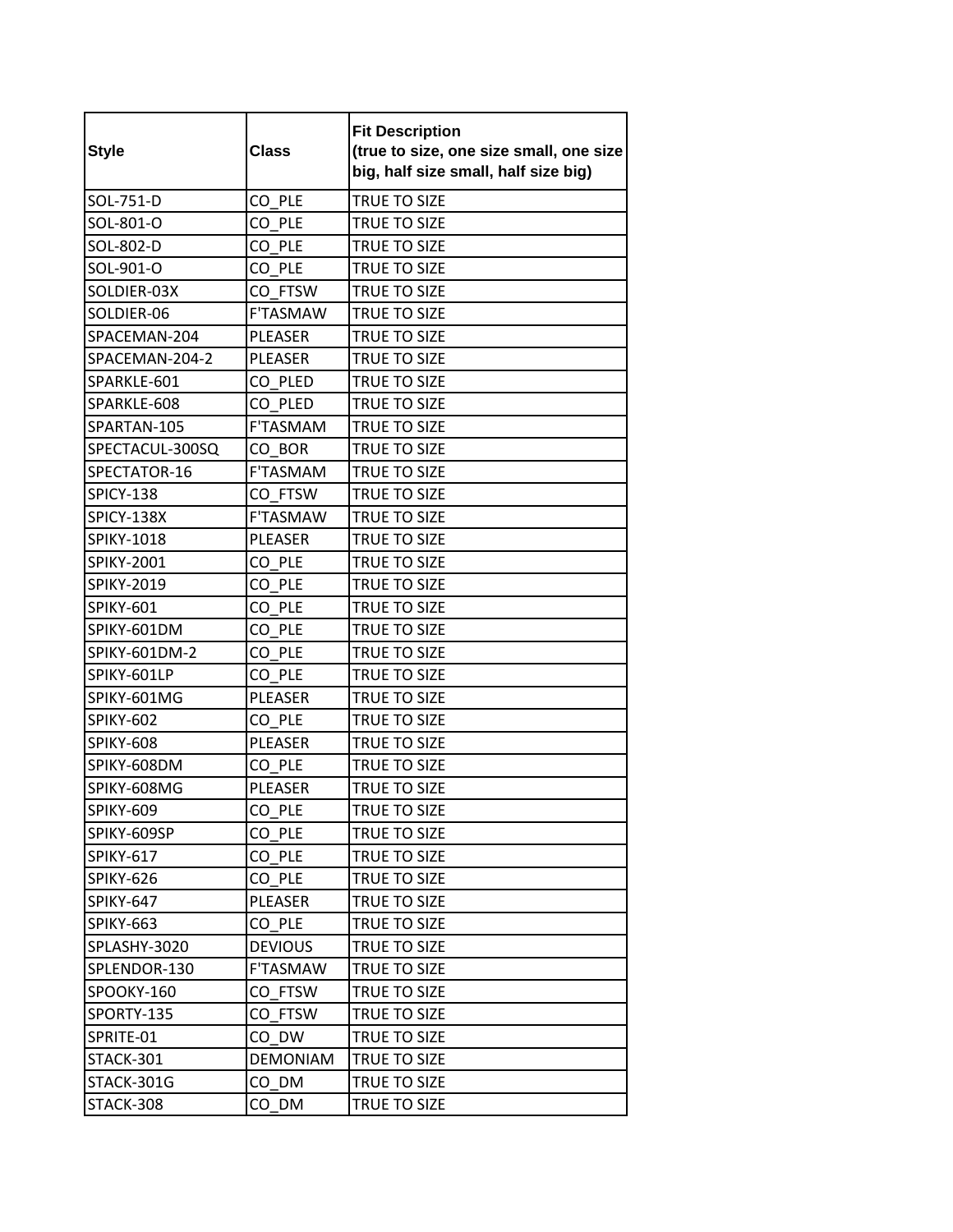| Style | Class | Fit Description (true to size, one size small, one size big, half size small, half size big) |
| --- | --- | --- |
| SOL-751-D | CO_PLE | TRUE TO SIZE |
| SOL-801-O | CO_PLE | TRUE TO SIZE |
| SOL-802-D | CO_PLE | TRUE TO SIZE |
| SOL-901-O | CO_PLE | TRUE TO SIZE |
| SOLDIER-03X | CO_FTSW | TRUE TO SIZE |
| SOLDIER-06 | F'TASMAW | TRUE TO SIZE |
| SPACEMAN-204 | PLEASER | TRUE TO SIZE |
| SPACEMAN-204-2 | PLEASER | TRUE TO SIZE |
| SPARKLE-601 | CO_PLED | TRUE TO SIZE |
| SPARKLE-608 | CO_PLED | TRUE TO SIZE |
| SPARTAN-105 | F'TASMAM | TRUE TO SIZE |
| SPECTACUL-300SQ | CO_BOR | TRUE TO SIZE |
| SPECTATOR-16 | F'TASMAM | TRUE TO SIZE |
| SPICY-138 | CO_FTSW | TRUE TO SIZE |
| SPICY-138X | F'TASMAW | TRUE TO SIZE |
| SPIKY-1018 | PLEASER | TRUE TO SIZE |
| SPIKY-2001 | CO_PLE | TRUE TO SIZE |
| SPIKY-2019 | CO_PLE | TRUE TO SIZE |
| SPIKY-601 | CO_PLE | TRUE TO SIZE |
| SPIKY-601DM | CO_PLE | TRUE TO SIZE |
| SPIKY-601DM-2 | CO_PLE | TRUE TO SIZE |
| SPIKY-601LP | CO_PLE | TRUE TO SIZE |
| SPIKY-601MG | PLEASER | TRUE TO SIZE |
| SPIKY-602 | CO_PLE | TRUE TO SIZE |
| SPIKY-608 | PLEASER | TRUE TO SIZE |
| SPIKY-608DM | CO_PLE | TRUE TO SIZE |
| SPIKY-608MG | PLEASER | TRUE TO SIZE |
| SPIKY-609 | CO_PLE | TRUE TO SIZE |
| SPIKY-609SP | CO_PLE | TRUE TO SIZE |
| SPIKY-617 | CO_PLE | TRUE TO SIZE |
| SPIKY-626 | CO_PLE | TRUE TO SIZE |
| SPIKY-647 | PLEASER | TRUE TO SIZE |
| SPIKY-663 | CO_PLE | TRUE TO SIZE |
| SPLASHY-3020 | DEVIOUS | TRUE TO SIZE |
| SPLENDOR-130 | F'TASMAW | TRUE TO SIZE |
| SPOOKY-160 | CO_FTSW | TRUE TO SIZE |
| SPORTY-135 | CO_FTSW | TRUE TO SIZE |
| SPRITE-01 | CO_DW | TRUE TO SIZE |
| STACK-301 | DEMONIAM | TRUE TO SIZE |
| STACK-301G | CO_DM | TRUE TO SIZE |
| STACK-308 | CO_DM | TRUE TO SIZE |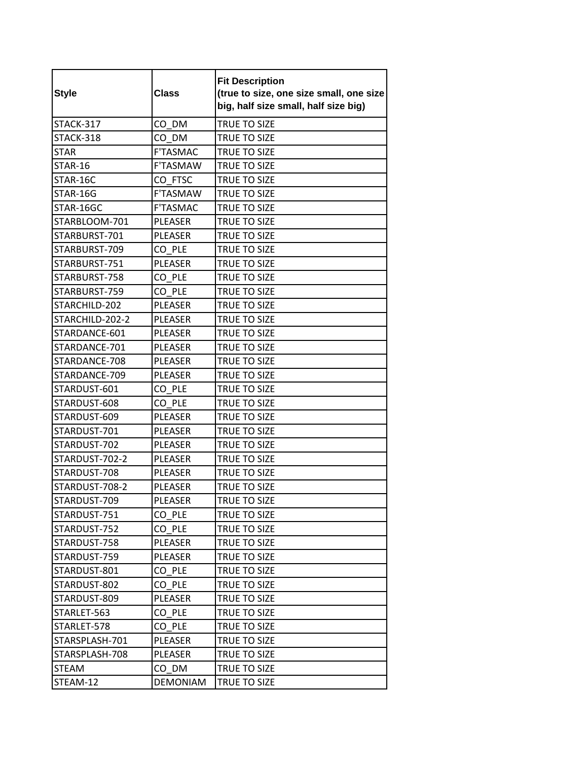| Style | Class | Fit Description (true to size, one size small, one size big, half size small, half size big) |
|---|---|---|
| STACK-317 | CO_DM | TRUE TO SIZE |
| STACK-318 | CO_DM | TRUE TO SIZE |
| STAR | F'TASMAC | TRUE TO SIZE |
| STAR-16 | F'TASMAW | TRUE TO SIZE |
| STAR-16C | CO_FTSC | TRUE TO SIZE |
| STAR-16G | F'TASMAW | TRUE TO SIZE |
| STAR-16GC | F'TASMAC | TRUE TO SIZE |
| STARBLOOM-701 | PLEASER | TRUE TO SIZE |
| STARBURST-701 | PLEASER | TRUE TO SIZE |
| STARBURST-709 | CO_PLE | TRUE TO SIZE |
| STARBURST-751 | PLEASER | TRUE TO SIZE |
| STARBURST-758 | CO_PLE | TRUE TO SIZE |
| STARBURST-759 | CO_PLE | TRUE TO SIZE |
| STARCHILD-202 | PLEASER | TRUE TO SIZE |
| STARCHILD-202-2 | PLEASER | TRUE TO SIZE |
| STARDANCE-601 | PLEASER | TRUE TO SIZE |
| STARDANCE-701 | PLEASER | TRUE TO SIZE |
| STARDANCE-708 | PLEASER | TRUE TO SIZE |
| STARDANCE-709 | PLEASER | TRUE TO SIZE |
| STARDUST-601 | CO_PLE | TRUE TO SIZE |
| STARDUST-608 | CO_PLE | TRUE TO SIZE |
| STARDUST-609 | PLEASER | TRUE TO SIZE |
| STARDUST-701 | PLEASER | TRUE TO SIZE |
| STARDUST-702 | PLEASER | TRUE TO SIZE |
| STARDUST-702-2 | PLEASER | TRUE TO SIZE |
| STARDUST-708 | PLEASER | TRUE TO SIZE |
| STARDUST-708-2 | PLEASER | TRUE TO SIZE |
| STARDUST-709 | PLEASER | TRUE TO SIZE |
| STARDUST-751 | CO_PLE | TRUE TO SIZE |
| STARDUST-752 | CO_PLE | TRUE TO SIZE |
| STARDUST-758 | PLEASER | TRUE TO SIZE |
| STARDUST-759 | PLEASER | TRUE TO SIZE |
| STARDUST-801 | CO_PLE | TRUE TO SIZE |
| STARDUST-802 | CO_PLE | TRUE TO SIZE |
| STARDUST-809 | PLEASER | TRUE TO SIZE |
| STARLET-563 | CO_PLE | TRUE TO SIZE |
| STARLET-578 | CO_PLE | TRUE TO SIZE |
| STARSPLASH-701 | PLEASER | TRUE TO SIZE |
| STARSPLASH-708 | PLEASER | TRUE TO SIZE |
| STEAM | CO_DM | TRUE TO SIZE |
| STEAM-12 | DEMONIAM | TRUE TO SIZE |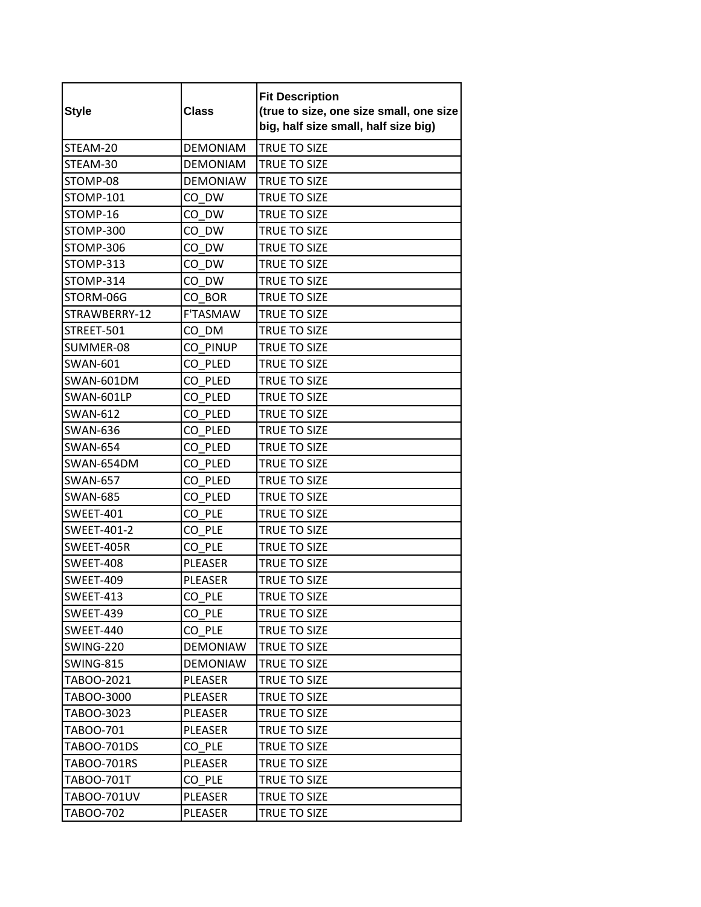| Style | Class | Fit Description (true to size, one size small, one size big, half size small, half size big) |
|---|---|---|
| STEAM-20 | DEMONIAM | TRUE TO SIZE |
| STEAM-30 | DEMONIAM | TRUE TO SIZE |
| STOMP-08 | DEMONIAW | TRUE TO SIZE |
| STOMP-101 | CO_DW | TRUE TO SIZE |
| STOMP-16 | CO_DW | TRUE TO SIZE |
| STOMP-300 | CO_DW | TRUE TO SIZE |
| STOMP-306 | CO_DW | TRUE TO SIZE |
| STOMP-313 | CO_DW | TRUE TO SIZE |
| STOMP-314 | CO_DW | TRUE TO SIZE |
| STORM-06G | CO_BOR | TRUE TO SIZE |
| STRAWBERRY-12 | F'TASMAW | TRUE TO SIZE |
| STREET-501 | CO_DM | TRUE TO SIZE |
| SUMMER-08 | CO_PINUP | TRUE TO SIZE |
| SWAN-601 | CO_PLED | TRUE TO SIZE |
| SWAN-601DM | CO_PLED | TRUE TO SIZE |
| SWAN-601LP | CO_PLED | TRUE TO SIZE |
| SWAN-612 | CO_PLED | TRUE TO SIZE |
| SWAN-636 | CO_PLED | TRUE TO SIZE |
| SWAN-654 | CO_PLED | TRUE TO SIZE |
| SWAN-654DM | CO_PLED | TRUE TO SIZE |
| SWAN-657 | CO_PLED | TRUE TO SIZE |
| SWAN-685 | CO_PLED | TRUE TO SIZE |
| SWEET-401 | CO_PLE | TRUE TO SIZE |
| SWEET-401-2 | CO_PLE | TRUE TO SIZE |
| SWEET-405R | CO_PLE | TRUE TO SIZE |
| SWEET-408 | PLEASER | TRUE TO SIZE |
| SWEET-409 | PLEASER | TRUE TO SIZE |
| SWEET-413 | CO_PLE | TRUE TO SIZE |
| SWEET-439 | CO_PLE | TRUE TO SIZE |
| SWEET-440 | CO_PLE | TRUE TO SIZE |
| SWING-220 | DEMONIAW | TRUE TO SIZE |
| SWING-815 | DEMONIAW | TRUE TO SIZE |
| TABOO-2021 | PLEASER | TRUE TO SIZE |
| TABOO-3000 | PLEASER | TRUE TO SIZE |
| TABOO-3023 | PLEASER | TRUE TO SIZE |
| TABOO-701 | PLEASER | TRUE TO SIZE |
| TABOO-701DS | CO_PLE | TRUE TO SIZE |
| TABOO-701RS | PLEASER | TRUE TO SIZE |
| TABOO-701T | CO_PLE | TRUE TO SIZE |
| TABOO-701UV | PLEASER | TRUE TO SIZE |
| TABOO-702 | PLEASER | TRUE TO SIZE |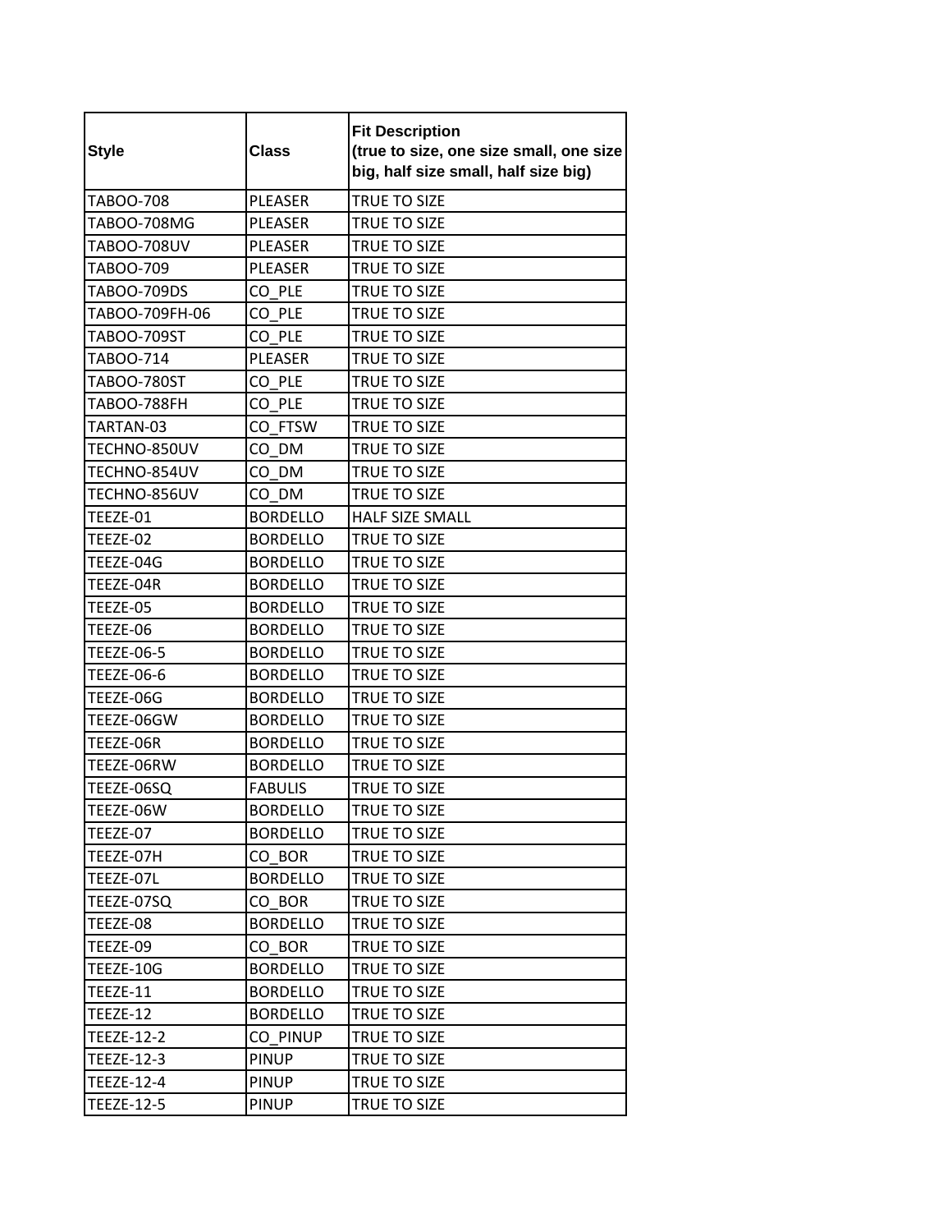| Style | Class | Fit Description (true to size, one size small, one size big, half size small, half size big) |
|---|---|---|
| TABOO-708 | PLEASER | TRUE TO SIZE |
| TABOO-708MG | PLEASER | TRUE TO SIZE |
| TABOO-708UV | PLEASER | TRUE TO SIZE |
| TABOO-709 | PLEASER | TRUE TO SIZE |
| TABOO-709DS | CO_PLE | TRUE TO SIZE |
| TABOO-709FH-06 | CO_PLE | TRUE TO SIZE |
| TABOO-709ST | CO_PLE | TRUE TO SIZE |
| TABOO-714 | PLEASER | TRUE TO SIZE |
| TABOO-780ST | CO_PLE | TRUE TO SIZE |
| TABOO-788FH | CO_PLE | TRUE TO SIZE |
| TARTAN-03 | CO_FTSW | TRUE TO SIZE |
| TECHNO-850UV | CO_DM | TRUE TO SIZE |
| TECHNO-854UV | CO_DM | TRUE TO SIZE |
| TECHNO-856UV | CO_DM | TRUE TO SIZE |
| TEEZE-01 | BORDELLO | HALF SIZE SMALL |
| TEEZE-02 | BORDELLO | TRUE TO SIZE |
| TEEZE-04G | BORDELLO | TRUE TO SIZE |
| TEEZE-04R | BORDELLO | TRUE TO SIZE |
| TEEZE-05 | BORDELLO | TRUE TO SIZE |
| TEEZE-06 | BORDELLO | TRUE TO SIZE |
| TEEZE-06-5 | BORDELLO | TRUE TO SIZE |
| TEEZE-06-6 | BORDELLO | TRUE TO SIZE |
| TEEZE-06G | BORDELLO | TRUE TO SIZE |
| TEEZE-06GW | BORDELLO | TRUE TO SIZE |
| TEEZE-06R | BORDELLO | TRUE TO SIZE |
| TEEZE-06RW | BORDELLO | TRUE TO SIZE |
| TEEZE-06SQ | FABULIS | TRUE TO SIZE |
| TEEZE-06W | BORDELLO | TRUE TO SIZE |
| TEEZE-07 | BORDELLO | TRUE TO SIZE |
| TEEZE-07H | CO_BOR | TRUE TO SIZE |
| TEEZE-07L | BORDELLO | TRUE TO SIZE |
| TEEZE-07SQ | CO_BOR | TRUE TO SIZE |
| TEEZE-08 | BORDELLO | TRUE TO SIZE |
| TEEZE-09 | CO_BOR | TRUE TO SIZE |
| TEEZE-10G | BORDELLO | TRUE TO SIZE |
| TEEZE-11 | BORDELLO | TRUE TO SIZE |
| TEEZE-12 | BORDELLO | TRUE TO SIZE |
| TEEZE-12-2 | CO_PINUP | TRUE TO SIZE |
| TEEZE-12-3 | PINUP | TRUE TO SIZE |
| TEEZE-12-4 | PINUP | TRUE TO SIZE |
| TEEZE-12-5 | PINUP | TRUE TO SIZE |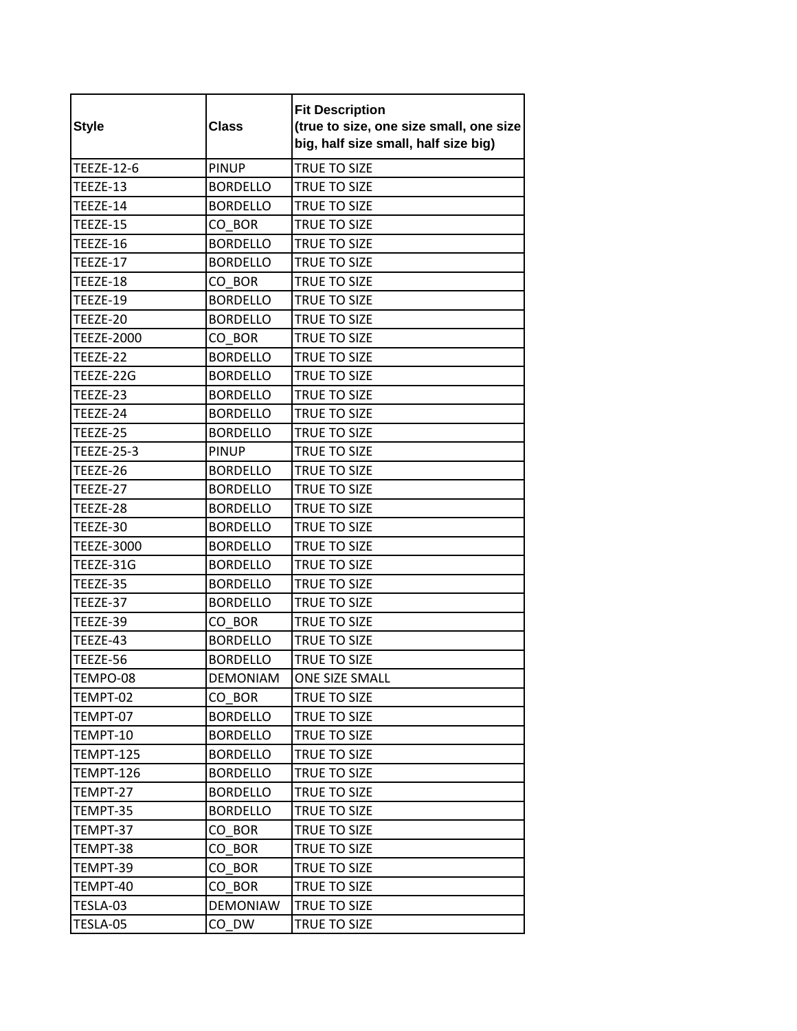| Style | Class | Fit Description (true to size, one size small, one size big, half size small, half size big) |
|---|---|---|
| TEEZE-12-6 | PINUP | TRUE TO SIZE |
| TEEZE-13 | BORDELLO | TRUE TO SIZE |
| TEEZE-14 | BORDELLO | TRUE TO SIZE |
| TEEZE-15 | CO_BOR | TRUE TO SIZE |
| TEEZE-16 | BORDELLO | TRUE TO SIZE |
| TEEZE-17 | BORDELLO | TRUE TO SIZE |
| TEEZE-18 | CO_BOR | TRUE TO SIZE |
| TEEZE-19 | BORDELLO | TRUE TO SIZE |
| TEEZE-20 | BORDELLO | TRUE TO SIZE |
| TEEZE-2000 | CO_BOR | TRUE TO SIZE |
| TEEZE-22 | BORDELLO | TRUE TO SIZE |
| TEEZE-22G | BORDELLO | TRUE TO SIZE |
| TEEZE-23 | BORDELLO | TRUE TO SIZE |
| TEEZE-24 | BORDELLO | TRUE TO SIZE |
| TEEZE-25 | BORDELLO | TRUE TO SIZE |
| TEEZE-25-3 | PINUP | TRUE TO SIZE |
| TEEZE-26 | BORDELLO | TRUE TO SIZE |
| TEEZE-27 | BORDELLO | TRUE TO SIZE |
| TEEZE-28 | BORDELLO | TRUE TO SIZE |
| TEEZE-30 | BORDELLO | TRUE TO SIZE |
| TEEZE-3000 | BORDELLO | TRUE TO SIZE |
| TEEZE-31G | BORDELLO | TRUE TO SIZE |
| TEEZE-35 | BORDELLO | TRUE TO SIZE |
| TEEZE-37 | BORDELLO | TRUE TO SIZE |
| TEEZE-39 | CO_BOR | TRUE TO SIZE |
| TEEZE-43 | BORDELLO | TRUE TO SIZE |
| TEEZE-56 | BORDELLO | TRUE TO SIZE |
| TEMPO-08 | DEMONIAM | ONE SIZE SMALL |
| TEMPT-02 | CO_BOR | TRUE TO SIZE |
| TEMPT-07 | BORDELLO | TRUE TO SIZE |
| TEMPT-10 | BORDELLO | TRUE TO SIZE |
| TEMPT-125 | BORDELLO | TRUE TO SIZE |
| TEMPT-126 | BORDELLO | TRUE TO SIZE |
| TEMPT-27 | BORDELLO | TRUE TO SIZE |
| TEMPT-35 | BORDELLO | TRUE TO SIZE |
| TEMPT-37 | CO_BOR | TRUE TO SIZE |
| TEMPT-38 | CO_BOR | TRUE TO SIZE |
| TEMPT-39 | CO_BOR | TRUE TO SIZE |
| TEMPT-40 | CO_BOR | TRUE TO SIZE |
| TESLA-03 | DEMONIAW | TRUE TO SIZE |
| TESLA-05 | CO_DW | TRUE TO SIZE |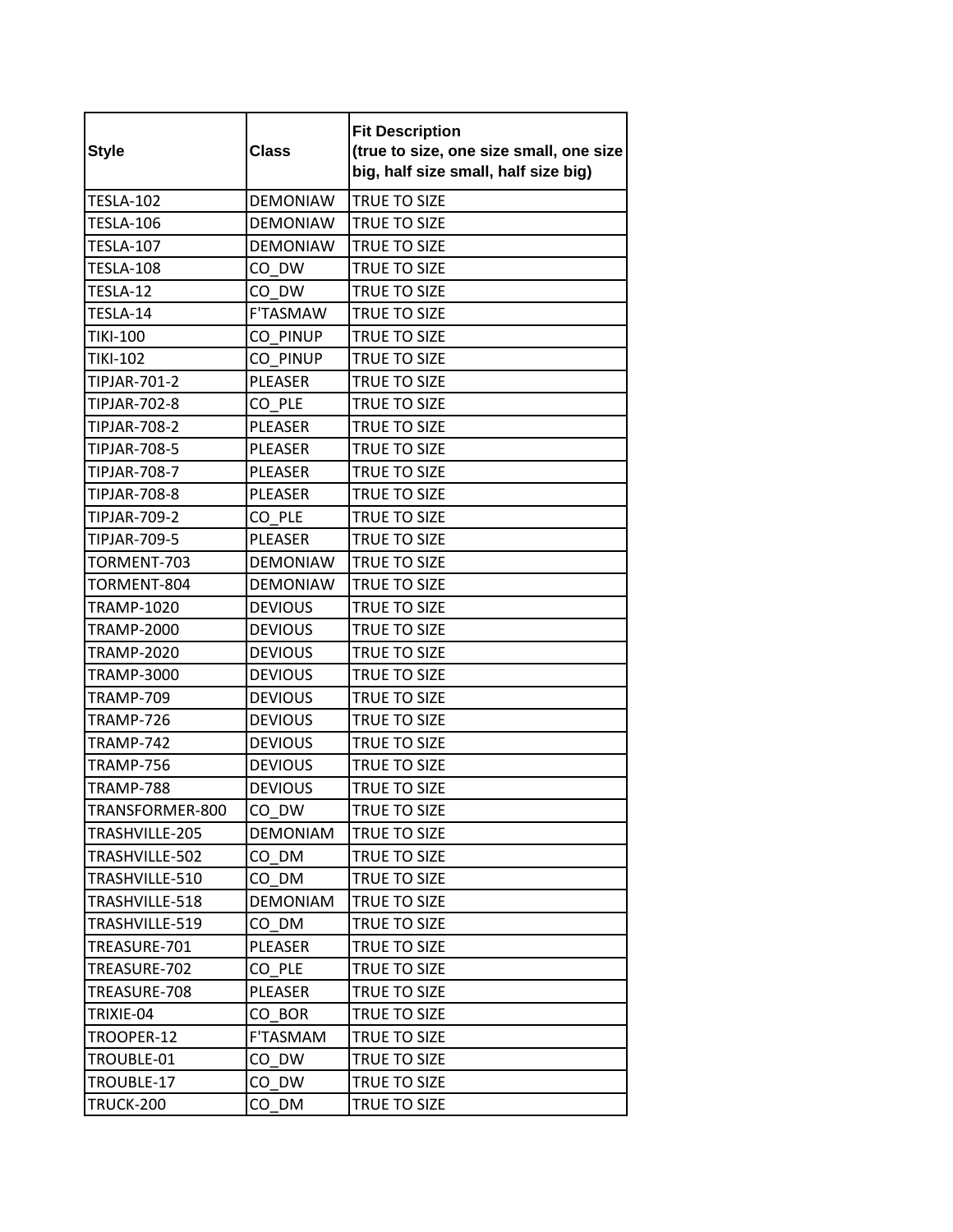| Style | Class | Fit Description (true to size, one size small, one size big, half size small, half size big) |
| --- | --- | --- |
| TESLA-102 | DEMONIAW | TRUE TO SIZE |
| TESLA-106 | DEMONIAW | TRUE TO SIZE |
| TESLA-107 | DEMONIAW | TRUE TO SIZE |
| TESLA-108 | CO_DW | TRUE TO SIZE |
| TESLA-12 | CO_DW | TRUE TO SIZE |
| TESLA-14 | F'TASMAW | TRUE TO SIZE |
| TIKI-100 | CO_PINUP | TRUE TO SIZE |
| TIKI-102 | CO_PINUP | TRUE TO SIZE |
| TIPJAR-701-2 | PLEASER | TRUE TO SIZE |
| TIPJAR-702-8 | CO_PLE | TRUE TO SIZE |
| TIPJAR-708-2 | PLEASER | TRUE TO SIZE |
| TIPJAR-708-5 | PLEASER | TRUE TO SIZE |
| TIPJAR-708-7 | PLEASER | TRUE TO SIZE |
| TIPJAR-708-8 | PLEASER | TRUE TO SIZE |
| TIPJAR-709-2 | CO_PLE | TRUE TO SIZE |
| TIPJAR-709-5 | PLEASER | TRUE TO SIZE |
| TORMENT-703 | DEMONIAW | TRUE TO SIZE |
| TORMENT-804 | DEMONIAW | TRUE TO SIZE |
| TRAMP-1020 | DEVIOUS | TRUE TO SIZE |
| TRAMP-2000 | DEVIOUS | TRUE TO SIZE |
| TRAMP-2020 | DEVIOUS | TRUE TO SIZE |
| TRAMP-3000 | DEVIOUS | TRUE TO SIZE |
| TRAMP-709 | DEVIOUS | TRUE TO SIZE |
| TRAMP-726 | DEVIOUS | TRUE TO SIZE |
| TRAMP-742 | DEVIOUS | TRUE TO SIZE |
| TRAMP-756 | DEVIOUS | TRUE TO SIZE |
| TRAMP-788 | DEVIOUS | TRUE TO SIZE |
| TRANSFORMER-800 | CO_DW | TRUE TO SIZE |
| TRASHVILLE-205 | DEMONIAM | TRUE TO SIZE |
| TRASHVILLE-502 | CO_DM | TRUE TO SIZE |
| TRASHVILLE-510 | CO_DM | TRUE TO SIZE |
| TRASHVILLE-518 | DEMONIAM | TRUE TO SIZE |
| TRASHVILLE-519 | CO_DM | TRUE TO SIZE |
| TREASURE-701 | PLEASER | TRUE TO SIZE |
| TREASURE-702 | CO_PLE | TRUE TO SIZE |
| TREASURE-708 | PLEASER | TRUE TO SIZE |
| TRIXIE-04 | CO_BOR | TRUE TO SIZE |
| TROOPER-12 | F'TASMAM | TRUE TO SIZE |
| TROUBLE-01 | CO_DW | TRUE TO SIZE |
| TROUBLE-17 | CO_DW | TRUE TO SIZE |
| TRUCK-200 | CO_DM | TRUE TO SIZE |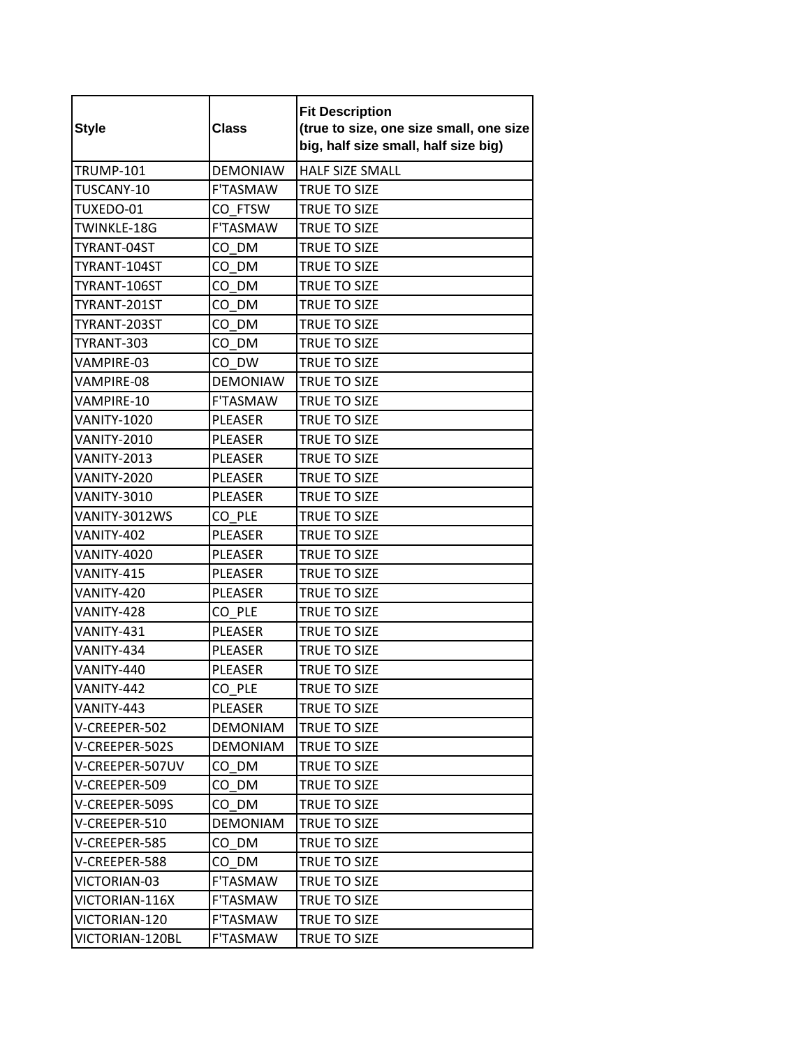| Style | Class | Fit Description (true to size, one size small, one size big, half size small, half size big) |
|---|---|---|
| TRUMP-101 | DEMONIAW | HALF SIZE SMALL |
| TUSCANY-10 | F'TASMAW | TRUE TO SIZE |
| TUXEDO-01 | CO_FTSW | TRUE TO SIZE |
| TWINKLE-18G | F'TASMAW | TRUE TO SIZE |
| TYRANT-04ST | CO_DM | TRUE TO SIZE |
| TYRANT-104ST | CO_DM | TRUE TO SIZE |
| TYRANT-106ST | CO_DM | TRUE TO SIZE |
| TYRANT-201ST | CO_DM | TRUE TO SIZE |
| TYRANT-203ST | CO_DM | TRUE TO SIZE |
| TYRANT-303 | CO_DM | TRUE TO SIZE |
| VAMPIRE-03 | CO_DW | TRUE TO SIZE |
| VAMPIRE-08 | DEMONIAW | TRUE TO SIZE |
| VAMPIRE-10 | F'TASMAW | TRUE TO SIZE |
| VANITY-1020 | PLEASER | TRUE TO SIZE |
| VANITY-2010 | PLEASER | TRUE TO SIZE |
| VANITY-2013 | PLEASER | TRUE TO SIZE |
| VANITY-2020 | PLEASER | TRUE TO SIZE |
| VANITY-3010 | PLEASER | TRUE TO SIZE |
| VANITY-3012WS | CO_PLE | TRUE TO SIZE |
| VANITY-402 | PLEASER | TRUE TO SIZE |
| VANITY-4020 | PLEASER | TRUE TO SIZE |
| VANITY-415 | PLEASER | TRUE TO SIZE |
| VANITY-420 | PLEASER | TRUE TO SIZE |
| VANITY-428 | CO_PLE | TRUE TO SIZE |
| VANITY-431 | PLEASER | TRUE TO SIZE |
| VANITY-434 | PLEASER | TRUE TO SIZE |
| VANITY-440 | PLEASER | TRUE TO SIZE |
| VANITY-442 | CO_PLE | TRUE TO SIZE |
| VANITY-443 | PLEASER | TRUE TO SIZE |
| V-CREEPER-502 | DEMONIAM | TRUE TO SIZE |
| V-CREEPER-502S | DEMONIAM | TRUE TO SIZE |
| V-CREEPER-507UV | CO_DM | TRUE TO SIZE |
| V-CREEPER-509 | CO_DM | TRUE TO SIZE |
| V-CREEPER-509S | CO_DM | TRUE TO SIZE |
| V-CREEPER-510 | DEMONIAM | TRUE TO SIZE |
| V-CREEPER-585 | CO_DM | TRUE TO SIZE |
| V-CREEPER-588 | CO_DM | TRUE TO SIZE |
| VICTORIAN-03 | F'TASMAW | TRUE TO SIZE |
| VICTORIAN-116X | F'TASMAW | TRUE TO SIZE |
| VICTORIAN-120 | F'TASMAW | TRUE TO SIZE |
| VICTORIAN-120BL | F'TASMAW | TRUE TO SIZE |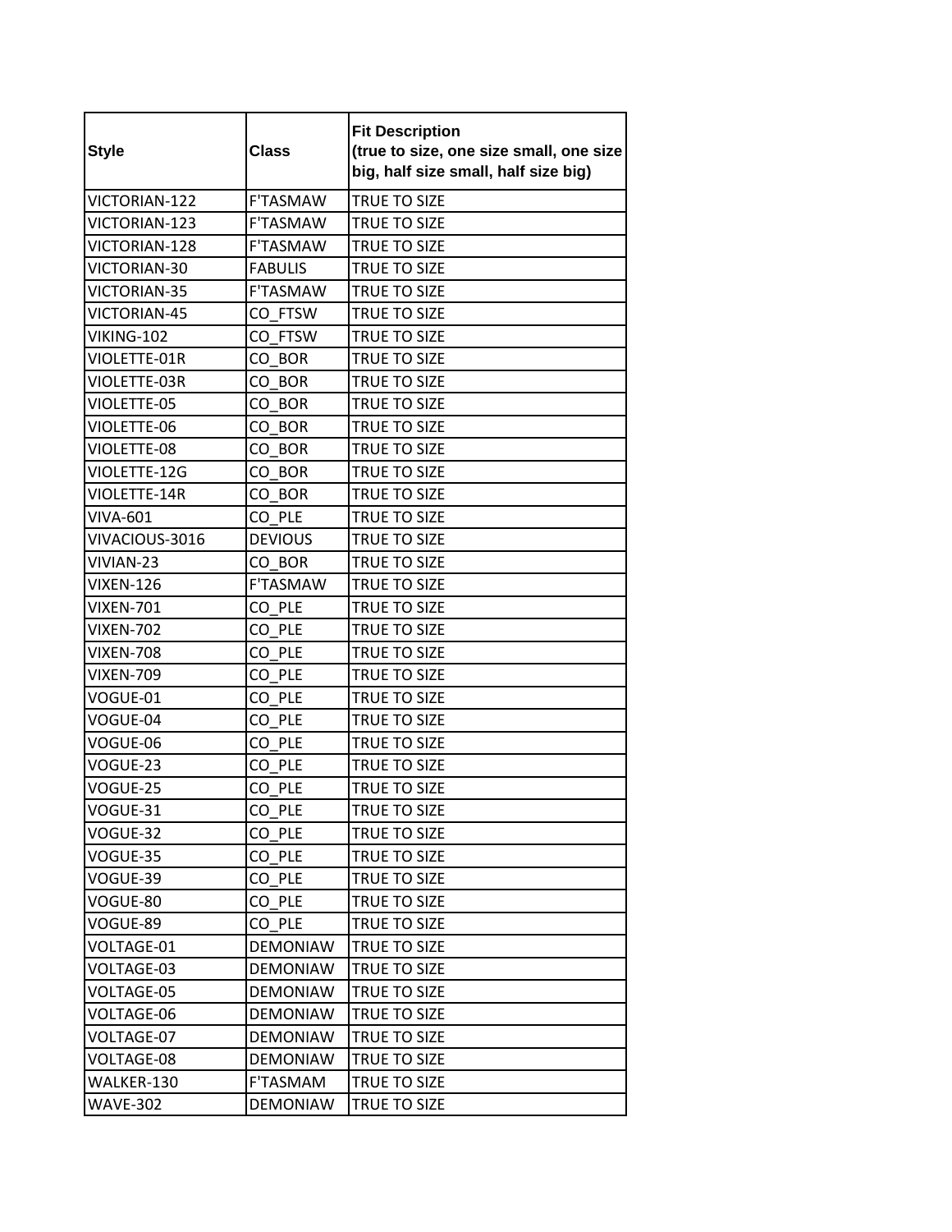| Style | Class | Fit Description (true to size, one size small, one size big, half size small, half size big) |
|---|---|---|
| VICTORIAN-122 | F'TASMAW | TRUE TO SIZE |
| VICTORIAN-123 | F'TASMAW | TRUE TO SIZE |
| VICTORIAN-128 | F'TASMAW | TRUE TO SIZE |
| VICTORIAN-30 | FABULIS | TRUE TO SIZE |
| VICTORIAN-35 | F'TASMAW | TRUE TO SIZE |
| VICTORIAN-45 | CO_FTSW | TRUE TO SIZE |
| VIKING-102 | CO_FTSW | TRUE TO SIZE |
| VIOLETTE-01R | CO_BOR | TRUE TO SIZE |
| VIOLETTE-03R | CO_BOR | TRUE TO SIZE |
| VIOLETTE-05 | CO_BOR | TRUE TO SIZE |
| VIOLETTE-06 | CO_BOR | TRUE TO SIZE |
| VIOLETTE-08 | CO_BOR | TRUE TO SIZE |
| VIOLETTE-12G | CO_BOR | TRUE TO SIZE |
| VIOLETTE-14R | CO_BOR | TRUE TO SIZE |
| VIVA-601 | CO_PLE | TRUE TO SIZE |
| VIVACIOUS-3016 | DEVIOUS | TRUE TO SIZE |
| VIVIAN-23 | CO_BOR | TRUE TO SIZE |
| VIXEN-126 | F'TASMAW | TRUE TO SIZE |
| VIXEN-701 | CO_PLE | TRUE TO SIZE |
| VIXEN-702 | CO_PLE | TRUE TO SIZE |
| VIXEN-708 | CO_PLE | TRUE TO SIZE |
| VIXEN-709 | CO_PLE | TRUE TO SIZE |
| VOGUE-01 | CO_PLE | TRUE TO SIZE |
| VOGUE-04 | CO_PLE | TRUE TO SIZE |
| VOGUE-06 | CO_PLE | TRUE TO SIZE |
| VOGUE-23 | CO_PLE | TRUE TO SIZE |
| VOGUE-25 | CO_PLE | TRUE TO SIZE |
| VOGUE-31 | CO_PLE | TRUE TO SIZE |
| VOGUE-32 | CO_PLE | TRUE TO SIZE |
| VOGUE-35 | CO_PLE | TRUE TO SIZE |
| VOGUE-39 | CO_PLE | TRUE TO SIZE |
| VOGUE-80 | CO_PLE | TRUE TO SIZE |
| VOGUE-89 | CO_PLE | TRUE TO SIZE |
| VOLTAGE-01 | DEMONIAW | TRUE TO SIZE |
| VOLTAGE-03 | DEMONIAW | TRUE TO SIZE |
| VOLTAGE-05 | DEMONIAW | TRUE TO SIZE |
| VOLTAGE-06 | DEMONIAW | TRUE TO SIZE |
| VOLTAGE-07 | DEMONIAW | TRUE TO SIZE |
| VOLTAGE-08 | DEMONIAW | TRUE TO SIZE |
| WALKER-130 | F'TASMAM | TRUE TO SIZE |
| WAVE-302 | DEMONIAW | TRUE TO SIZE |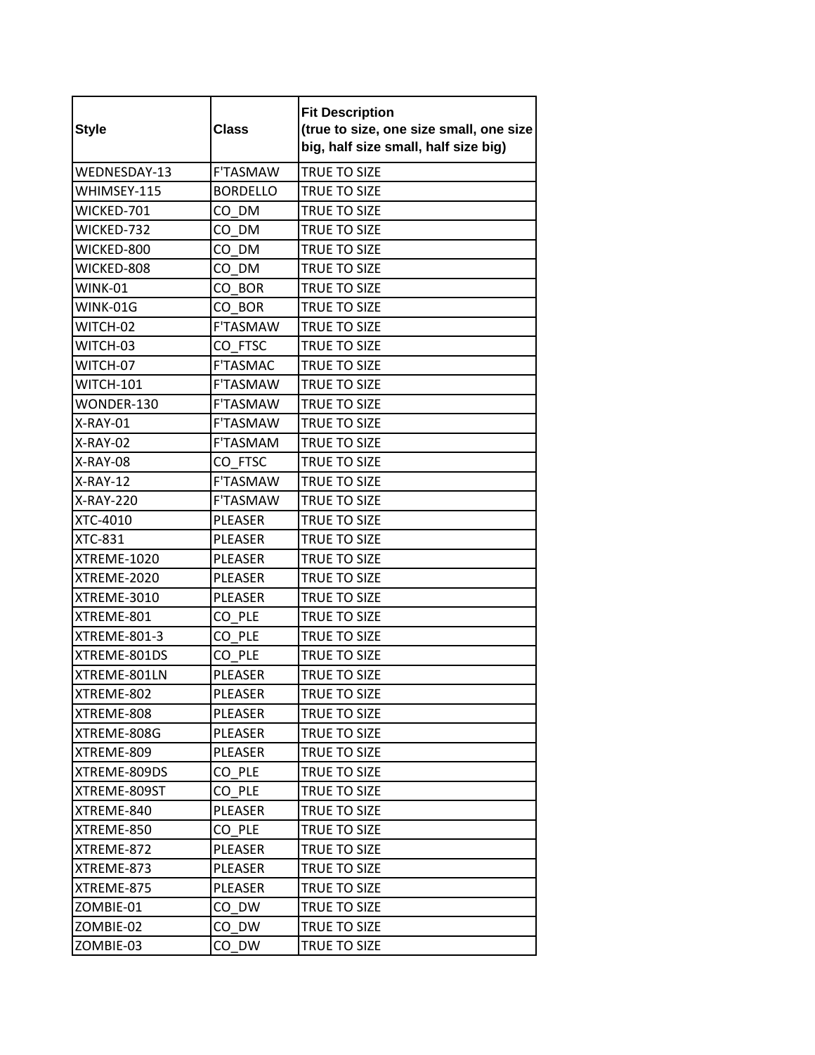| Style | Class | Fit Description (true to size, one size small, one size big, half size small, half size big) |
|---|---|---|
| WEDNESDAY-13 | F'TASMAW | TRUE TO SIZE |
| WHIMSEY-115 | BORDELLO | TRUE TO SIZE |
| WICKED-701 | CO_DM | TRUE TO SIZE |
| WICKED-732 | CO_DM | TRUE TO SIZE |
| WICKED-800 | CO_DM | TRUE TO SIZE |
| WICKED-808 | CO_DM | TRUE TO SIZE |
| WINK-01 | CO_BOR | TRUE TO SIZE |
| WINK-01G | CO_BOR | TRUE TO SIZE |
| WITCH-02 | F'TASMAW | TRUE TO SIZE |
| WITCH-03 | CO_FTSC | TRUE TO SIZE |
| WITCH-07 | F'TASMAC | TRUE TO SIZE |
| WITCH-101 | F'TASMAW | TRUE TO SIZE |
| WONDER-130 | F'TASMAW | TRUE TO SIZE |
| X-RAY-01 | F'TASMAW | TRUE TO SIZE |
| X-RAY-02 | F'TASMAM | TRUE TO SIZE |
| X-RAY-08 | CO_FTSC | TRUE TO SIZE |
| X-RAY-12 | F'TASMAW | TRUE TO SIZE |
| X-RAY-220 | F'TASMAW | TRUE TO SIZE |
| XTC-4010 | PLEASER | TRUE TO SIZE |
| XTC-831 | PLEASER | TRUE TO SIZE |
| XTREME-1020 | PLEASER | TRUE TO SIZE |
| XTREME-2020 | PLEASER | TRUE TO SIZE |
| XTREME-3010 | PLEASER | TRUE TO SIZE |
| XTREME-801 | CO_PLE | TRUE TO SIZE |
| XTREME-801-3 | CO_PLE | TRUE TO SIZE |
| XTREME-801DS | CO_PLE | TRUE TO SIZE |
| XTREME-801LN | PLEASER | TRUE TO SIZE |
| XTREME-802 | PLEASER | TRUE TO SIZE |
| XTREME-808 | PLEASER | TRUE TO SIZE |
| XTREME-808G | PLEASER | TRUE TO SIZE |
| XTREME-809 | PLEASER | TRUE TO SIZE |
| XTREME-809DS | CO_PLE | TRUE TO SIZE |
| XTREME-809ST | CO_PLE | TRUE TO SIZE |
| XTREME-840 | PLEASER | TRUE TO SIZE |
| XTREME-850 | CO_PLE | TRUE TO SIZE |
| XTREME-872 | PLEASER | TRUE TO SIZE |
| XTREME-873 | PLEASER | TRUE TO SIZE |
| XTREME-875 | PLEASER | TRUE TO SIZE |
| ZOMBIE-01 | CO_DW | TRUE TO SIZE |
| ZOMBIE-02 | CO_DW | TRUE TO SIZE |
| ZOMBIE-03 | CO_DW | TRUE TO SIZE |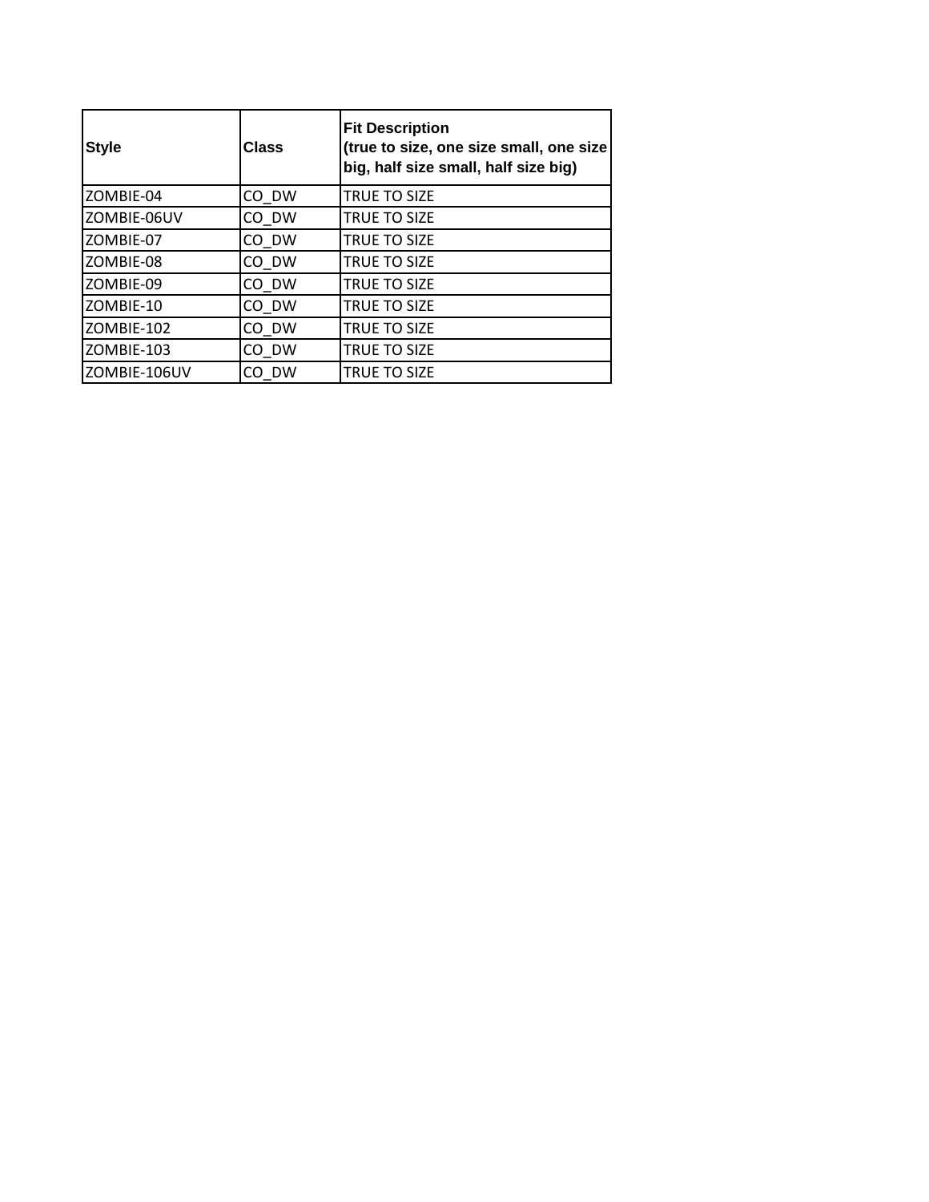| Style | Class | Fit Description (true to size, one size small, one size big, half size small, half size big) |
| --- | --- | --- |
| ZOMBIE-04 | CO_DW | TRUE TO SIZE |
| ZOMBIE-06UV | CO_DW | TRUE TO SIZE |
| ZOMBIE-07 | CO_DW | TRUE TO SIZE |
| ZOMBIE-08 | CO_DW | TRUE TO SIZE |
| ZOMBIE-09 | CO_DW | TRUE TO SIZE |
| ZOMBIE-10 | CO_DW | TRUE TO SIZE |
| ZOMBIE-102 | CO_DW | TRUE TO SIZE |
| ZOMBIE-103 | CO_DW | TRUE TO SIZE |
| ZOMBIE-106UV | CO_DW | TRUE TO SIZE |